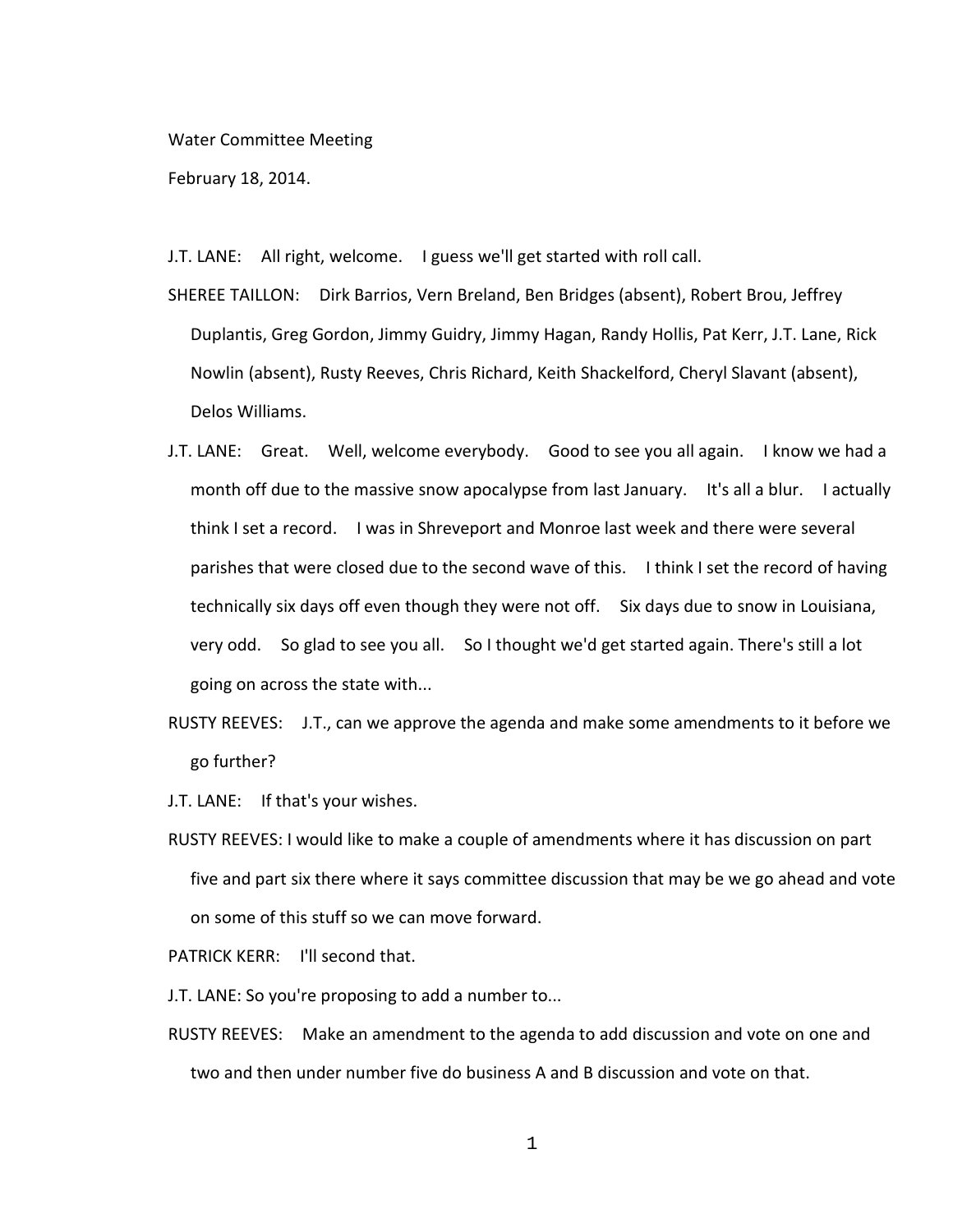Water Committee Meeting

February 18, 2014.

J.T. LANE: All right, welcome. I guess we'll get started with roll call.

SHEREE TAILLON: Dirk Barrios, Vern Breland, Ben Bridges (absent), Robert Brou, Jeffrey Duplantis, Greg Gordon, Jimmy Guidry, Jimmy Hagan, Randy Hollis, Pat Kerr, J.T. Lane, Rick Nowlin (absent), Rusty Reeves, Chris Richard, Keith Shackelford, Cheryl Slavant (absent), Delos Williams.

J.T. LANE: Great. Well, welcome everybody. Good to see you all again. I know we had a month off due to the massive snow apocalypse from last January. It's all a blur. I actually think I set a record. I was in Shreveport and Monroe last week and there were several parishes that were closed due to the second wave of this. I think I set the record of having technically six days off even though they were not off. Six days due to snow in Louisiana, very odd. So glad to see you all. So I thought we'd get started again. There's still a lot going on across the state with...

RUSTY REEVES: J.T., can we approve the agenda and make some amendments to it before we go further?

J.T. LANE: If that's your wishes.

RUSTY REEVES: I would like to make a couple of amendments where it has discussion on part five and part six there where it says committee discussion that may be we go ahead and vote on some of this stuff so we can move forward.

PATRICK KERR: I'll second that.

J.T. LANE: So you're proposing to add a number to...

RUSTY REEVES: Make an amendment to the agenda to add discussion and vote on one and two and then under number five do business A and B discussion and vote on that.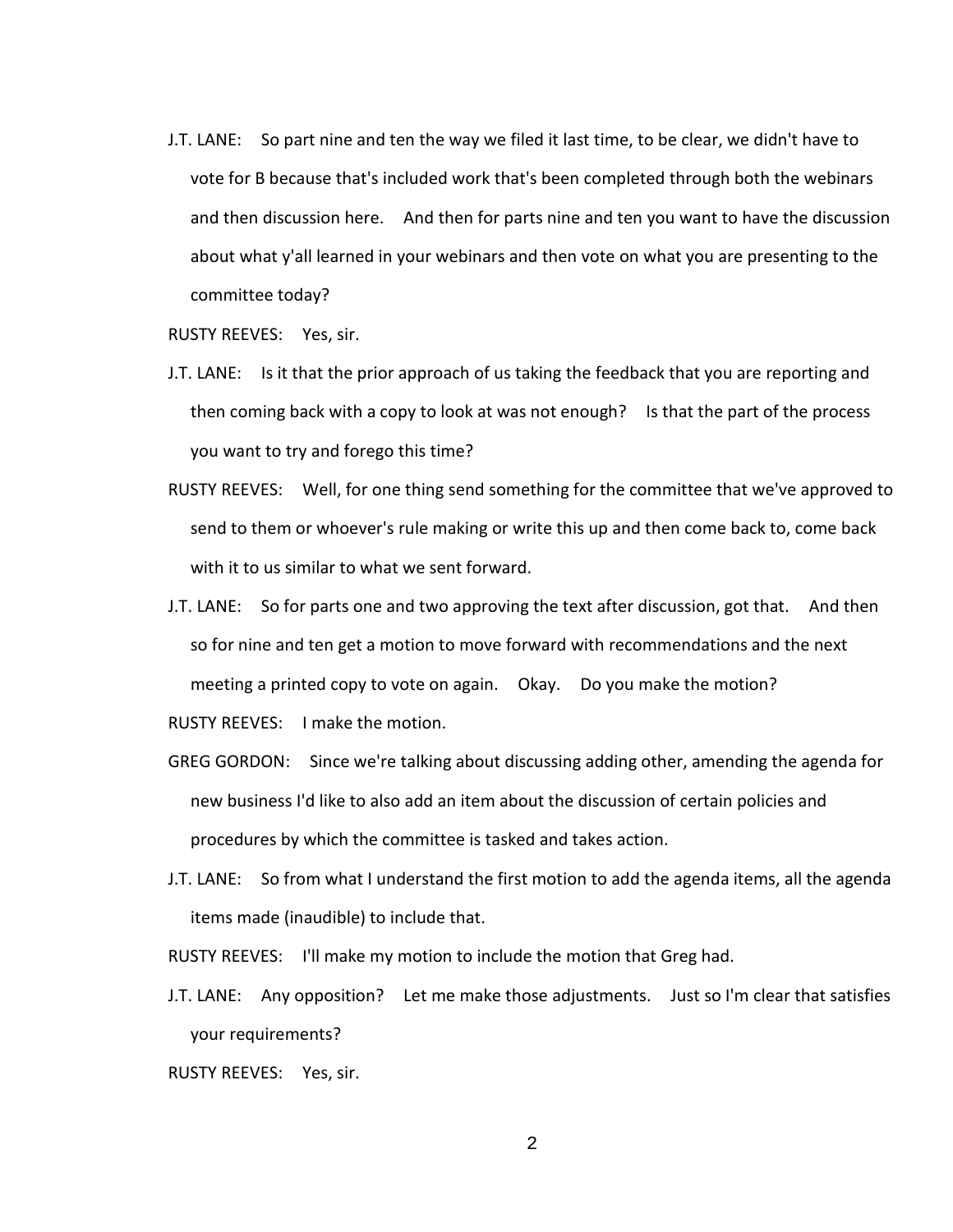J.T. LANE: So part nine and ten the way we filed it last time, to be clear, we didn't have to vote for B because that's included work that's been completed through both the webinars and then discussion here. And then for parts nine and ten you want to have the discussion about what y'all learned in your webinars and then vote on what you are presenting to the committee today?

RUSTY REEVES: Yes, sir.

J.T. LANE: Is it that the prior approach of us taking the feedback that you are reporting and then coming back with a copy to look at was not enough? Is that the part of the process you want to try and forego this time?

RUSTY REEVES: Well, for one thing send something for the committee that we've approved to send to them or whoever's rule making or write this up and then come back to, come back with it to us similar to what we sent forward.

J.T. LANE: So for parts one and two approving the text after discussion, got that. And then so for nine and ten get a motion to move forward with recommendations and the next meeting a printed copy to vote on again. Okay. Do you make the motion?

RUSTY REEVES: I make the motion.

GREG GORDON: Since we're talking about discussing adding other, amending the agenda for new business I'd like to also add an item about the discussion of certain policies and procedures by which the committee is tasked and takes action.

J.T. LANE: So from what I understand the first motion to add the agenda items, all the agenda items made (inaudible) to include that.

RUSTY REEVES: I'll make my motion to include the motion that Greg had.

J.T. LANE: Any opposition? Let me make those adjustments. Just so I'm clear that satisfies your requirements?

RUSTY REEVES: Yes, sir.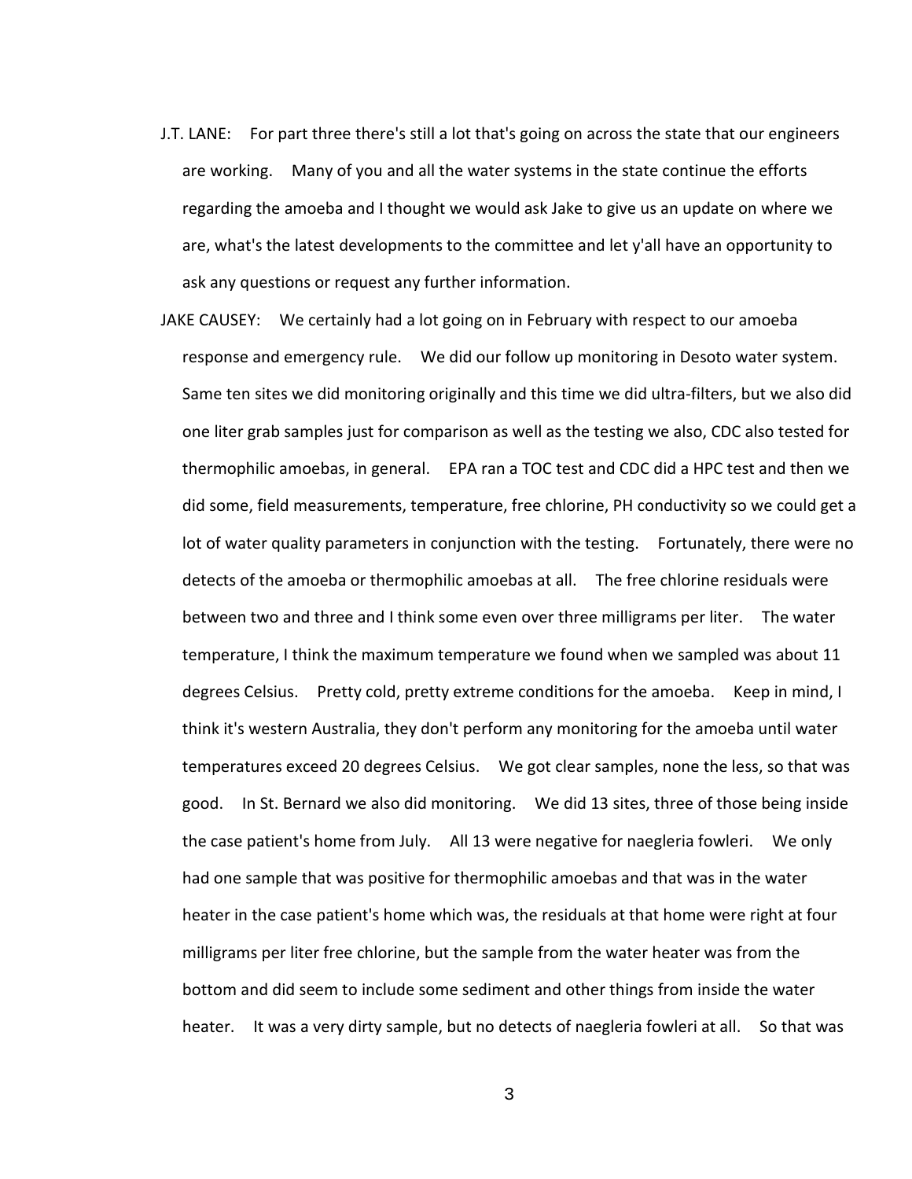J.T. LANE: For part three there's still a lot that's going on across the state that our engineers are working. Many of you and all the water systems in the state continue the efforts regarding the amoeba and I thought we would ask Jake to give us an update on where we are, what's the latest developments to the committee and let y'all have an opportunity to ask any questions or request any further information.

JAKE CAUSEY: We certainly had a lot going on in February with respect to our amoeba response and emergency rule. We did our follow up monitoring in Desoto water system. Same ten sites we did monitoring originally and this time we did ultra-filters, but we also did one liter grab samples just for comparison as well as the testing we also, CDC also tested for thermophilic amoebas, in general. EPA ran a TOC test and CDC did a HPC test and then we did some, field measurements, temperature, free chlorine, PH conductivity so we could get a lot of water quality parameters in conjunction with the testing. Fortunately, there were no detects of the amoeba or thermophilic amoebas at all. The free chlorine residuals were between two and three and I think some even over three milligrams per liter. The water temperature, I think the maximum temperature we found when we sampled was about 11 degrees Celsius. Pretty cold, pretty extreme conditions for the amoeba. Keep in mind, I think it's western Australia, they don't perform any monitoring for the amoeba until water temperatures exceed 20 degrees Celsius. We got clear samples, none the less, so that was good. In St. Bernard we also did monitoring. We did 13 sites, three of those being inside the case patient's home from July. All 13 were negative for naegleria fowleri. We only had one sample that was positive for thermophilic amoebas and that was in the water heater in the case patient's home which was, the residuals at that home were right at four milligrams per liter free chlorine, but the sample from the water heater was from the bottom and did seem to include some sediment and other things from inside the water heater. It was a very dirty sample, but no detects of naegleria fowleri at all. So that was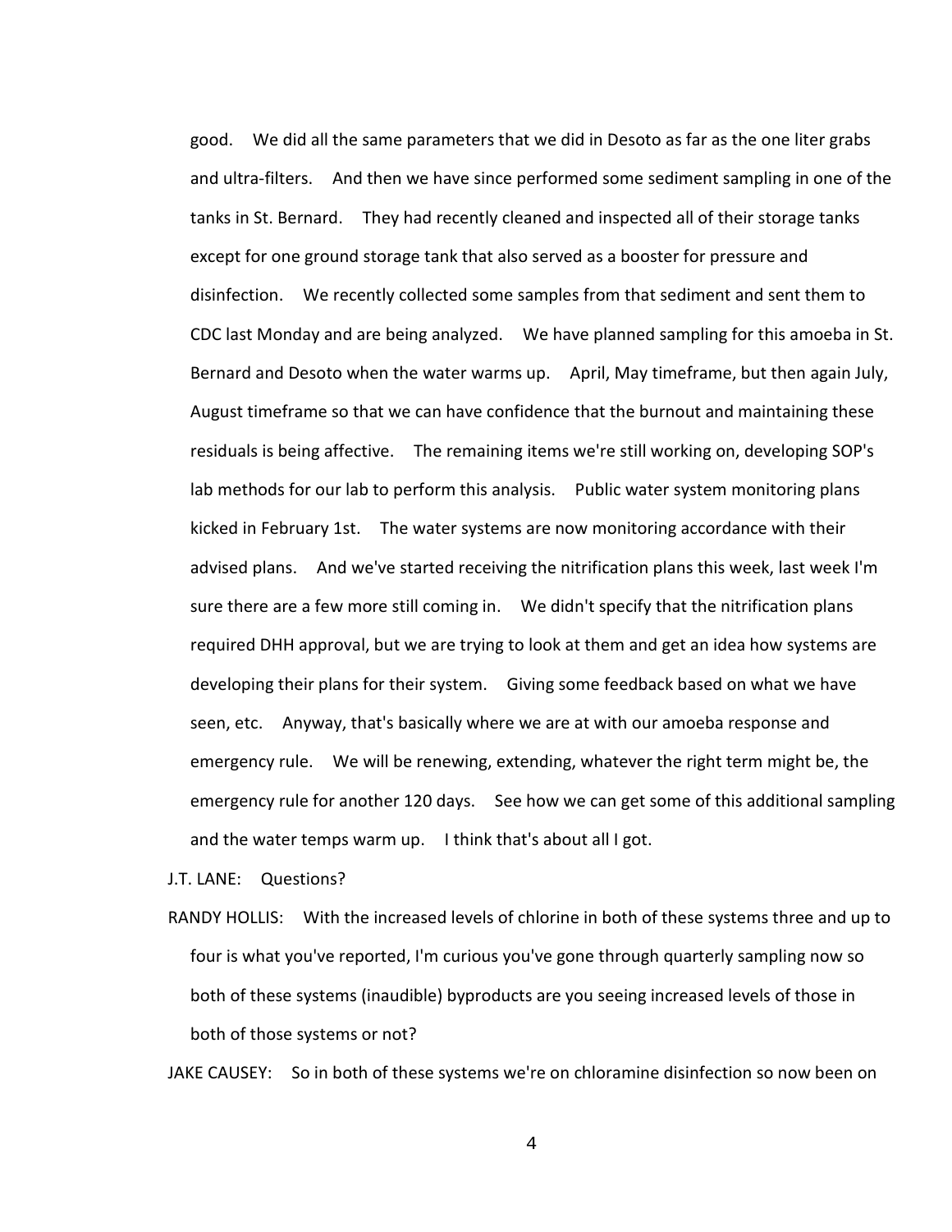good. We did all the same parameters that we did in Desoto as far as the one liter grabs and ultra-filters. And then we have since performed some sediment sampling in one of the tanks in St. Bernard. They had recently cleaned and inspected all of their storage tanks except for one ground storage tank that also served as a booster for pressure and disinfection. We recently collected some samples from that sediment and sent them to CDC last Monday and are being analyzed. We have planned sampling for this amoeba in St. Bernard and Desoto when the water warms up. April, May timeframe, but then again July, August timeframe so that we can have confidence that the burnout and maintaining these residuals is being affective. The remaining items we're still working on, developing SOP's lab methods for our lab to perform this analysis. Public water system monitoring plans kicked in February 1st. The water systems are now monitoring accordance with their advised plans. And we've started receiving the nitrification plans this week, last week I'm sure there are a few more still coming in. We didn't specify that the nitrification plans required DHH approval, but we are trying to look at them and get an idea how systems are developing their plans for their system. Giving some feedback based on what we have seen, etc. Anyway, that's basically where we are at with our amoeba response and emergency rule. We will be renewing, extending, whatever the right term might be, the emergency rule for another 120 days. See how we can get some of this additional sampling and the water temps warm up. I think that's about all I got.

J.T. LANE: Questions?

RANDY HOLLIS: With the increased levels of chlorine in both of these systems three and up to four is what you've reported, I'm curious you've gone through quarterly sampling now so both of these systems (inaudible) byproducts are you seeing increased levels of those in both of those systems or not?

JAKE CAUSEY: So in both of these systems we're on chloramine disinfection so now been on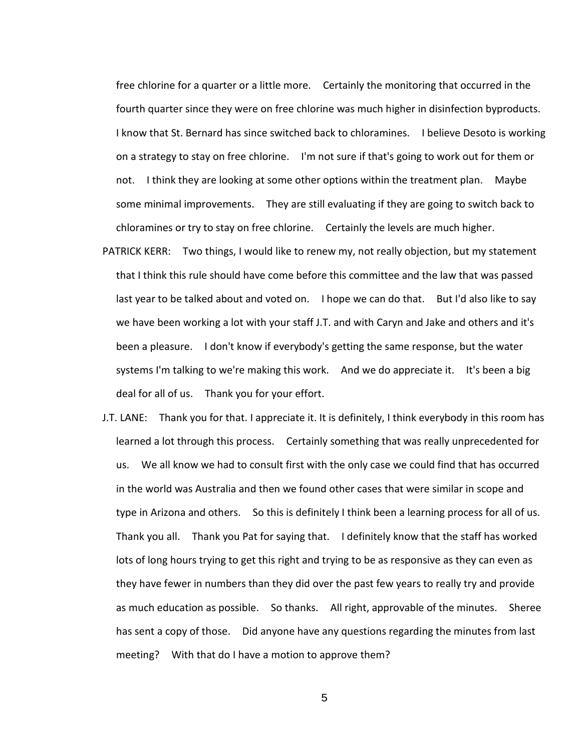free chlorine for a quarter or a little more. Certainly the monitoring that occurred in the fourth quarter since they were on free chlorine was much higher in disinfection byproducts. I know that St. Bernard has since switched back to chloramines. I believe Desoto is working on a strategy to stay on free chlorine. I'm not sure if that's going to work out for them or not. I think they are looking at some other options within the treatment plan. Maybe some minimal improvements. They are still evaluating if they are going to switch back to chloramines or try to stay on free chlorine. Certainly the levels are much higher.

PATRICK KERR: Two things, I would like to renew my, not really objection, but my statement that I think this rule should have come before this committee and the law that was passed last year to be talked about and voted on. I hope we can do that. But I'd also like to say we have been working a lot with your staff J.T. and with Caryn and Jake and others and it's been a pleasure. I don't know if everybody's getting the same response, but the water systems I'm talking to we're making this work. And we do appreciate it. It's been a big deal for all of us. Thank you for your effort.

J.T. LANE: Thank you for that. I appreciate it. It is definitely, I think everybody in this room has learned a lot through this process. Certainly something that was really unprecedented for us. We all know we had to consult first with the only case we could find that has occurred in the world was Australia and then we found other cases that were similar in scope and type in Arizona and others. So this is definitely I think been a learning process for all of us. Thank you all. Thank you Pat for saying that. I definitely know that the staff has worked lots of long hours trying to get this right and trying to be as responsive as they can even as they have fewer in numbers than they did over the past few years to really try and provide as much education as possible. So thanks. All right, approvable of the minutes. Sheree has sent a copy of those. Did anyone have any questions regarding the minutes from last meeting? With that do I have a motion to approve them?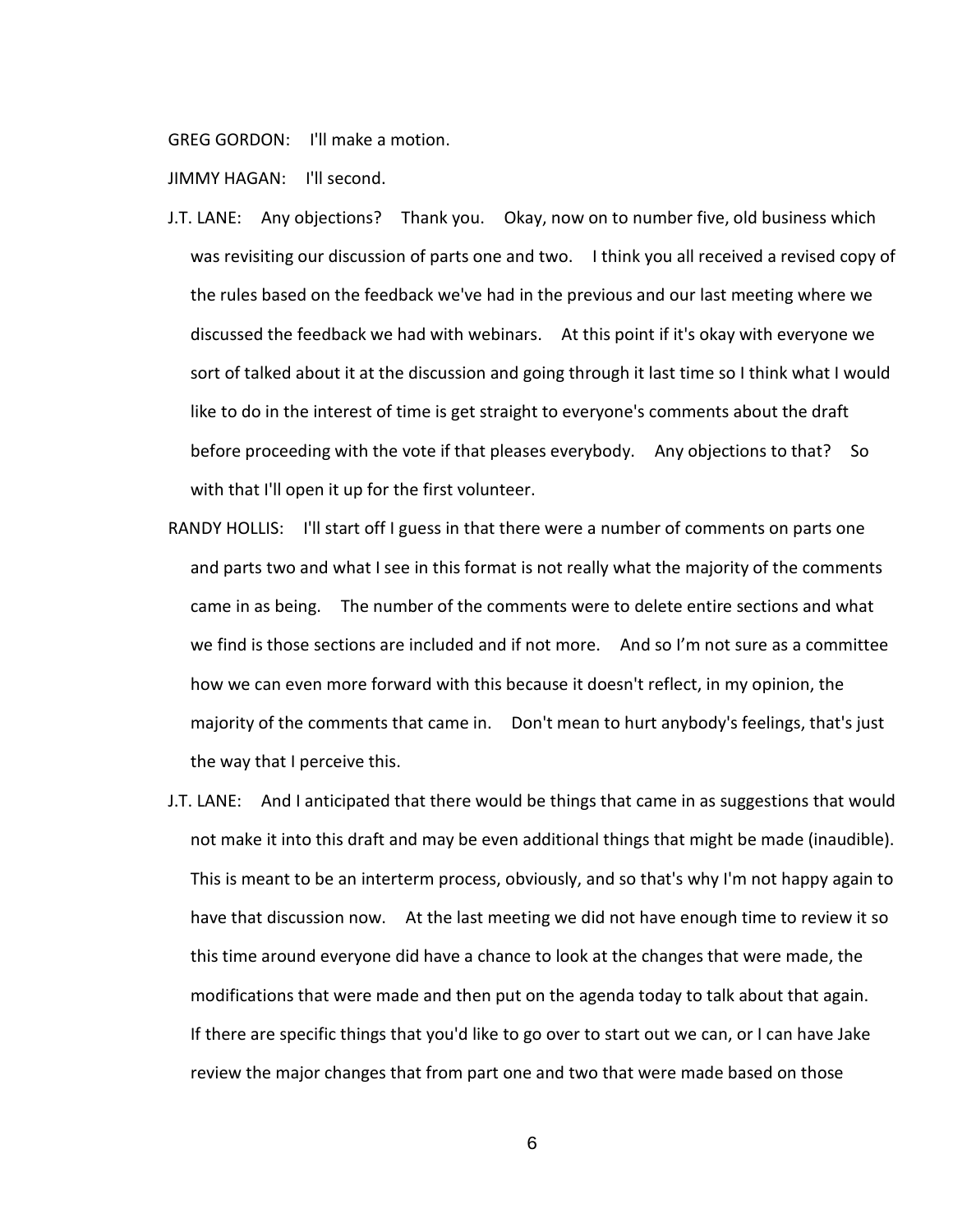GREG GORDON: I'll make a motion.

JIMMY HAGAN: I'll second.

J.T. LANE: Any objections? Thank you. Okay, now on to number five, old business which was revisiting our discussion of parts one and two. I think you all received a revised copy of the rules based on the feedback we've had in the previous and our last meeting where we discussed the feedback we had with webinars. At this point if it's okay with everyone we sort of talked about it at the discussion and going through it last time so I think what I would like to do in the interest of time is get straight to everyone's comments about the draft before proceeding with the vote if that pleases everybody. Any objections to that? So with that I'll open it up for the first volunteer.

RANDY HOLLIS: I'll start off I guess in that there were a number of comments on parts one and parts two and what I see in this format is not really what the majority of the comments came in as being. The number of the comments were to delete entire sections and what we find is those sections are included and if not more. And so I'm not sure as a committee how we can even more forward with this because it doesn't reflect, in my opinion, the majority of the comments that came in. Don't mean to hurt anybody's feelings, that's just the way that I perceive this.

J.T. LANE: And I anticipated that there would be things that came in as suggestions that would not make it into this draft and may be even additional things that might be made (inaudible). This is meant to be an interterm process, obviously, and so that's why I'm not happy again to have that discussion now. At the last meeting we did not have enough time to review it so this time around everyone did have a chance to look at the changes that were made, the modifications that were made and then put on the agenda today to talk about that again. If there are specific things that you'd like to go over to start out we can, or I can have Jake review the major changes that from part one and two that were made based on those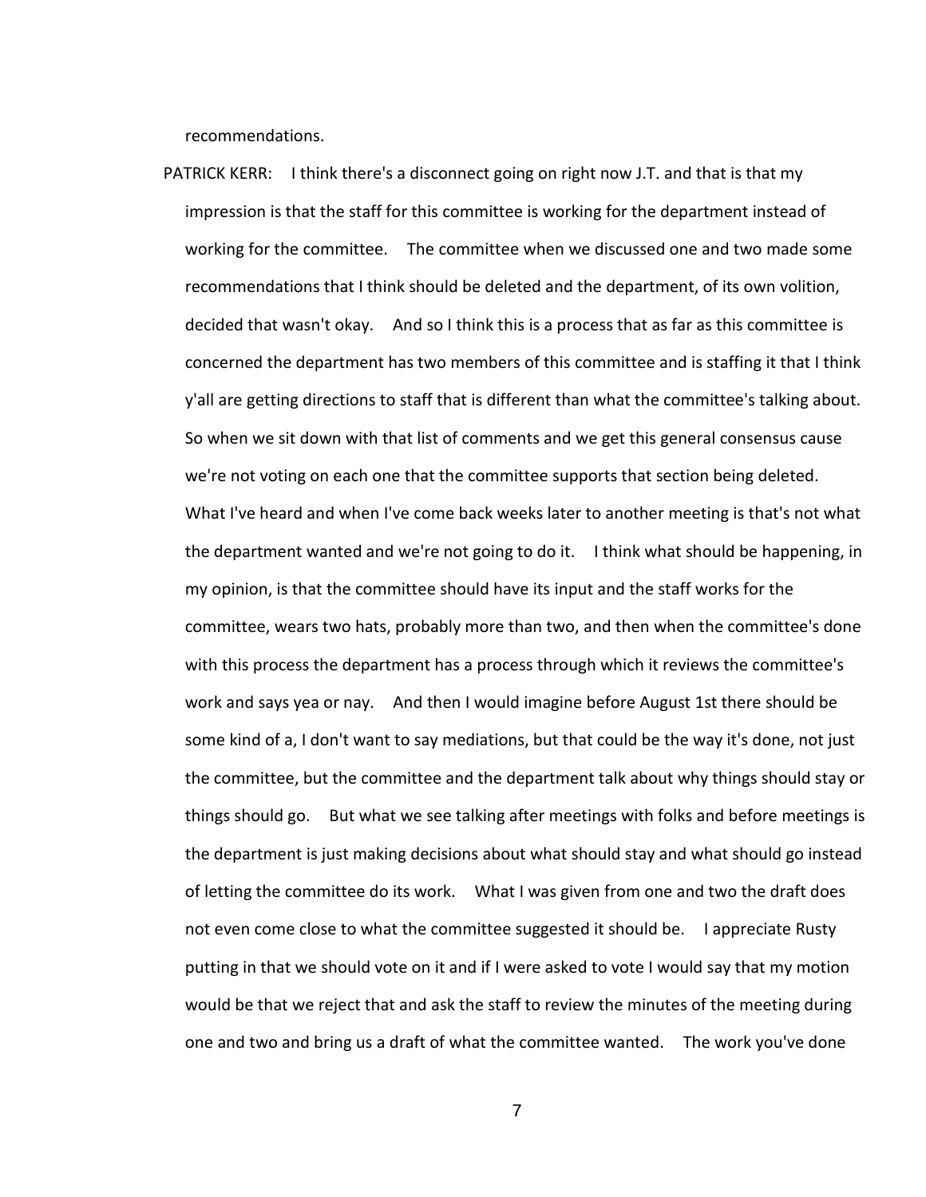recommendations.

PATRICK KERR: I think there's a disconnect going on right now J.T. and that is that my impression is that the staff for this committee is working for the department instead of working for the committee. The committee when we discussed one and two made some recommendations that I think should be deleted and the department, of its own volition, decided that wasn't okay. And so I think this is a process that as far as this committee is concerned the department has two members of this committee and is staffing it that I think y'all are getting directions to staff that is different than what the committee's talking about. So when we sit down with that list of comments and we get this general consensus cause we're not voting on each one that the committee supports that section being deleted. What I've heard and when I've come back weeks later to another meeting is that's not what the department wanted and we're not going to do it. I think what should be happening, in my opinion, is that the committee should have its input and the staff works for the committee, wears two hats, probably more than two, and then when the committee's done with this process the department has a process through which it reviews the committee's work and says yea or nay. And then I would imagine before August 1st there should be some kind of a, I don't want to say mediations, but that could be the way it's done, not just the committee, but the committee and the department talk about why things should stay or things should go. But what we see talking after meetings with folks and before meetings is the department is just making decisions about what should stay and what should go instead of letting the committee do its work. What I was given from one and two the draft does not even come close to what the committee suggested it should be. I appreciate Rusty putting in that we should vote on it and if I were asked to vote I would say that my motion would be that we reject that and ask the staff to review the minutes of the meeting during one and two and bring us a draft of what the committee wanted. The work you've done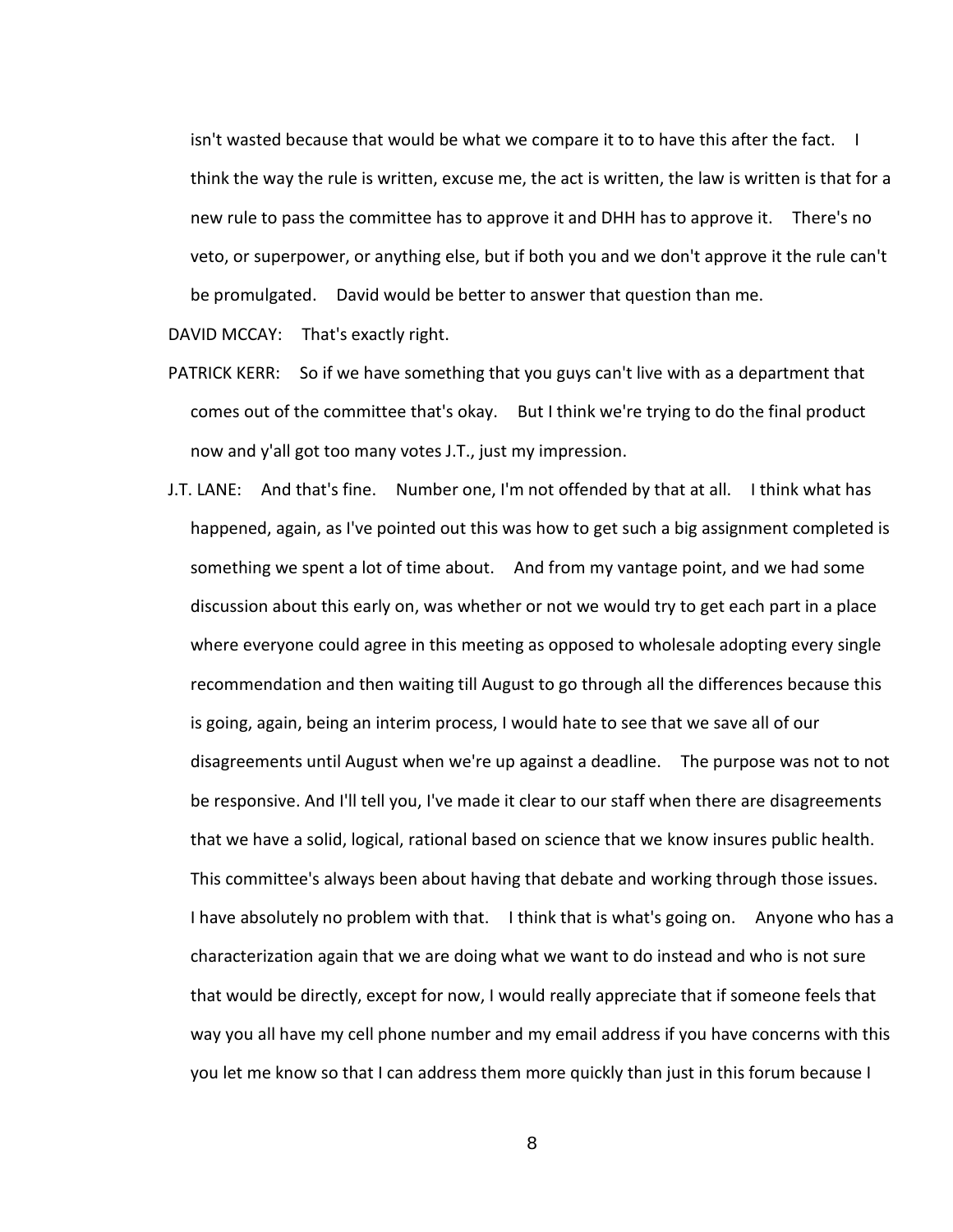isn't wasted because that would be what we compare it to to have this after the fact. I think the way the rule is written, excuse me, the act is written, the law is written is that for a new rule to pass the committee has to approve it and DHH has to approve it. There's no veto, or superpower, or anything else, but if both you and we don't approve it the rule can't be promulgated. David would be better to answer that question than me.

DAVID MCCAY: That's exactly right.

PATRICK KERR: So if we have something that you guys can't live with as a department that comes out of the committee that's okay. But I think we're trying to do the final product now and y'all got too many votes J.T., just my impression.

J.T. LANE: And that's fine. Number one, I'm not offended by that at all. I think what has happened, again, as I've pointed out this was how to get such a big assignment completed is something we spent a lot of time about. And from my vantage point, and we had some discussion about this early on, was whether or not we would try to get each part in a place where everyone could agree in this meeting as opposed to wholesale adopting every single recommendation and then waiting till August to go through all the differences because this is going, again, being an interim process, I would hate to see that we save all of our disagreements until August when we're up against a deadline. The purpose was not to not be responsive. And I'll tell you, I've made it clear to our staff when there are disagreements that we have a solid, logical, rational based on science that we know insures public health. This committee's always been about having that debate and working through those issues. I have absolutely no problem with that. I think that is what's going on. Anyone who has a characterization again that we are doing what we want to do instead and who is not sure that would be directly, except for now, I would really appreciate that if someone feels that way you all have my cell phone number and my email address if you have concerns with this you let me know so that I can address them more quickly than just in this forum because I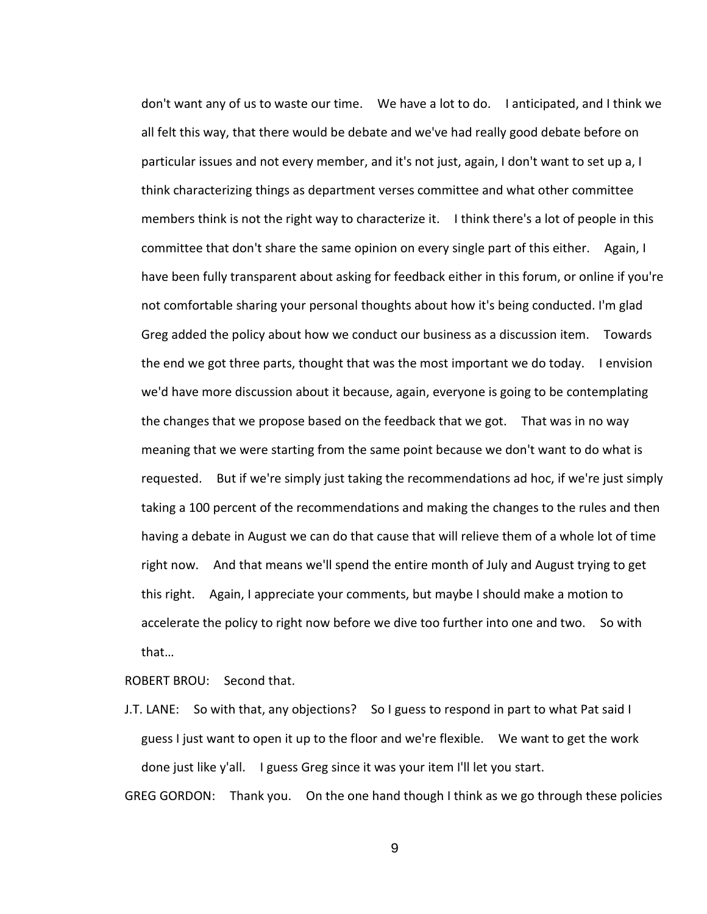don't want any of us to waste our time. We have a lot to do. I anticipated, and I think we all felt this way, that there would be debate and we've had really good debate before on particular issues and not every member, and it's not just, again, I don't want to set up a, I think characterizing things as department verses committee and what other committee members think is not the right way to characterize it. I think there's a lot of people in this committee that don't share the same opinion on every single part of this either. Again, I have been fully transparent about asking for feedback either in this forum, or online if you're not comfortable sharing your personal thoughts about how it's being conducted. I'm glad Greg added the policy about how we conduct our business as a discussion item. Towards the end we got three parts, thought that was the most important we do today. I envision we'd have more discussion about it because, again, everyone is going to be contemplating the changes that we propose based on the feedback that we got. That was in no way meaning that we were starting from the same point because we don't want to do what is requested. But if we're simply just taking the recommendations ad hoc, if we're just simply taking a 100 percent of the recommendations and making the changes to the rules and then having a debate in August we can do that cause that will relieve them of a whole lot of time right now. And that means we'll spend the entire month of July and August trying to get this right. Again, I appreciate your comments, but maybe I should make a motion to accelerate the policy to right now before we dive too further into one and two. So with that…

ROBERT BROU: Second that.

J.T. LANE: So with that, any objections? So I guess to respond in part to what Pat said I guess I just want to open it up to the floor and we're flexible. We want to get the work done just like y'all. I guess Greg since it was your item I'll let you start.

GREG GORDON: Thank you. On the one hand though I think as we go through these policies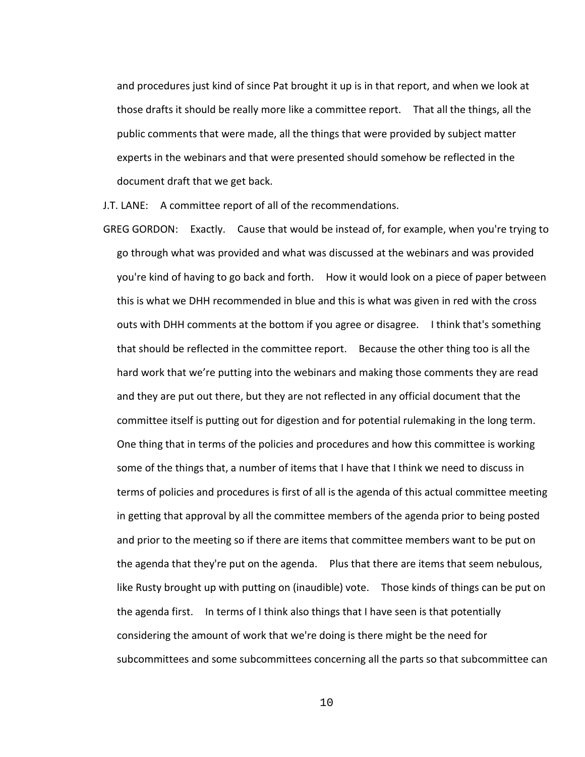and procedures just kind of since Pat brought it up is in that report, and when we look at those drafts it should be really more like a committee report. That all the things, all the public comments that were made, all the things that were provided by subject matter experts in the webinars and that were presented should somehow be reflected in the document draft that we get back.

J.T. LANE: A committee report of all of the recommendations.

GREG GORDON: Exactly. Cause that would be instead of, for example, when you're trying to go through what was provided and what was discussed at the webinars and was provided you're kind of having to go back and forth. How it would look on a piece of paper between this is what we DHH recommended in blue and this is what was given in red with the cross outs with DHH comments at the bottom if you agree or disagree. I think that's something that should be reflected in the committee report. Because the other thing too is all the hard work that we're putting into the webinars and making those comments they are read and they are put out there, but they are not reflected in any official document that the committee itself is putting out for digestion and for potential rulemaking in the long term. One thing that in terms of the policies and procedures and how this committee is working some of the things that, a number of items that I have that I think we need to discuss in terms of policies and procedures is first of all is the agenda of this actual committee meeting in getting that approval by all the committee members of the agenda prior to being posted and prior to the meeting so if there are items that committee members want to be put on the agenda that they're put on the agenda. Plus that there are items that seem nebulous, like Rusty brought up with putting on (inaudible) vote. Those kinds of things can be put on the agenda first. In terms of I think also things that I have seen is that potentially considering the amount of work that we're doing is there might be the need for subcommittees and some subcommittees concerning all the parts so that subcommittee can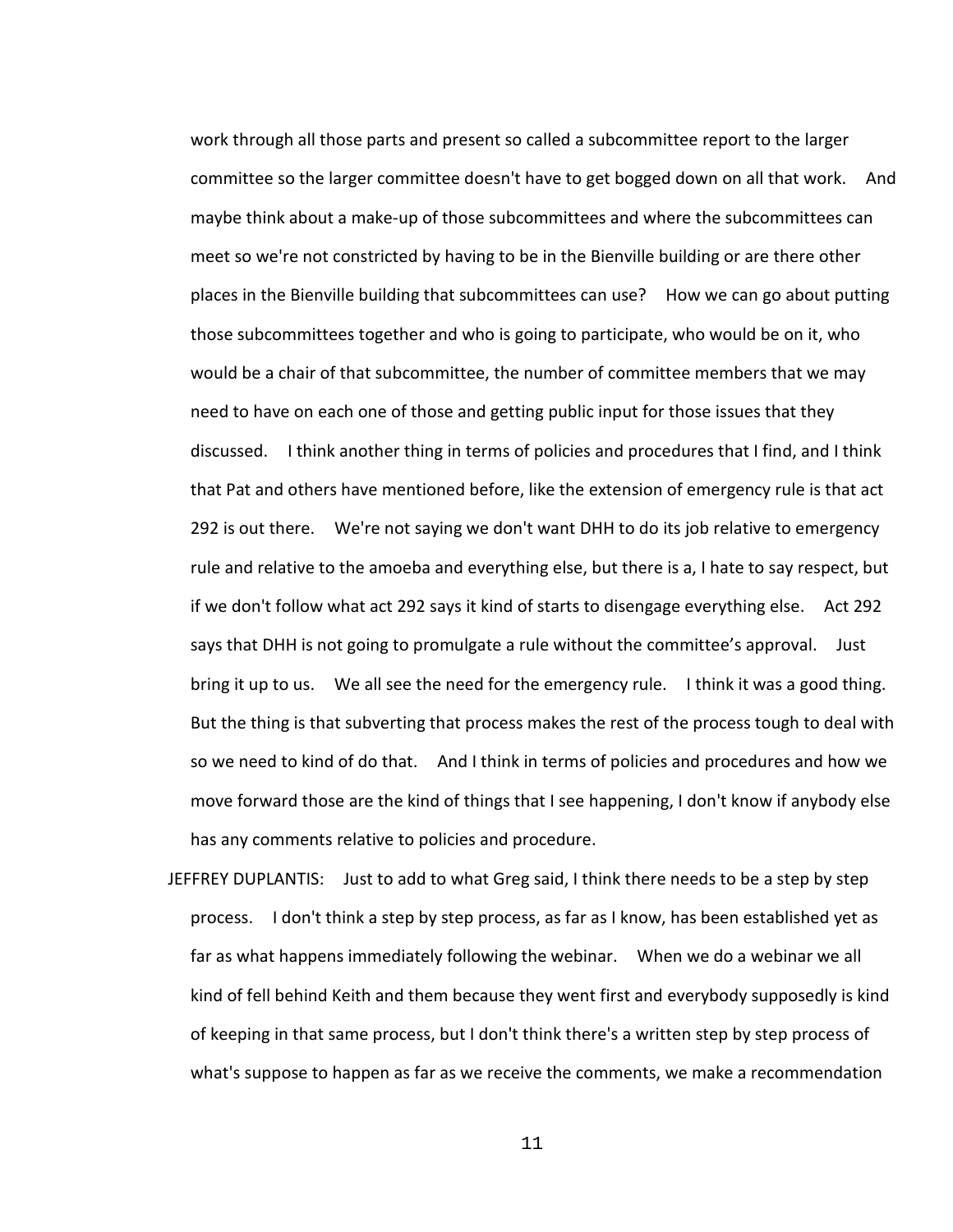work through all those parts and present so called a subcommittee report to the larger committee so the larger committee doesn't have to get bogged down on all that work. And maybe think about a make-up of those subcommittees and where the subcommittees can meet so we're not constricted by having to be in the Bienville building or are there other places in the Bienville building that subcommittees can use? How we can go about putting those subcommittees together and who is going to participate, who would be on it, who would be a chair of that subcommittee, the number of committee members that we may need to have on each one of those and getting public input for those issues that they discussed. I think another thing in terms of policies and procedures that I find, and I think that Pat and others have mentioned before, like the extension of emergency rule is that act 292 is out there. We're not saying we don't want DHH to do its job relative to emergency rule and relative to the amoeba and everything else, but there is a, I hate to say respect, but if we don't follow what act 292 says it kind of starts to disengage everything else. Act 292 says that DHH is not going to promulgate a rule without the committee's approval. Just bring it up to us. We all see the need for the emergency rule. I think it was a good thing. But the thing is that subverting that process makes the rest of the process tough to deal with so we need to kind of do that. And I think in terms of policies and procedures and how we move forward those are the kind of things that I see happening, I don't know if anybody else has any comments relative to policies and procedure.

JEFFREY DUPLANTIS: Just to add to what Greg said, I think there needs to be a step by step process. I don't think a step by step process, as far as I know, has been established yet as far as what happens immediately following the webinar. When we do a webinar we all kind of fell behind Keith and them because they went first and everybody supposedly is kind of keeping in that same process, but I don't think there's a written step by step process of what's suppose to happen as far as we receive the comments, we make a recommendation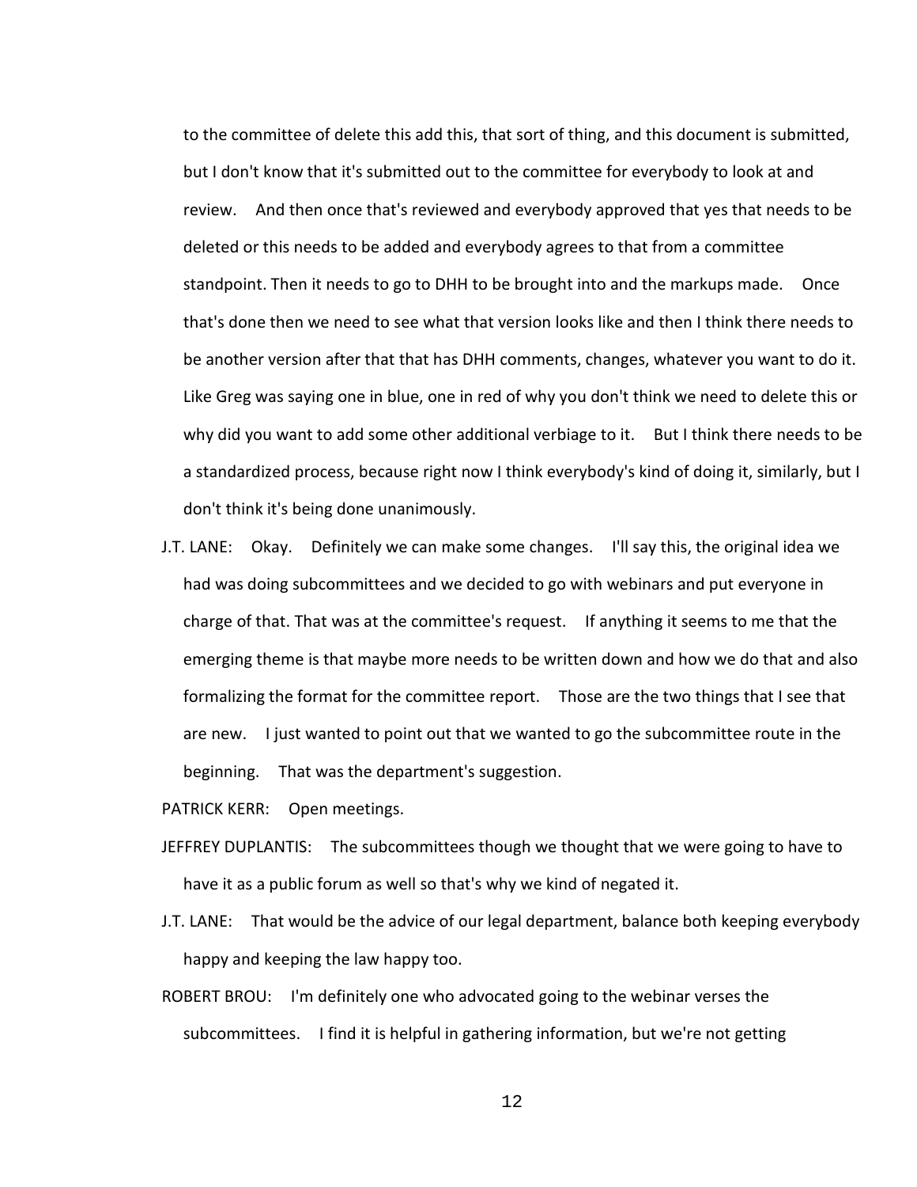to the committee of delete this add this, that sort of thing, and this document is submitted, but I don't know that it's submitted out to the committee for everybody to look at and review. And then once that's reviewed and everybody approved that yes that needs to be deleted or this needs to be added and everybody agrees to that from a committee standpoint. Then it needs to go to DHH to be brought into and the markups made. Once that's done then we need to see what that version looks like and then I think there needs to be another version after that that has DHH comments, changes, whatever you want to do it. Like Greg was saying one in blue, one in red of why you don't think we need to delete this or why did you want to add some other additional verbiage to it. But I think there needs to be a standardized process, because right now I think everybody's kind of doing it, similarly, but I don't think it's being done unanimously.

J.T. LANE: Okay. Definitely we can make some changes. I'll say this, the original idea we had was doing subcommittees and we decided to go with webinars and put everyone in charge of that. That was at the committee's request. If anything it seems to me that the emerging theme is that maybe more needs to be written down and how we do that and also formalizing the format for the committee report. Those are the two things that I see that are new. I just wanted to point out that we wanted to go the subcommittee route in the beginning. That was the department's suggestion.

PATRICK KERR: Open meetings.

JEFFREY DUPLANTIS: The subcommittees though we thought that we were going to have to have it as a public forum as well so that's why we kind of negated it.

J.T. LANE: That would be the advice of our legal department, balance both keeping everybody happy and keeping the law happy too.

ROBERT BROU: I'm definitely one who advocated going to the webinar verses the subcommittees. I find it is helpful in gathering information, but we're not getting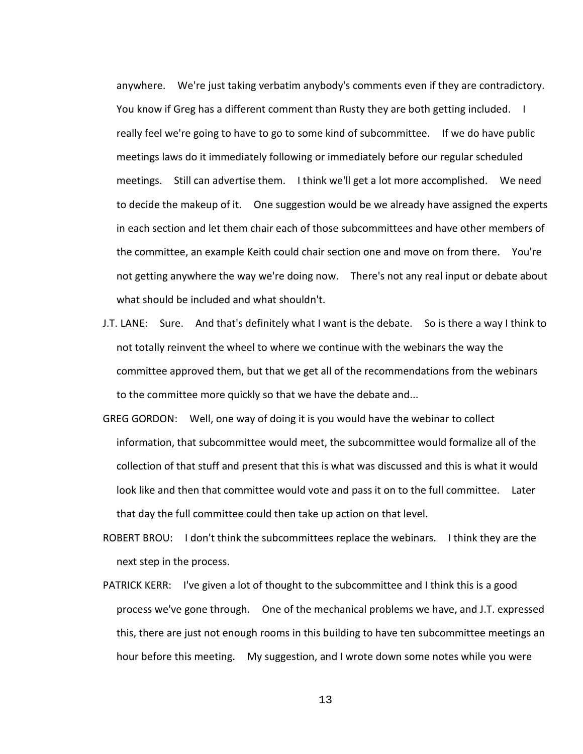anywhere. We're just taking verbatim anybody's comments even if they are contradictory. You know if Greg has a different comment than Rusty they are both getting included. I really feel we're going to have to go to some kind of subcommittee. If we do have public meetings laws do it immediately following or immediately before our regular scheduled meetings. Still can advertise them. I think we'll get a lot more accomplished. We need to decide the makeup of it. One suggestion would be we already have assigned the experts in each section and let them chair each of those subcommittees and have other members of the committee, an example Keith could chair section one and move on from there. You're not getting anywhere the way we're doing now. There's not any real input or debate about what should be included and what shouldn't.

J.T. LANE: Sure. And that's definitely what I want is the debate. So is there a way I think to not totally reinvent the wheel to where we continue with the webinars the way the committee approved them, but that we get all of the recommendations from the webinars to the committee more quickly so that we have the debate and...

GREG GORDON: Well, one way of doing it is you would have the webinar to collect information, that subcommittee would meet, the subcommittee would formalize all of the collection of that stuff and present that this is what was discussed and this is what it would look like and then that committee would vote and pass it on to the full committee. Later that day the full committee could then take up action on that level.

ROBERT BROU: I don't think the subcommittees replace the webinars. I think they are the next step in the process.

PATRICK KERR: I've given a lot of thought to the subcommittee and I think this is a good process we've gone through. One of the mechanical problems we have, and J.T. expressed this, there are just not enough rooms in this building to have ten subcommittee meetings an hour before this meeting. My suggestion, and I wrote down some notes while you were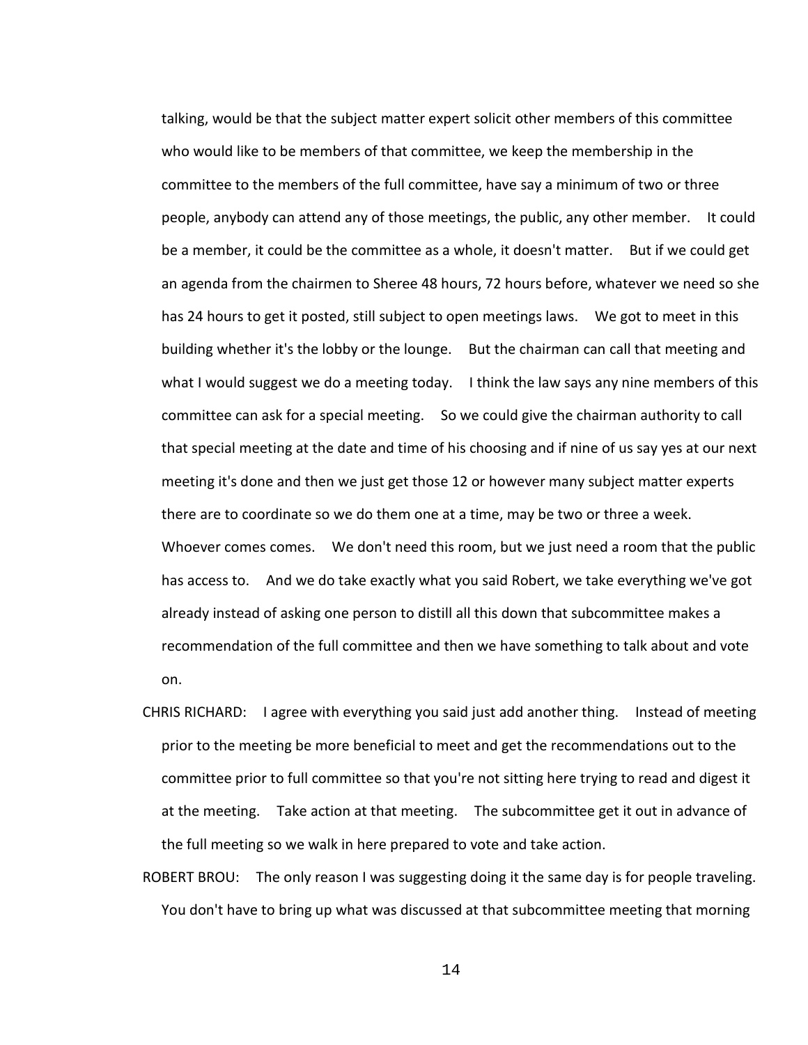talking, would be that the subject matter expert solicit other members of this committee who would like to be members of that committee, we keep the membership in the committee to the members of the full committee, have say a minimum of two or three people, anybody can attend any of those meetings, the public, any other member. It could be a member, it could be the committee as a whole, it doesn't matter. But if we could get an agenda from the chairmen to Sheree 48 hours, 72 hours before, whatever we need so she has 24 hours to get it posted, still subject to open meetings laws. We got to meet in this building whether it's the lobby or the lounge. But the chairman can call that meeting and what I would suggest we do a meeting today. I think the law says any nine members of this committee can ask for a special meeting. So we could give the chairman authority to call that special meeting at the date and time of his choosing and if nine of us say yes at our next meeting it's done and then we just get those 12 or however many subject matter experts there are to coordinate so we do them one at a time, may be two or three a week. Whoever comes comes. We don't need this room, but we just need a room that the public has access to. And we do take exactly what you said Robert, we take everything we've got already instead of asking one person to distill all this down that subcommittee makes a recommendation of the full committee and then we have something to talk about and vote on.

CHRIS RICHARD: I agree with everything you said just add another thing. Instead of meeting prior to the meeting be more beneficial to meet and get the recommendations out to the committee prior to full committee so that you're not sitting here trying to read and digest it at the meeting. Take action at that meeting. The subcommittee get it out in advance of the full meeting so we walk in here prepared to vote and take action.

ROBERT BROU: The only reason I was suggesting doing it the same day is for people traveling. You don't have to bring up what was discussed at that subcommittee meeting that morning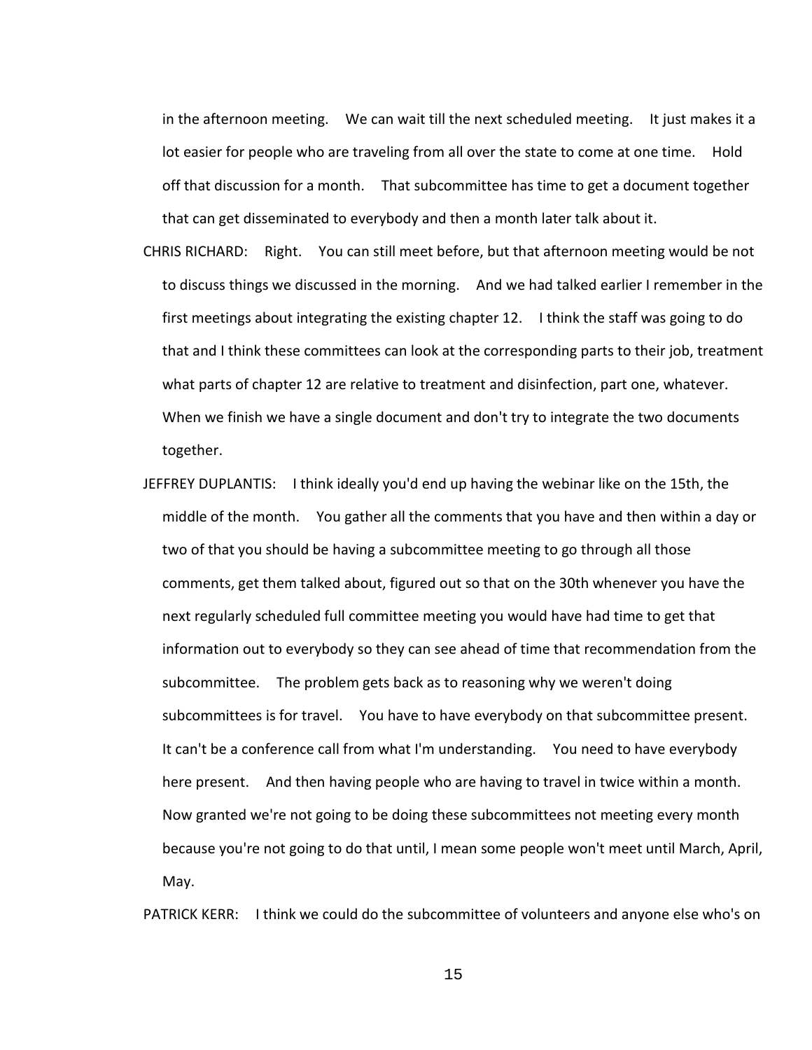in the afternoon meeting. We can wait till the next scheduled meeting. It just makes it a lot easier for people who are traveling from all over the state to come at one time. Hold off that discussion for a month. That subcommittee has time to get a document together that can get disseminated to everybody and then a month later talk about it.

CHRIS RICHARD: Right. You can still meet before, but that afternoon meeting would be not to discuss things we discussed in the morning. And we had talked earlier I remember in the first meetings about integrating the existing chapter 12. I think the staff was going to do that and I think these committees can look at the corresponding parts to their job, treatment what parts of chapter 12 are relative to treatment and disinfection, part one, whatever. When we finish we have a single document and don't try to integrate the two documents together.

JEFFREY DUPLANTIS: I think ideally you'd end up having the webinar like on the 15th, the middle of the month. You gather all the comments that you have and then within a day or two of that you should be having a subcommittee meeting to go through all those comments, get them talked about, figured out so that on the 30th whenever you have the next regularly scheduled full committee meeting you would have had time to get that information out to everybody so they can see ahead of time that recommendation from the subcommittee. The problem gets back as to reasoning why we weren't doing subcommittees is for travel. You have to have everybody on that subcommittee present. It can't be a conference call from what I'm understanding. You need to have everybody here present. And then having people who are having to travel in twice within a month. Now granted we're not going to be doing these subcommittees not meeting every month because you're not going to do that until, I mean some people won't meet until March, April, May.

PATRICK KERR: I think we could do the subcommittee of volunteers and anyone else who's on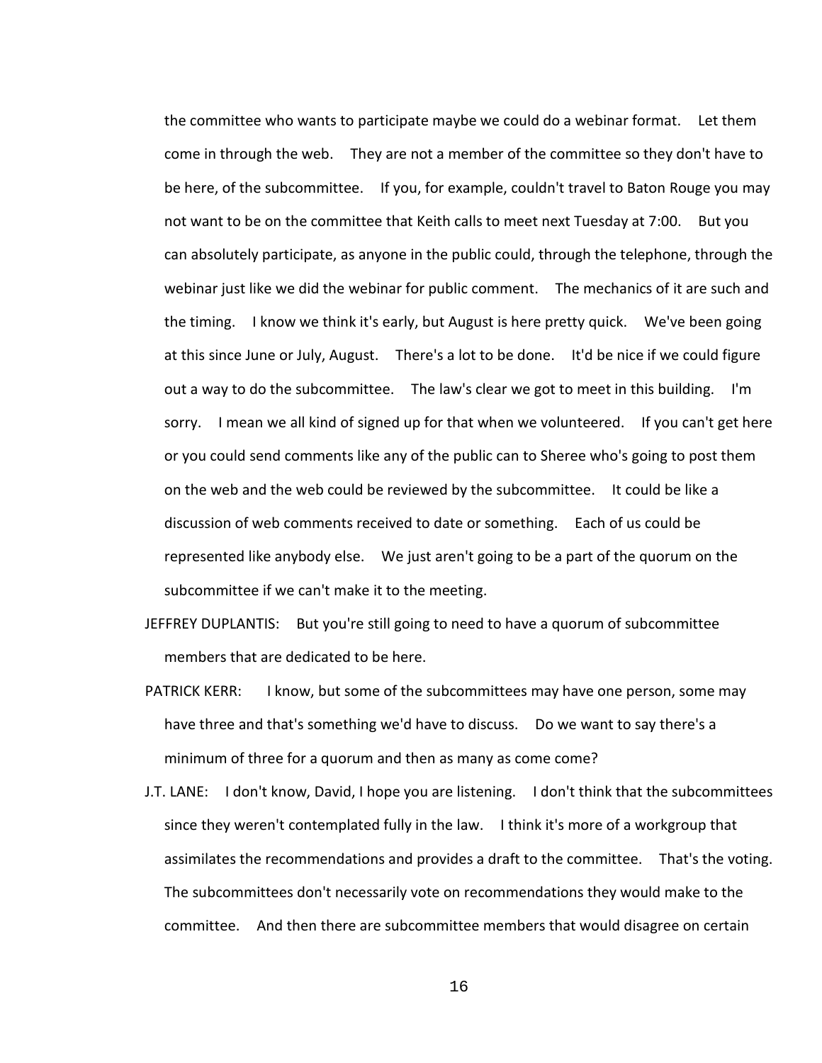the committee who wants to participate maybe we could do a webinar format. Let them come in through the web. They are not a member of the committee so they don't have to be here, of the subcommittee. If you, for example, couldn't travel to Baton Rouge you may not want to be on the committee that Keith calls to meet next Tuesday at 7:00. But you can absolutely participate, as anyone in the public could, through the telephone, through the webinar just like we did the webinar for public comment. The mechanics of it are such and the timing. I know we think it's early, but August is here pretty quick. We've been going at this since June or July, August. There's a lot to be done. It'd be nice if we could figure out a way to do the subcommittee. The law's clear we got to meet in this building. I'm sorry. I mean we all kind of signed up for that when we volunteered. If you can't get here or you could send comments like any of the public can to Sheree who's going to post them on the web and the web could be reviewed by the subcommittee. It could be like a discussion of web comments received to date or something. Each of us could be represented like anybody else. We just aren't going to be a part of the quorum on the subcommittee if we can't make it to the meeting.

JEFFREY DUPLANTIS: But you're still going to need to have a quorum of subcommittee members that are dedicated to be here.

PATRICK KERR: I know, but some of the subcommittees may have one person, some may have three and that's something we'd have to discuss. Do we want to say there's a minimum of three for a quorum and then as many as come come?

J.T. LANE: I don't know, David, I hope you are listening. I don't think that the subcommittees since they weren't contemplated fully in the law. I think it's more of a workgroup that assimilates the recommendations and provides a draft to the committee. That's the voting. The subcommittees don't necessarily vote on recommendations they would make to the committee. And then there are subcommittee members that would disagree on certain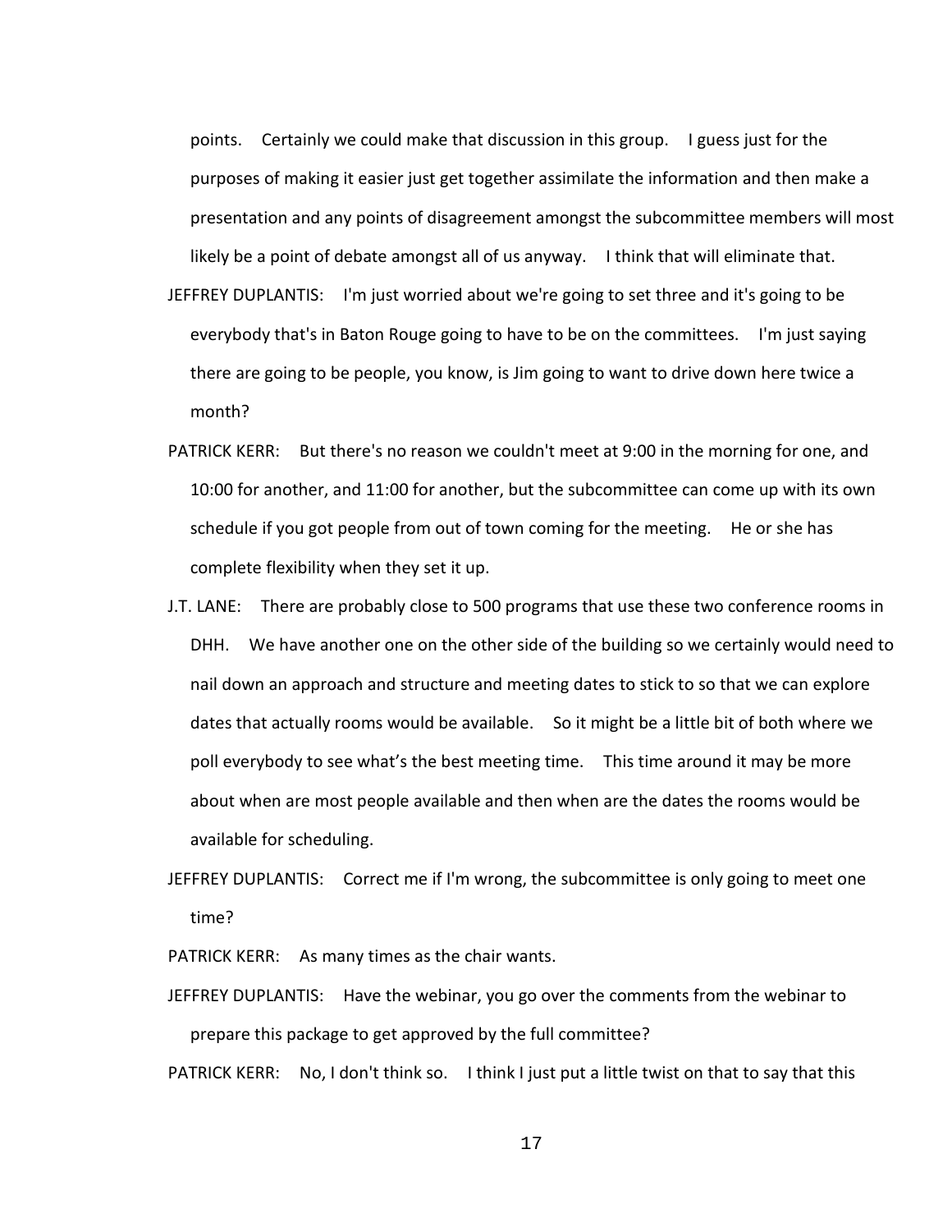points. Certainly we could make that discussion in this group. I guess just for the purposes of making it easier just get together assimilate the information and then make a presentation and any points of disagreement amongst the subcommittee members will most likely be a point of debate amongst all of us anyway. I think that will eliminate that.

JEFFREY DUPLANTIS: I'm just worried about we're going to set three and it's going to be everybody that's in Baton Rouge going to have to be on the committees. I'm just saying there are going to be people, you know, is Jim going to want to drive down here twice a month?

PATRICK KERR: But there's no reason we couldn't meet at 9:00 in the morning for one, and 10:00 for another, and 11:00 for another, but the subcommittee can come up with its own schedule if you got people from out of town coming for the meeting. He or she has complete flexibility when they set it up.

J.T. LANE: There are probably close to 500 programs that use these two conference rooms in DHH. We have another one on the other side of the building so we certainly would need to nail down an approach and structure and meeting dates to stick to so that we can explore dates that actually rooms would be available. So it might be a little bit of both where we poll everybody to see what's the best meeting time. This time around it may be more about when are most people available and then when are the dates the rooms would be available for scheduling.

JEFFREY DUPLANTIS: Correct me if I'm wrong, the subcommittee is only going to meet one time?

PATRICK KERR: As many times as the chair wants.

JEFFREY DUPLANTIS: Have the webinar, you go over the comments from the webinar to prepare this package to get approved by the full committee?

PATRICK KERR: No, I don't think so. I think I just put a little twist on that to say that this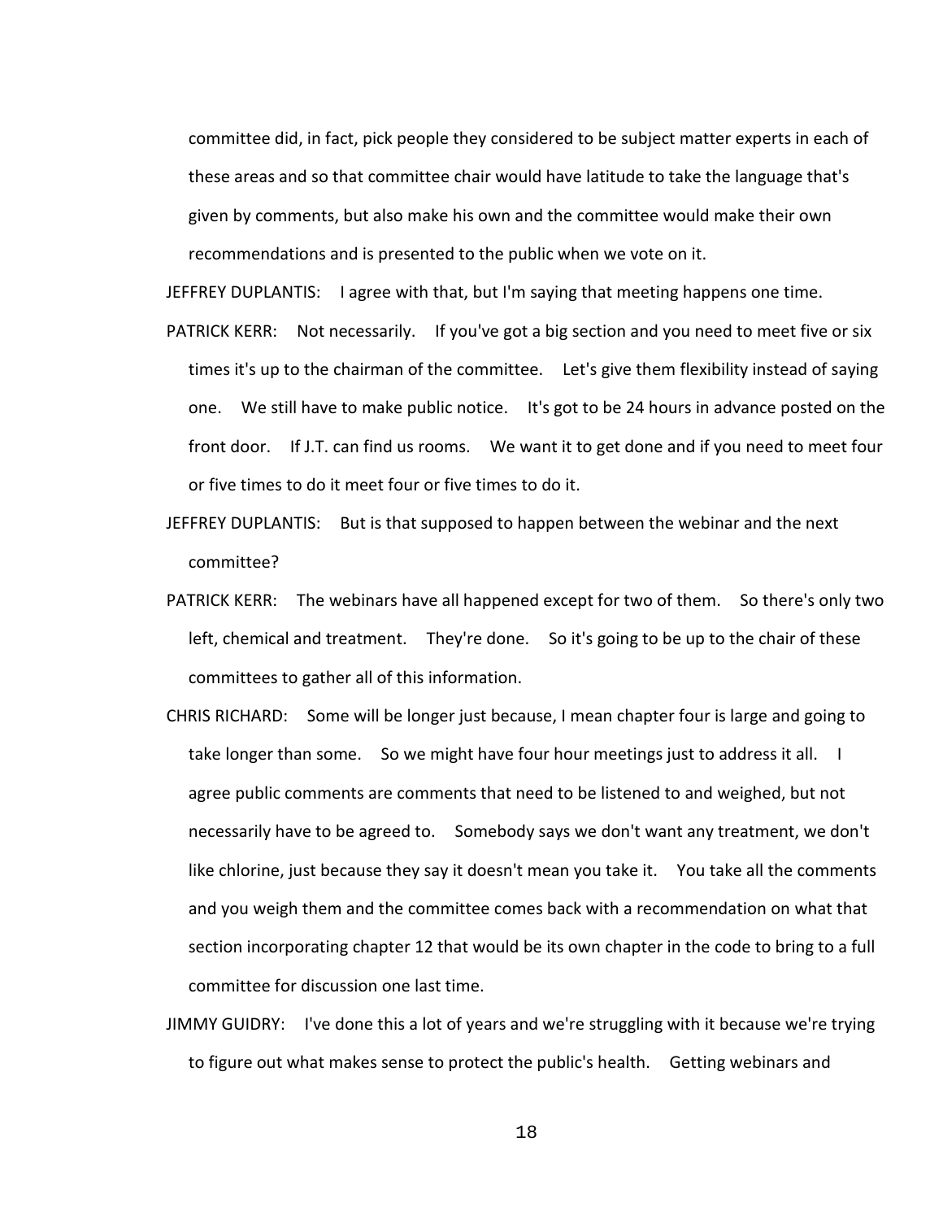committee did, in fact, pick people they considered to be subject matter experts in each of these areas and so that committee chair would have latitude to take the language that's given by comments, but also make his own and the committee would make their own recommendations and is presented to the public when we vote on it.

JEFFREY DUPLANTIS: I agree with that, but I'm saying that meeting happens one time.

PATRICK KERR: Not necessarily. If you've got a big section and you need to meet five or six times it's up to the chairman of the committee. Let's give them flexibility instead of saying one. We still have to make public notice. It's got to be 24 hours in advance posted on the front door. If J.T. can find us rooms. We want it to get done and if you need to meet four or five times to do it meet four or five times to do it.

JEFFREY DUPLANTIS: But is that supposed to happen between the webinar and the next committee?

PATRICK KERR: The webinars have all happened except for two of them. So there's only two left, chemical and treatment. They're done. So it's going to be up to the chair of these committees to gather all of this information.

CHRIS RICHARD: Some will be longer just because, I mean chapter four is large and going to take longer than some. So we might have four hour meetings just to address it all. I agree public comments are comments that need to be listened to and weighed, but not necessarily have to be agreed to. Somebody says we don't want any treatment, we don't like chlorine, just because they say it doesn't mean you take it. You take all the comments and you weigh them and the committee comes back with a recommendation on what that section incorporating chapter 12 that would be its own chapter in the code to bring to a full committee for discussion one last time.

JIMMY GUIDRY: I've done this a lot of years and we're struggling with it because we're trying to figure out what makes sense to protect the public's health. Getting webinars and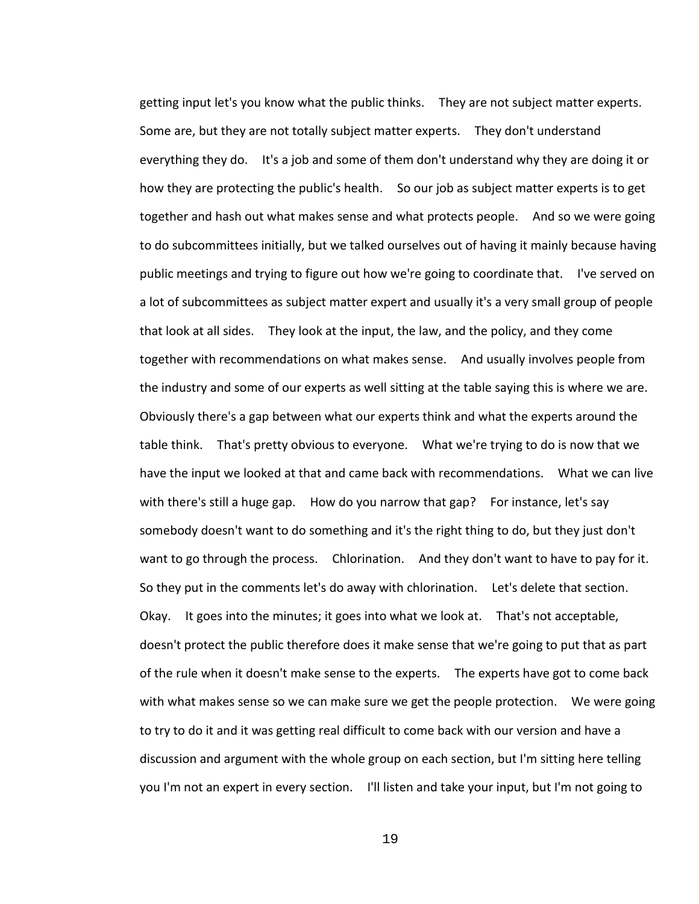getting input let's you know what the public thinks. They are not subject matter experts. Some are, but they are not totally subject matter experts. They don't understand everything they do. It's a job and some of them don't understand why they are doing it or how they are protecting the public's health. So our job as subject matter experts is to get together and hash out what makes sense and what protects people. And so we were going to do subcommittees initially, but we talked ourselves out of having it mainly because having public meetings and trying to figure out how we're going to coordinate that. I've served on a lot of subcommittees as subject matter expert and usually it's a very small group of people that look at all sides. They look at the input, the law, and the policy, and they come together with recommendations on what makes sense. And usually involves people from the industry and some of our experts as well sitting at the table saying this is where we are. Obviously there's a gap between what our experts think and what the experts around the table think. That's pretty obvious to everyone. What we're trying to do is now that we have the input we looked at that and came back with recommendations. What we can live with there's still a huge gap. How do you narrow that gap? For instance, let's say somebody doesn't want to do something and it's the right thing to do, but they just don't want to go through the process. Chlorination. And they don't want to have to pay for it. So they put in the comments let's do away with chlorination. Let's delete that section. Okay. It goes into the minutes; it goes into what we look at. That's not acceptable, doesn't protect the public therefore does it make sense that we're going to put that as part of the rule when it doesn't make sense to the experts. The experts have got to come back with what makes sense so we can make sure we get the people protection. We were going to try to do it and it was getting real difficult to come back with our version and have a discussion and argument with the whole group on each section, but I'm sitting here telling you I'm not an expert in every section. I'll listen and take your input, but I'm not going to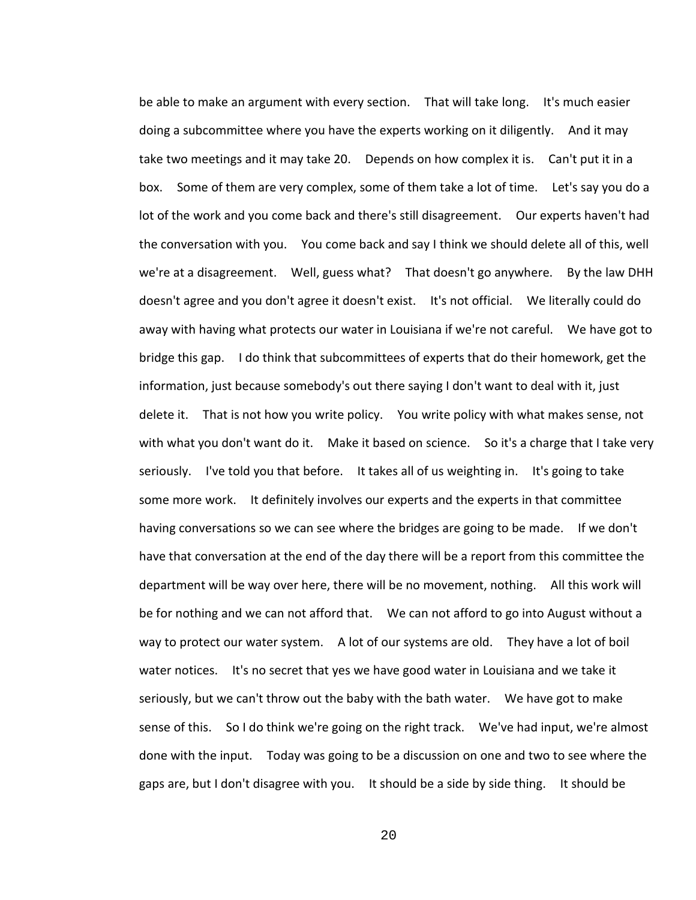be able to make an argument with every section. That will take long. It's much easier doing a subcommittee where you have the experts working on it diligently. And it may take two meetings and it may take 20. Depends on how complex it is. Can't put it in a box. Some of them are very complex, some of them take a lot of time. Let's say you do a lot of the work and you come back and there's still disagreement. Our experts haven't had the conversation with you. You come back and say I think we should delete all of this, well we're at a disagreement. Well, guess what? That doesn't go anywhere. By the law DHH doesn't agree and you don't agree it doesn't exist. It's not official. We literally could do away with having what protects our water in Louisiana if we're not careful. We have got to bridge this gap. I do think that subcommittees of experts that do their homework, get the information, just because somebody's out there saying I don't want to deal with it, just delete it. That is not how you write policy. You write policy with what makes sense, not with what you don't want do it. Make it based on science. So it's a charge that I take very seriously. I've told you that before. It takes all of us weighting in. It's going to take some more work. It definitely involves our experts and the experts in that committee having conversations so we can see where the bridges are going to be made. If we don't have that conversation at the end of the day there will be a report from this committee the department will be way over here, there will be no movement, nothing. All this work will be for nothing and we can not afford that. We can not afford to go into August without a way to protect our water system. A lot of our systems are old. They have a lot of boil water notices. It's no secret that yes we have good water in Louisiana and we take it seriously, but we can't throw out the baby with the bath water. We have got to make sense of this. So I do think we're going on the right track. We've had input, we're almost done with the input. Today was going to be a discussion on one and two to see where the gaps are, but I don't disagree with you. It should be a side by side thing. It should be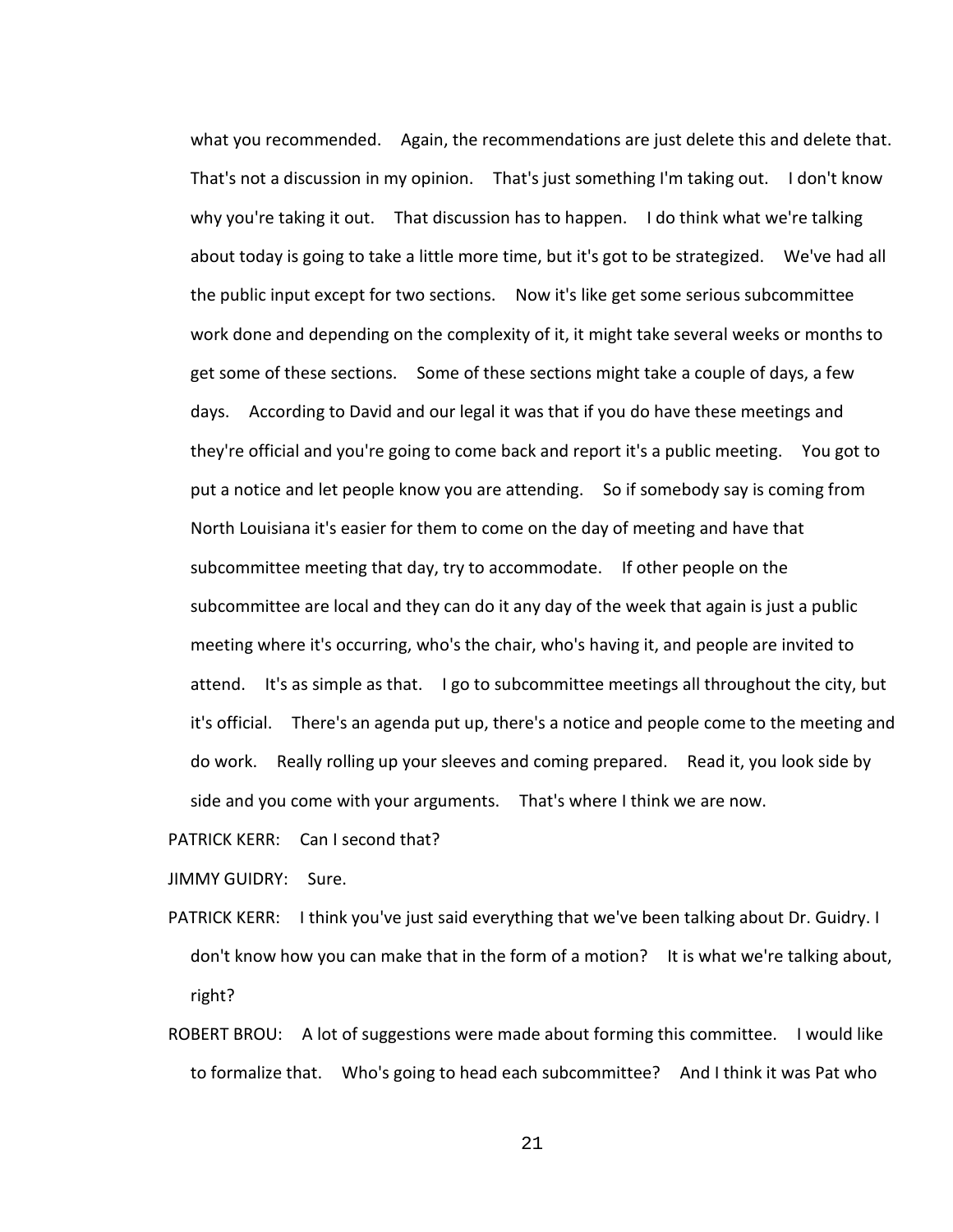what you recommended. Again, the recommendations are just delete this and delete that. That's not a discussion in my opinion. That's just something I'm taking out. I don't know why you're taking it out. That discussion has to happen. I do think what we're talking about today is going to take a little more time, but it's got to be strategized. We've had all the public input except for two sections. Now it's like get some serious subcommittee work done and depending on the complexity of it, it might take several weeks or months to get some of these sections. Some of these sections might take a couple of days, a few days. According to David and our legal it was that if you do have these meetings and they're official and you're going to come back and report it's a public meeting. You got to put a notice and let people know you are attending. So if somebody say is coming from North Louisiana it's easier for them to come on the day of meeting and have that subcommittee meeting that day, try to accommodate. If other people on the subcommittee are local and they can do it any day of the week that again is just a public meeting where it's occurring, who's the chair, who's having it, and people are invited to attend. It's as simple as that. I go to subcommittee meetings all throughout the city, but it's official. There's an agenda put up, there's a notice and people come to the meeting and do work. Really rolling up your sleeves and coming prepared. Read it, you look side by side and you come with your arguments. That's where I think we are now.

PATRICK KERR: Can I second that?

JIMMY GUIDRY: Sure.

PATRICK KERR: I think you've just said everything that we've been talking about Dr. Guidry. I don't know how you can make that in the form of a motion? It is what we're talking about, right?

ROBERT BROU: A lot of suggestions were made about forming this committee. I would like to formalize that. Who's going to head each subcommittee? And I think it was Pat who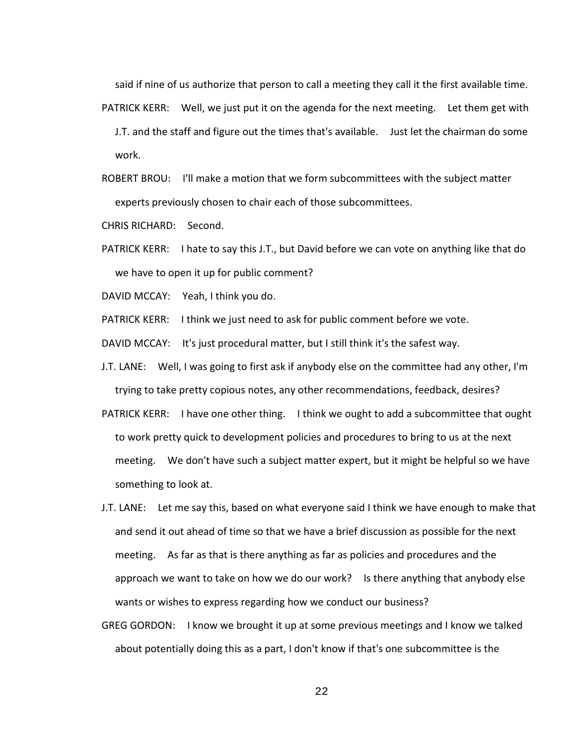said if nine of us authorize that person to call a meeting they call it the first available time.

PATRICK KERR: Well, we just put it on the agenda for the next meeting. Let them get with J.T. and the staff and figure out the times that's available. Just let the chairman do some work.

ROBERT BROU: I'll make a motion that we form subcommittees with the subject matter experts previously chosen to chair each of those subcommittees.

CHRIS RICHARD: Second.

PATRICK KERR: I hate to say this J.T., but David before we can vote on anything like that do we have to open it up for public comment?

DAVID MCCAY: Yeah, I think you do.

PATRICK KERR: I think we just need to ask for public comment before we vote.

DAVID MCCAY: It's just procedural matter, but I still think it's the safest way.

J.T. LANE: Well, I was going to first ask if anybody else on the committee had any other, I'm trying to take pretty copious notes, any other recommendations, feedback, desires?

PATRICK KERR: I have one other thing. I think we ought to add a subcommittee that ought to work pretty quick to development policies and procedures to bring to us at the next meeting. We don't have such a subject matter expert, but it might be helpful so we have something to look at.

J.T. LANE: Let me say this, based on what everyone said I think we have enough to make that and send it out ahead of time so that we have a brief discussion as possible for the next meeting. As far as that is there anything as far as policies and procedures and the approach we want to take on how we do our work? Is there anything that anybody else wants or wishes to express regarding how we conduct our business?

GREG GORDON: I know we brought it up at some previous meetings and I know we talked about potentially doing this as a part, I don't know if that's one subcommittee is the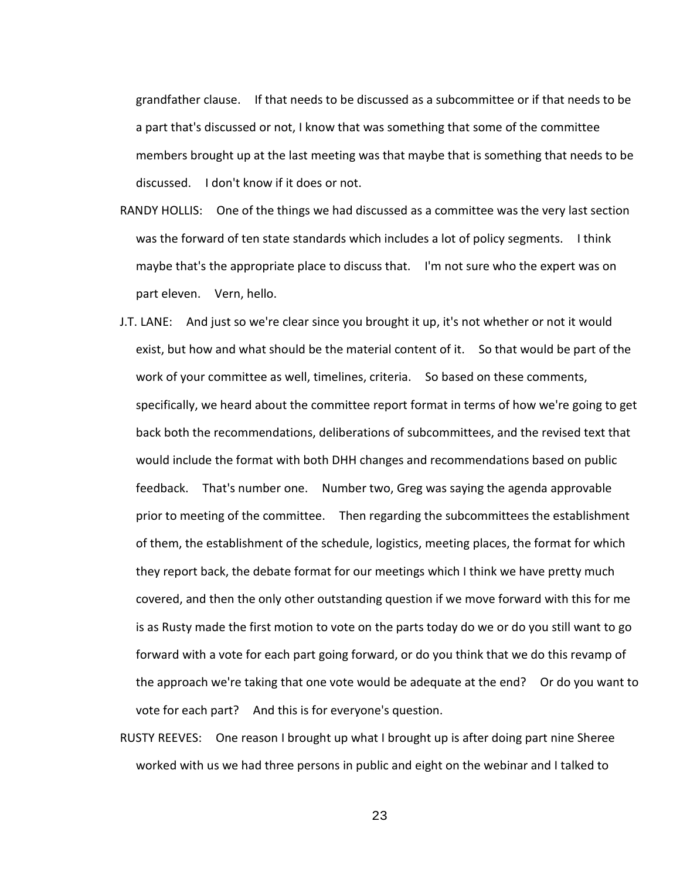grandfather clause. If that needs to be discussed as a subcommittee or if that needs to be a part that's discussed or not, I know that was something that some of the committee members brought up at the last meeting was that maybe that is something that needs to be discussed. I don't know if it does or not.

RANDY HOLLIS: One of the things we had discussed as a committee was the very last section was the forward of ten state standards which includes a lot of policy segments. I think maybe that's the appropriate place to discuss that. I'm not sure who the expert was on part eleven. Vern, hello.

J.T. LANE: And just so we're clear since you brought it up, it's not whether or not it would exist, but how and what should be the material content of it. So that would be part of the work of your committee as well, timelines, criteria. So based on these comments, specifically, we heard about the committee report format in terms of how we're going to get back both the recommendations, deliberations of subcommittees, and the revised text that would include the format with both DHH changes and recommendations based on public feedback. That's number one. Number two, Greg was saying the agenda approvable prior to meeting of the committee. Then regarding the subcommittees the establishment of them, the establishment of the schedule, logistics, meeting places, the format for which they report back, the debate format for our meetings which I think we have pretty much covered, and then the only other outstanding question if we move forward with this for me is as Rusty made the first motion to vote on the parts today do we or do you still want to go forward with a vote for each part going forward, or do you think that we do this revamp of the approach we're taking that one vote would be adequate at the end? Or do you want to vote for each part? And this is for everyone's question.

RUSTY REEVES: One reason I brought up what I brought up is after doing part nine Sheree worked with us we had three persons in public and eight on the webinar and I talked to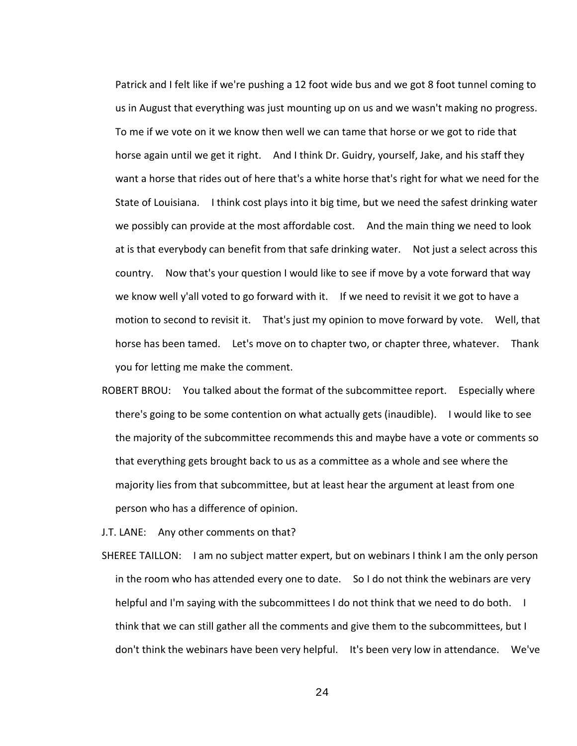Patrick and I felt like if we're pushing a 12 foot wide bus and we got 8 foot tunnel coming to us in August that everything was just mounting up on us and we wasn't making no progress. To me if we vote on it we know then well we can tame that horse or we got to ride that horse again until we get it right. And I think Dr. Guidry, yourself, Jake, and his staff they want a horse that rides out of here that's a white horse that's right for what we need for the State of Louisiana. I think cost plays into it big time, but we need the safest drinking water we possibly can provide at the most affordable cost. And the main thing we need to look at is that everybody can benefit from that safe drinking water. Not just a select across this country. Now that's your question I would like to see if move by a vote forward that way we know well y'all voted to go forward with it. If we need to revisit it we got to have a motion to second to revisit it. That's just my opinion to move forward by vote. Well, that horse has been tamed. Let's move on to chapter two, or chapter three, whatever. Thank you for letting me make the comment.

ROBERT BROU: You talked about the format of the subcommittee report. Especially where there's going to be some contention on what actually gets (inaudible). I would like to see the majority of the subcommittee recommends this and maybe have a vote or comments so that everything gets brought back to us as a committee as a whole and see where the majority lies from that subcommittee, but at least hear the argument at least from one person who has a difference of opinion.

J.T. LANE: Any other comments on that?

SHEREE TAILLON: I am no subject matter expert, but on webinars I think I am the only person in the room who has attended every one to date. So I do not think the webinars are very helpful and I'm saying with the subcommittees I do not think that we need to do both. I think that we can still gather all the comments and give them to the subcommittees, but I don't think the webinars have been very helpful. It's been very low in attendance. We've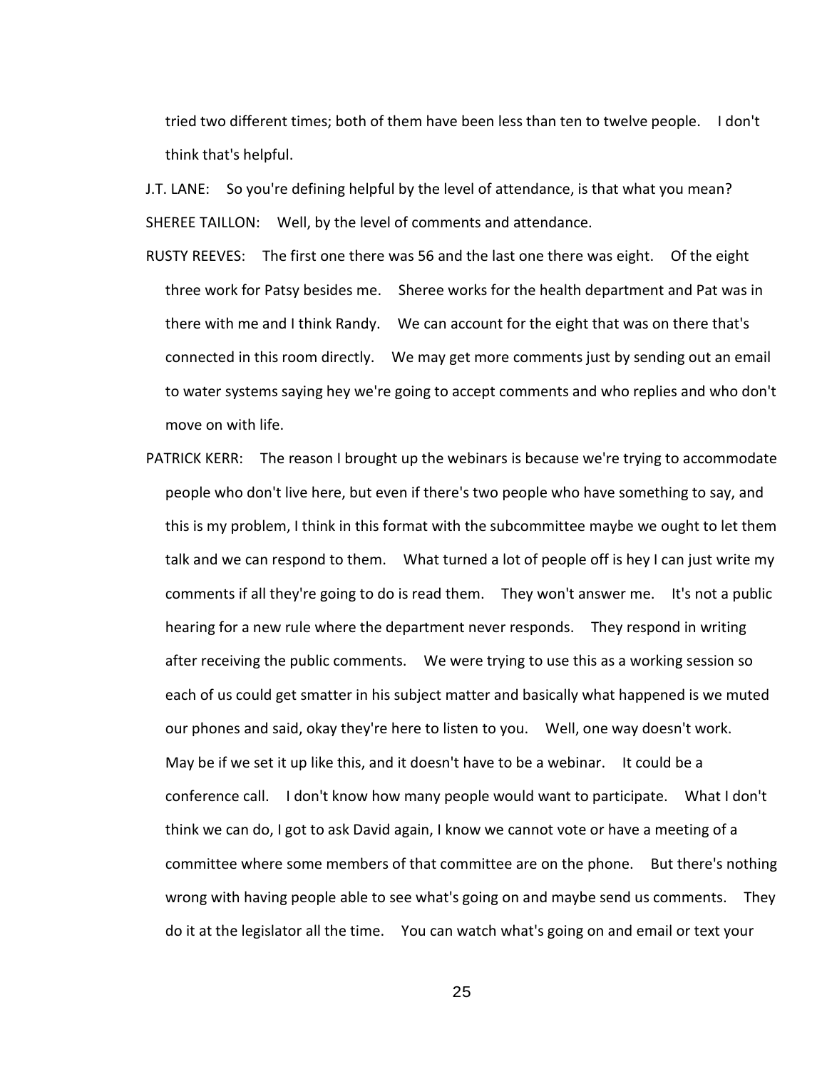tried two different times; both of them have been less than ten to twelve people. I don't think that's helpful.

J.T. LANE: So you're defining helpful by the level of attendance, is that what you mean?

SHEREE TAILLON: Well, by the level of comments and attendance.

RUSTY REEVES: The first one there was 56 and the last one there was eight. Of the eight three work for Patsy besides me. Sheree works for the health department and Pat was in there with me and I think Randy. We can account for the eight that was on there that's connected in this room directly. We may get more comments just by sending out an email to water systems saying hey we're going to accept comments and who replies and who don't move on with life.

PATRICK KERR: The reason I brought up the webinars is because we're trying to accommodate people who don't live here, but even if there's two people who have something to say, and this is my problem, I think in this format with the subcommittee maybe we ought to let them talk and we can respond to them. What turned a lot of people off is hey I can just write my comments if all they're going to do is read them. They won't answer me. It's not a public hearing for a new rule where the department never responds. They respond in writing after receiving the public comments. We were trying to use this as a working session so each of us could get smatter in his subject matter and basically what happened is we muted our phones and said, okay they're here to listen to you. Well, one way doesn't work. May be if we set it up like this, and it doesn't have to be a webinar. It could be a conference call. I don't know how many people would want to participate. What I don't think we can do, I got to ask David again, I know we cannot vote or have a meeting of a committee where some members of that committee are on the phone. But there's nothing wrong with having people able to see what's going on and maybe send us comments. They do it at the legislator all the time. You can watch what's going on and email or text your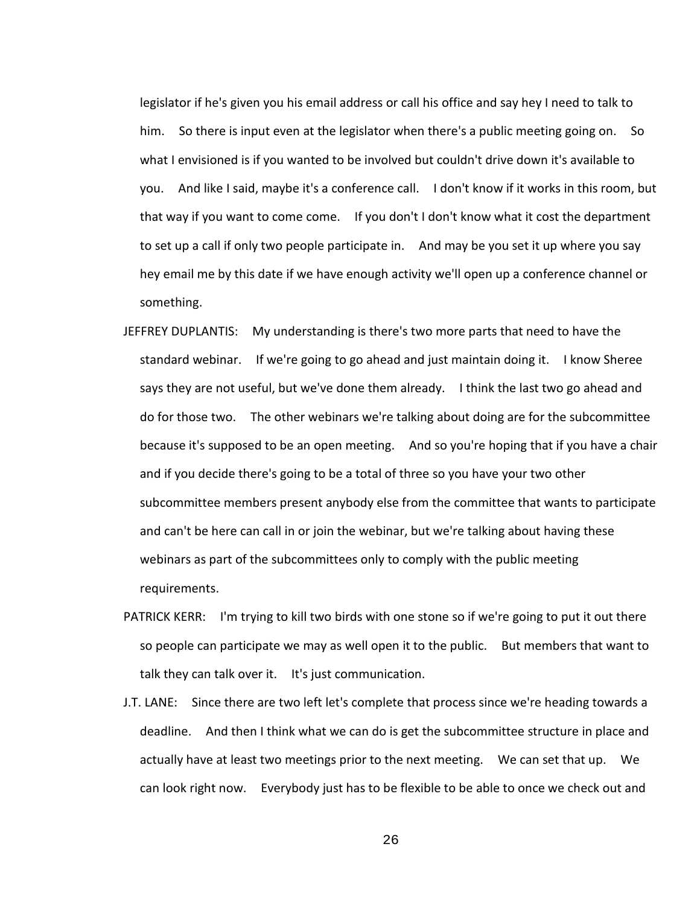legislator if he's given you his email address or call his office and say hey I need to talk to him. So there is input even at the legislator when there's a public meeting going on. So what I envisioned is if you wanted to be involved but couldn't drive down it's available to you. And like I said, maybe it's a conference call. I don't know if it works in this room, but that way if you want to come come. If you don't I don't know what it cost the department to set up a call if only two people participate in. And may be you set it up where you say hey email me by this date if we have enough activity we'll open up a conference channel or something.

JEFFREY DUPLANTIS: My understanding is there's two more parts that need to have the standard webinar. If we're going to go ahead and just maintain doing it. I know Sheree says they are not useful, but we've done them already. I think the last two go ahead and do for those two. The other webinars we're talking about doing are for the subcommittee because it's supposed to be an open meeting. And so you're hoping that if you have a chair and if you decide there's going to be a total of three so you have your two other subcommittee members present anybody else from the committee that wants to participate and can't be here can call in or join the webinar, but we're talking about having these webinars as part of the subcommittees only to comply with the public meeting requirements.

PATRICK KERR: I'm trying to kill two birds with one stone so if we're going to put it out there so people can participate we may as well open it to the public. But members that want to talk they can talk over it. It's just communication.

J.T. LANE: Since there are two left let's complete that process since we're heading towards a deadline. And then I think what we can do is get the subcommittee structure in place and actually have at least two meetings prior to the next meeting. We can set that up. We can look right now. Everybody just has to be flexible to be able to once we check out and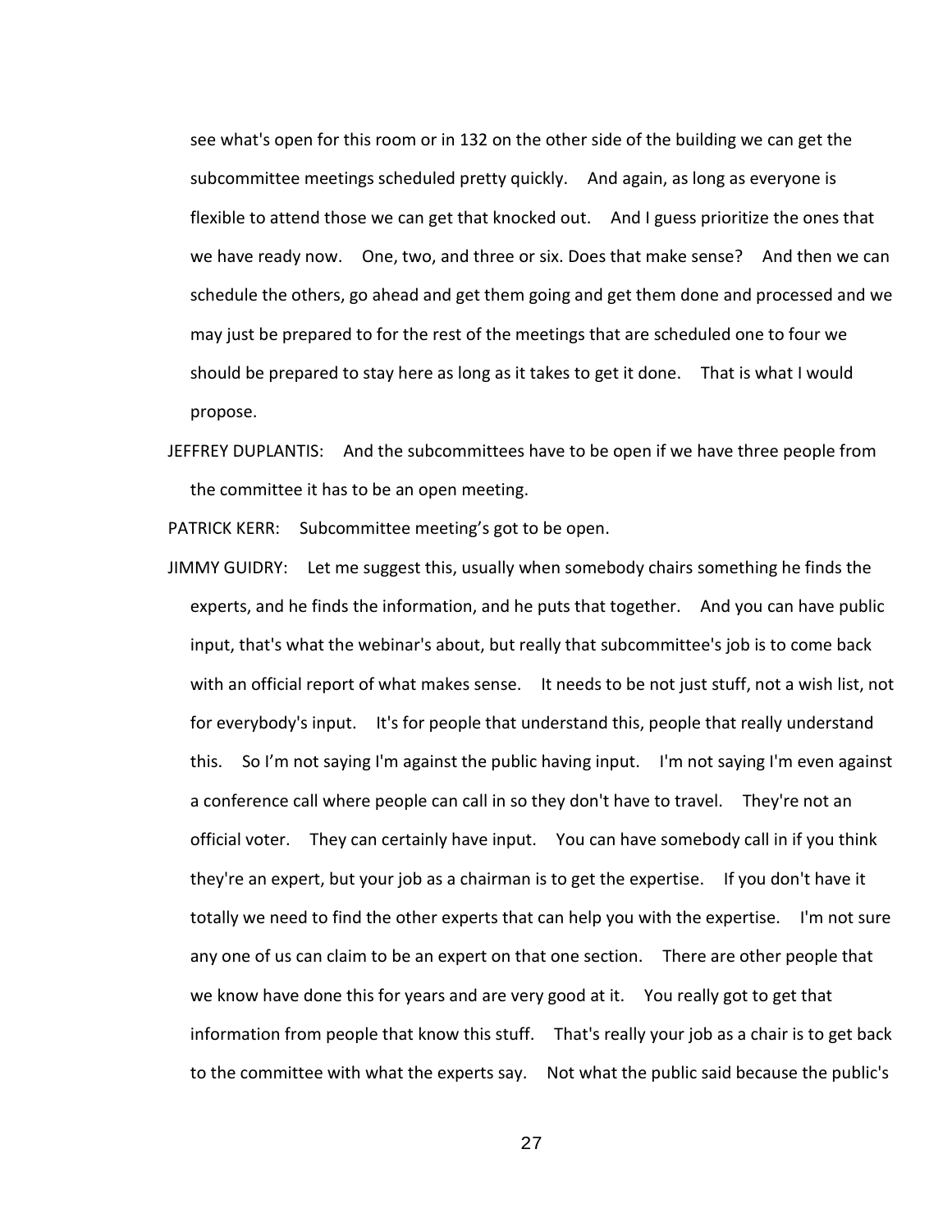see what's open for this room or in 132 on the other side of the building we can get the subcommittee meetings scheduled pretty quickly. And again, as long as everyone is flexible to attend those we can get that knocked out. And I guess prioritize the ones that we have ready now. One, two, and three or six. Does that make sense? And then we can schedule the others, go ahead and get them going and get them done and processed and we may just be prepared to for the rest of the meetings that are scheduled one to four we should be prepared to stay here as long as it takes to get it done. That is what I would propose.

JEFFREY DUPLANTIS: And the subcommittees have to be open if we have three people from the committee it has to be an open meeting.

PATRICK KERR: Subcommittee meeting's got to be open.

JIMMY GUIDRY: Let me suggest this, usually when somebody chairs something he finds the experts, and he finds the information, and he puts that together. And you can have public input, that's what the webinar's about, but really that subcommittee's job is to come back with an official report of what makes sense. It needs to be not just stuff, not a wish list, not for everybody's input. It's for people that understand this, people that really understand this. So I'm not saying I'm against the public having input. I'm not saying I'm even against a conference call where people can call in so they don't have to travel. They're not an official voter. They can certainly have input. You can have somebody call in if you think they're an expert, but your job as a chairman is to get the expertise. If you don't have it totally we need to find the other experts that can help you with the expertise. I'm not sure any one of us can claim to be an expert on that one section. There are other people that we know have done this for years and are very good at it. You really got to get that information from people that know this stuff. That's really your job as a chair is to get back to the committee with what the experts say. Not what the public said because the public's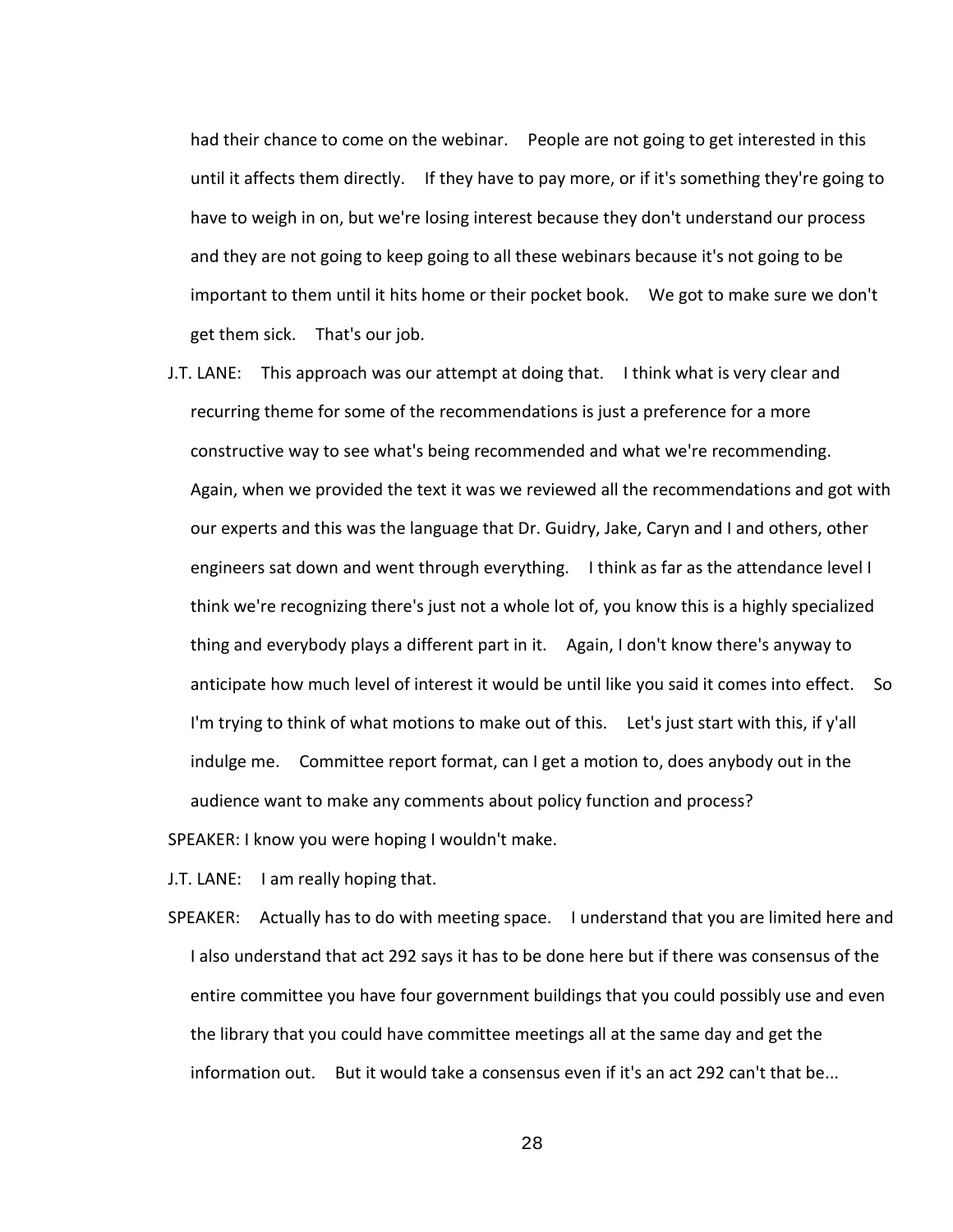had their chance to come on the webinar. People are not going to get interested in this until it affects them directly. If they have to pay more, or if it's something they're going to have to weigh in on, but we're losing interest because they don't understand our process and they are not going to keep going to all these webinars because it's not going to be important to them until it hits home or their pocket book. We got to make sure we don't get them sick. That's our job.

J.T. LANE: This approach was our attempt at doing that. I think what is very clear and recurring theme for some of the recommendations is just a preference for a more constructive way to see what's being recommended and what we're recommending. Again, when we provided the text it was we reviewed all the recommendations and got with our experts and this was the language that Dr. Guidry, Jake, Caryn and I and others, other engineers sat down and went through everything. I think as far as the attendance level I think we're recognizing there's just not a whole lot of, you know this is a highly specialized thing and everybody plays a different part in it. Again, I don't know there's anyway to anticipate how much level of interest it would be until like you said it comes into effect. So I'm trying to think of what motions to make out of this. Let's just start with this, if y'all indulge me. Committee report format, can I get a motion to, does anybody out in the audience want to make any comments about policy function and process?

SPEAKER: I know you were hoping I wouldn't make.

J.T. LANE: I am really hoping that.

SPEAKER: Actually has to do with meeting space. I understand that you are limited here and I also understand that act 292 says it has to be done here but if there was consensus of the entire committee you have four government buildings that you could possibly use and even the library that you could have committee meetings all at the same day and get the information out. But it would take a consensus even if it's an act 292 can't that be...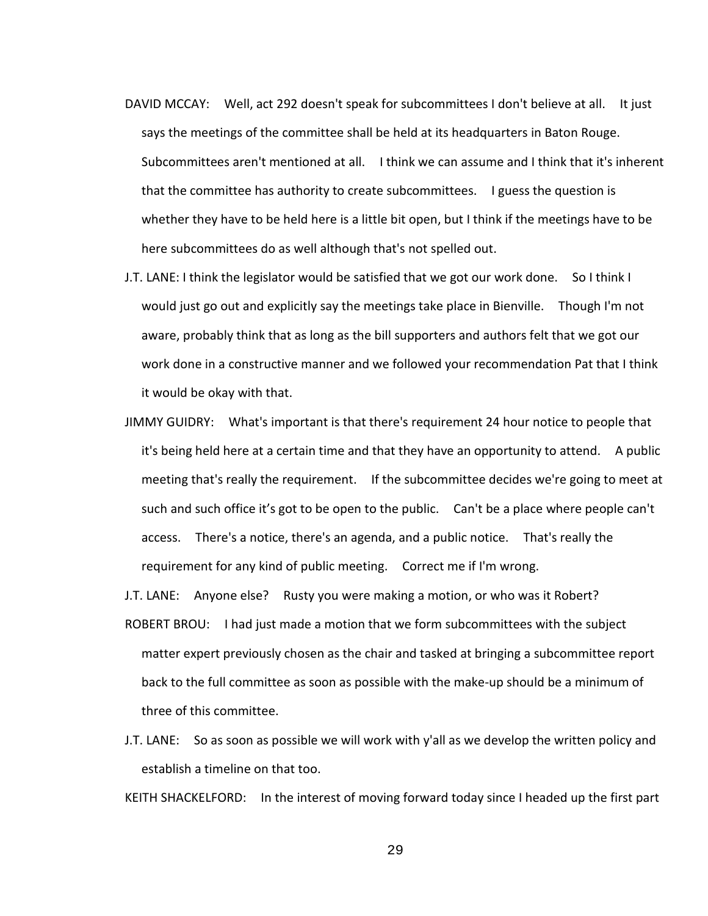DAVID MCCAY: Well, act 292 doesn't speak for subcommittees I don't believe at all. It just says the meetings of the committee shall be held at its headquarters in Baton Rouge. Subcommittees aren't mentioned at all. I think we can assume and I think that it's inherent that the committee has authority to create subcommittees. I guess the question is whether they have to be held here is a little bit open, but I think if the meetings have to be here subcommittees do as well although that's not spelled out.

J.T. LANE: I think the legislator would be satisfied that we got our work done. So I think I would just go out and explicitly say the meetings take place in Bienville. Though I'm not aware, probably think that as long as the bill supporters and authors felt that we got our work done in a constructive manner and we followed your recommendation Pat that I think it would be okay with that.

JIMMY GUIDRY: What's important is that there's requirement 24 hour notice to people that it's being held here at a certain time and that they have an opportunity to attend. A public meeting that's really the requirement. If the subcommittee decides we're going to meet at such and such office it's got to be open to the public. Can't be a place where people can't access. There's a notice, there's an agenda, and a public notice. That's really the requirement for any kind of public meeting. Correct me if I'm wrong.

J.T. LANE: Anyone else? Rusty you were making a motion, or who was it Robert?

ROBERT BROU: I had just made a motion that we form subcommittees with the subject matter expert previously chosen as the chair and tasked at bringing a subcommittee report back to the full committee as soon as possible with the make-up should be a minimum of three of this committee.

J.T. LANE: So as soon as possible we will work with y'all as we develop the written policy and establish a timeline on that too.

KEITH SHACKELFORD: In the interest of moving forward today since I headed up the first part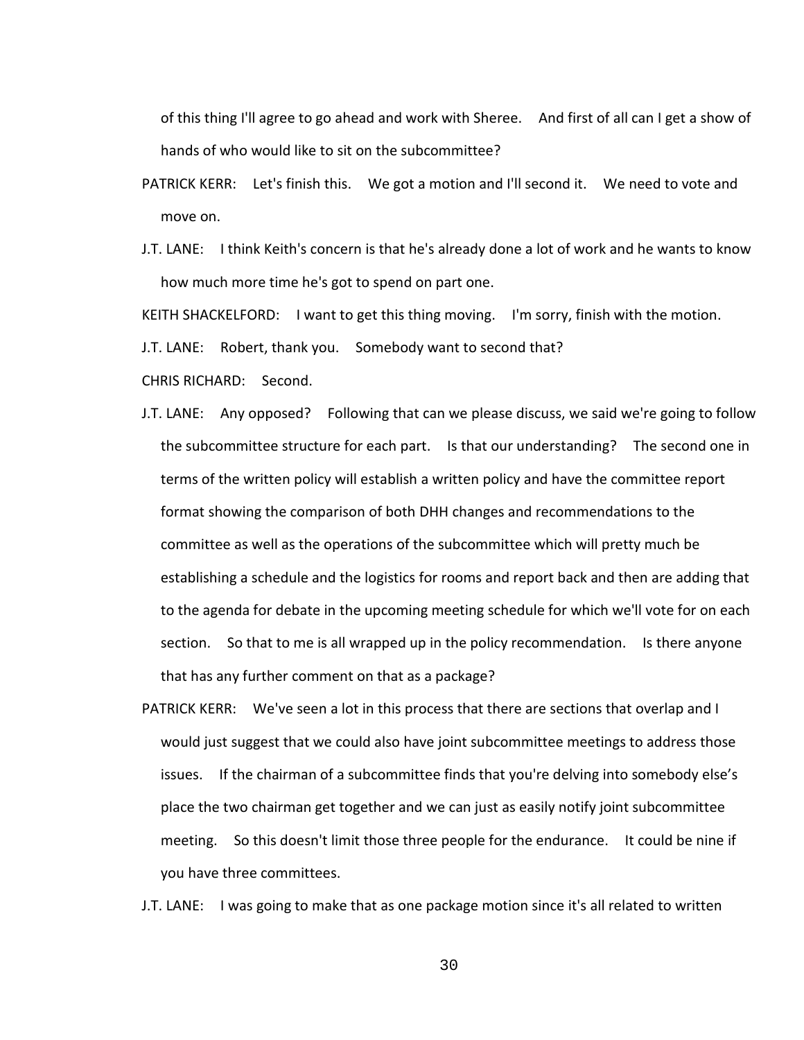of this thing I'll agree to go ahead and work with Sheree. And first of all can I get a show of hands of who would like to sit on the subcommittee?

PATRICK KERR: Let's finish this. We got a motion and I'll second it. We need to vote and move on.

J.T. LANE: I think Keith's concern is that he's already done a lot of work and he wants to know how much more time he's got to spend on part one.

KEITH SHACKELFORD: I want to get this thing moving. I'm sorry, finish with the motion.

J.T. LANE: Robert, thank you. Somebody want to second that?

CHRIS RICHARD: Second.

J.T. LANE: Any opposed? Following that can we please discuss, we said we're going to follow the subcommittee structure for each part. Is that our understanding? The second one in terms of the written policy will establish a written policy and have the committee report format showing the comparison of both DHH changes and recommendations to the committee as well as the operations of the subcommittee which will pretty much be establishing a schedule and the logistics for rooms and report back and then are adding that to the agenda for debate in the upcoming meeting schedule for which we'll vote for on each section. So that to me is all wrapped up in the policy recommendation. Is there anyone that has any further comment on that as a package?

PATRICK KERR: We've seen a lot in this process that there are sections that overlap and I would just suggest that we could also have joint subcommittee meetings to address those issues. If the chairman of a subcommittee finds that you're delving into somebody else's place the two chairman get together and we can just as easily notify joint subcommittee meeting. So this doesn't limit those three people for the endurance. It could be nine if you have three committees.

J.T. LANE: I was going to make that as one package motion since it's all related to written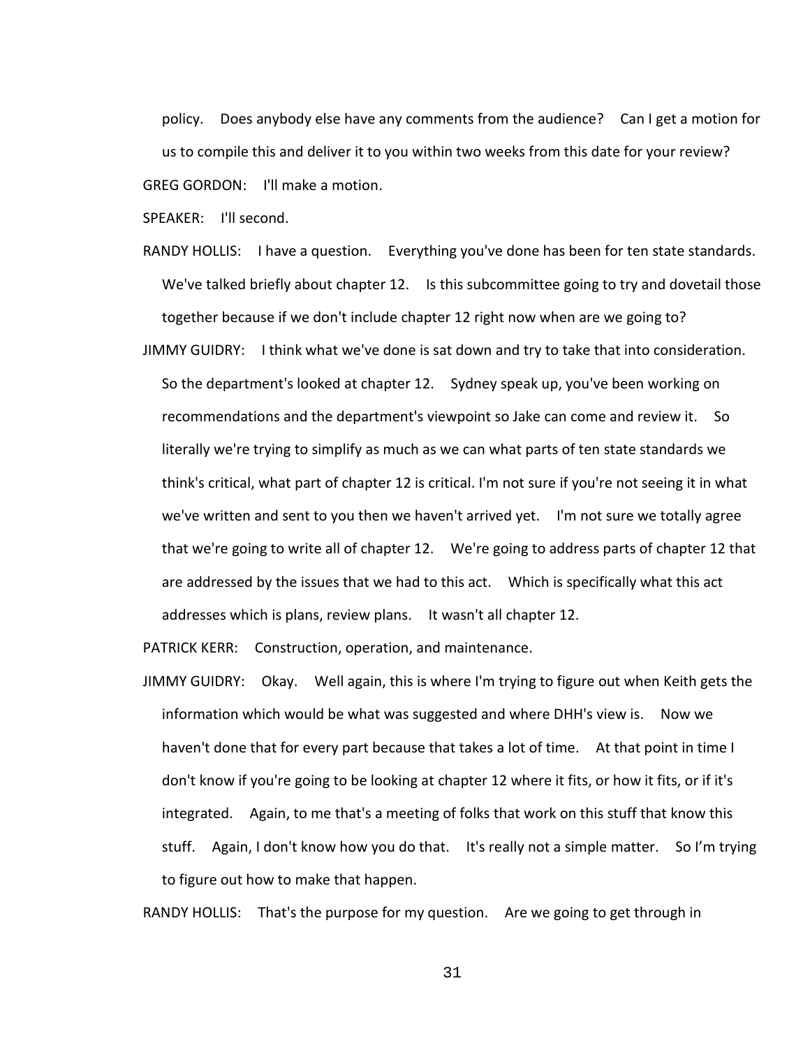policy. Does anybody else have any comments from the audience? Can I get a motion for us to compile this and deliver it to you within two weeks from this date for your review?

GREG GORDON: I'll make a motion.

SPEAKER: I'll second.

RANDY HOLLIS: I have a question. Everything you've done has been for ten state standards. We've talked briefly about chapter 12. Is this subcommittee going to try and dovetail those together because if we don't include chapter 12 right now when are we going to?

JIMMY GUIDRY: I think what we've done is sat down and try to take that into consideration. So the department's looked at chapter 12. Sydney speak up, you've been working on recommendations and the department's viewpoint so Jake can come and review it. So literally we're trying to simplify as much as we can what parts of ten state standards we think's critical, what part of chapter 12 is critical. I'm not sure if you're not seeing it in what we've written and sent to you then we haven't arrived yet. I'm not sure we totally agree that we're going to write all of chapter 12. We're going to address parts of chapter 12 that are addressed by the issues that we had to this act. Which is specifically what this act addresses which is plans, review plans. It wasn't all chapter 12.

PATRICK KERR: Construction, operation, and maintenance.

JIMMY GUIDRY: Okay. Well again, this is where I'm trying to figure out when Keith gets the information which would be what was suggested and where DHH's view is. Now we haven't done that for every part because that takes a lot of time. At that point in time I don't know if you're going to be looking at chapter 12 where it fits, or how it fits, or if it's integrated. Again, to me that's a meeting of folks that work on this stuff that know this stuff. Again, I don't know how you do that. It's really not a simple matter. So I'm trying to figure out how to make that happen.

RANDY HOLLIS: That's the purpose for my question. Are we going to get through in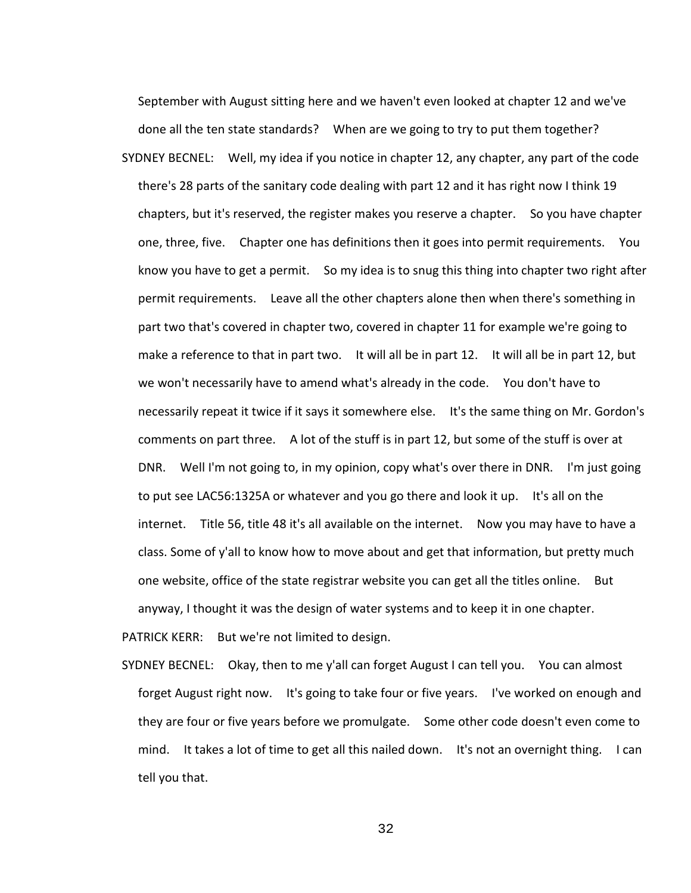September with August sitting here and we haven't even looked at chapter 12 and we've done all the ten state standards? When are we going to try to put them together?

SYDNEY BECNEL: Well, my idea if you notice in chapter 12, any chapter, any part of the code there's 28 parts of the sanitary code dealing with part 12 and it has right now I think 19 chapters, but it's reserved, the register makes you reserve a chapter. So you have chapter one, three, five. Chapter one has definitions then it goes into permit requirements. You know you have to get a permit. So my idea is to snug this thing into chapter two right after permit requirements. Leave all the other chapters alone then when there's something in part two that's covered in chapter two, covered in chapter 11 for example we're going to make a reference to that in part two. It will all be in part 12. It will all be in part 12, but we won't necessarily have to amend what's already in the code. You don't have to necessarily repeat it twice if it says it somewhere else. It's the same thing on Mr. Gordon's comments on part three. A lot of the stuff is in part 12, but some of the stuff is over at DNR. Well I'm not going to, in my opinion, copy what's over there in DNR. I'm just going to put see LAC56:1325A or whatever and you go there and look it up. It's all on the internet. Title 56, title 48 it's all available on the internet. Now you may have to have a class. Some of y'all to know how to move about and get that information, but pretty much one website, office of the state registrar website you can get all the titles online. But anyway, I thought it was the design of water systems and to keep it in one chapter.

PATRICK KERR: But we're not limited to design.

SYDNEY BECNEL: Okay, then to me y'all can forget August I can tell you. You can almost forget August right now. It's going to take four or five years. I've worked on enough and they are four or five years before we promulgate. Some other code doesn't even come to mind. It takes a lot of time to get all this nailed down. It's not an overnight thing. I can tell you that.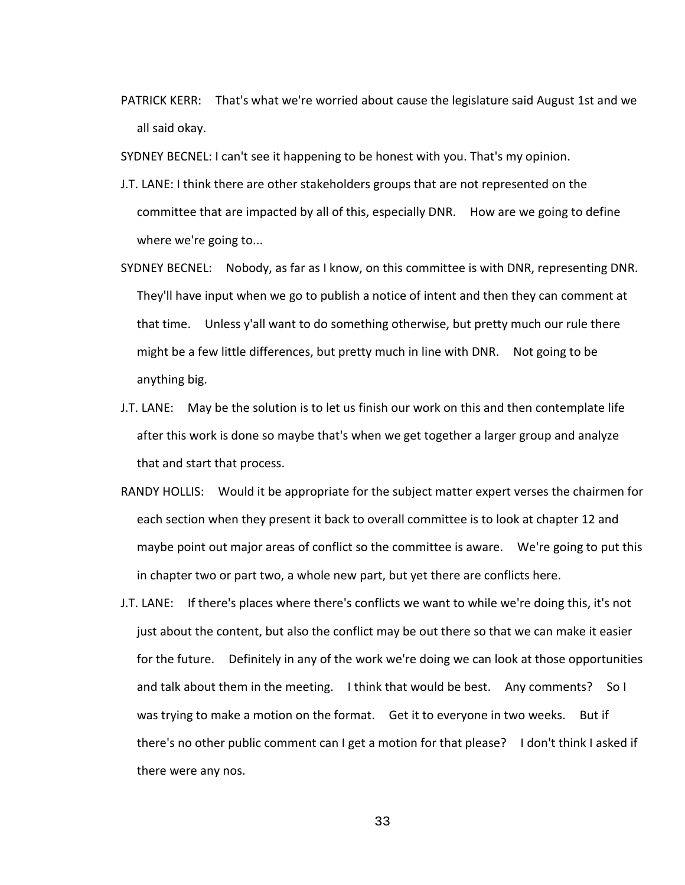PATRICK KERR: That's what we're worried about cause the legislature said August 1st and we all said okay.

SYDNEY BECNEL: I can't see it happening to be honest with you. That's my opinion.

J.T. LANE: I think there are other stakeholders groups that are not represented on the committee that are impacted by all of this, especially DNR. How are we going to define where we're going to...

SYDNEY BECNEL: Nobody, as far as I know, on this committee is with DNR, representing DNR. They'll have input when we go to publish a notice of intent and then they can comment at that time. Unless y'all want to do something otherwise, but pretty much our rule there might be a few little differences, but pretty much in line with DNR. Not going to be anything big.

J.T. LANE: May be the solution is to let us finish our work on this and then contemplate life after this work is done so maybe that's when we get together a larger group and analyze that and start that process.

RANDY HOLLIS: Would it be appropriate for the subject matter expert verses the chairmen for each section when they present it back to overall committee is to look at chapter 12 and maybe point out major areas of conflict so the committee is aware. We're going to put this in chapter two or part two, a whole new part, but yet there are conflicts here.

J.T. LANE: If there's places where there's conflicts we want to while we're doing this, it's not just about the content, but also the conflict may be out there so that we can make it easier for the future. Definitely in any of the work we're doing we can look at those opportunities and talk about them in the meeting. I think that would be best. Any comments? So I was trying to make a motion on the format. Get it to everyone in two weeks. But if there's no other public comment can I get a motion for that please? I don't think I asked if there were any nos.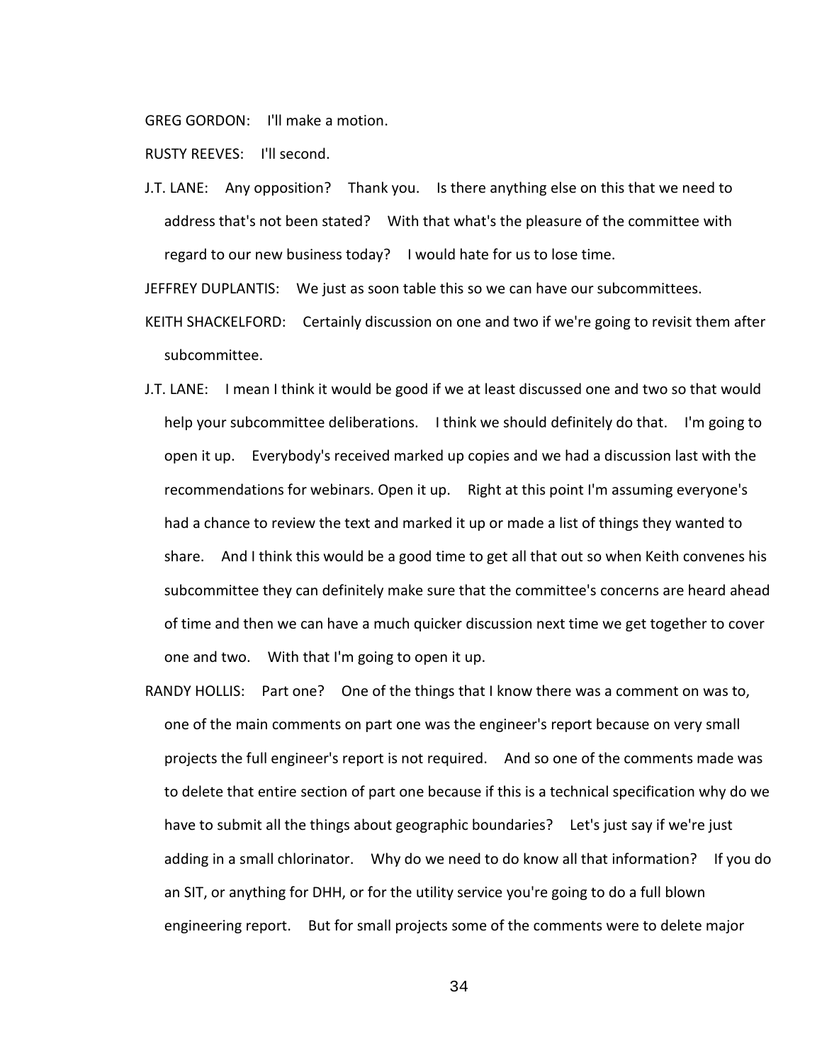GREG GORDON: I'll make a motion.

RUSTY REEVES: I'll second.

J.T. LANE: Any opposition? Thank you. Is there anything else on this that we need to address that's not been stated? With that what's the pleasure of the committee with regard to our new business today? I would hate for us to lose time.

JEFFREY DUPLANTIS: We just as soon table this so we can have our subcommittees.

KEITH SHACKELFORD: Certainly discussion on one and two if we're going to revisit them after subcommittee.

J.T. LANE: I mean I think it would be good if we at least discussed one and two so that would help your subcommittee deliberations. I think we should definitely do that. I'm going to open it up. Everybody's received marked up copies and we had a discussion last with the recommendations for webinars. Open it up. Right at this point I'm assuming everyone's had a chance to review the text and marked it up or made a list of things they wanted to share. And I think this would be a good time to get all that out so when Keith convenes his subcommittee they can definitely make sure that the committee's concerns are heard ahead of time and then we can have a much quicker discussion next time we get together to cover one and two. With that I'm going to open it up.

RANDY HOLLIS: Part one? One of the things that I know there was a comment on was to, one of the main comments on part one was the engineer's report because on very small projects the full engineer's report is not required. And so one of the comments made was to delete that entire section of part one because if this is a technical specification why do we have to submit all the things about geographic boundaries? Let's just say if we're just adding in a small chlorinator. Why do we need to do know all that information? If you do an SIT, or anything for DHH, or for the utility service you're going to do a full blown engineering report. But for small projects some of the comments were to delete major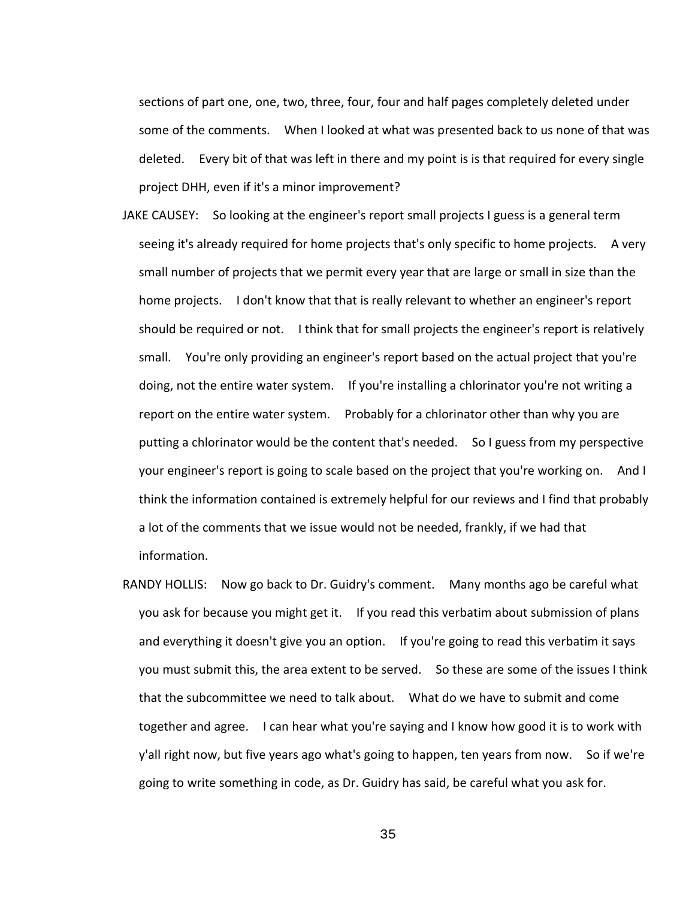sections of part one, one, two, three, four, four and half pages completely deleted under some of the comments. When I looked at what was presented back to us none of that was deleted. Every bit of that was left in there and my point is is that required for every single project DHH, even if it's a minor improvement?

JAKE CAUSEY: So looking at the engineer's report small projects I guess is a general term seeing it's already required for home projects that's only specific to home projects. A very small number of projects that we permit every year that are large or small in size than the home projects. I don't know that that is really relevant to whether an engineer's report should be required or not. I think that for small projects the engineer's report is relatively small. You're only providing an engineer's report based on the actual project that you're doing, not the entire water system. If you're installing a chlorinator you're not writing a report on the entire water system. Probably for a chlorinator other than why you are putting a chlorinator would be the content that's needed. So I guess from my perspective your engineer's report is going to scale based on the project that you're working on. And I think the information contained is extremely helpful for our reviews and I find that probably a lot of the comments that we issue would not be needed, frankly, if we had that information.

RANDY HOLLIS: Now go back to Dr. Guidry's comment. Many months ago be careful what you ask for because you might get it. If you read this verbatim about submission of plans and everything it doesn't give you an option. If you're going to read this verbatim it says you must submit this, the area extent to be served. So these are some of the issues I think that the subcommittee we need to talk about. What do we have to submit and come together and agree. I can hear what you're saying and I know how good it is to work with y'all right now, but five years ago what's going to happen, ten years from now. So if we're going to write something in code, as Dr. Guidry has said, be careful what you ask for.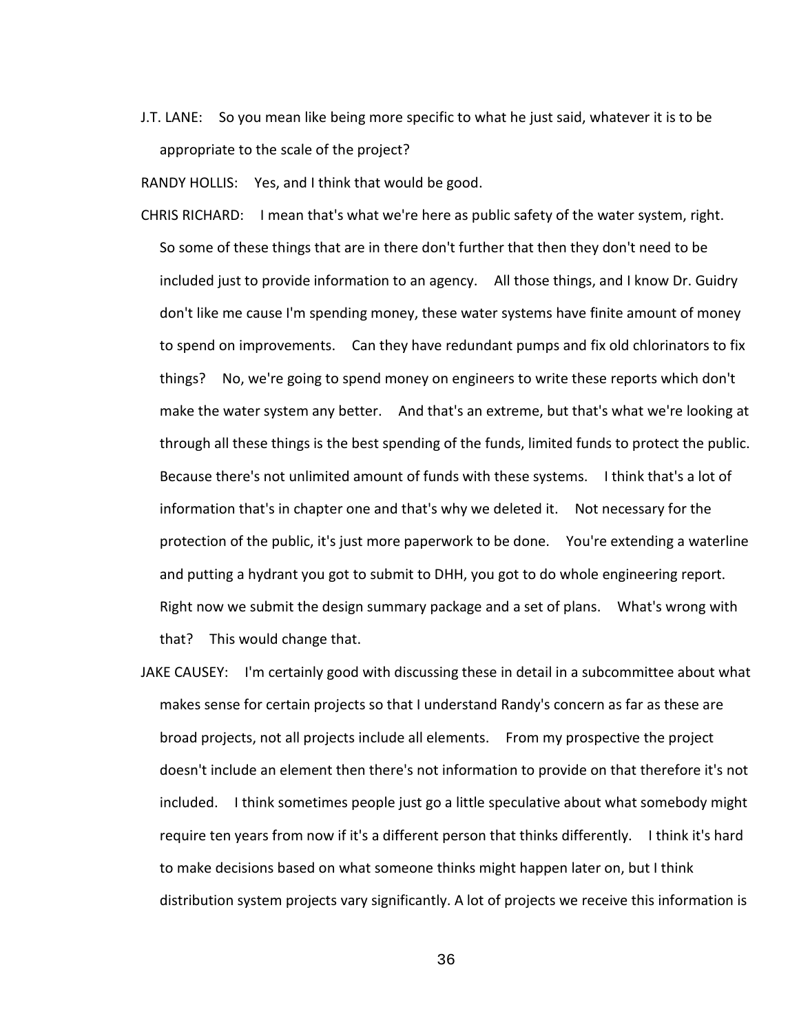J.T. LANE: So you mean like being more specific to what he just said, whatever it is to be appropriate to the scale of the project?

RANDY HOLLIS: Yes, and I think that would be good.

CHRIS RICHARD: I mean that's what we're here as public safety of the water system, right. So some of these things that are in there don't further that then they don't need to be included just to provide information to an agency. All those things, and I know Dr. Guidry don't like me cause I'm spending money, these water systems have finite amount of money to spend on improvements. Can they have redundant pumps and fix old chlorinators to fix things? No, we're going to spend money on engineers to write these reports which don't make the water system any better. And that's an extreme, but that's what we're looking at through all these things is the best spending of the funds, limited funds to protect the public. Because there's not unlimited amount of funds with these systems. I think that's a lot of information that's in chapter one and that's why we deleted it. Not necessary for the protection of the public, it's just more paperwork to be done. You're extending a waterline and putting a hydrant you got to submit to DHH, you got to do whole engineering report. Right now we submit the design summary package and a set of plans. What's wrong with that? This would change that.

JAKE CAUSEY: I'm certainly good with discussing these in detail in a subcommittee about what makes sense for certain projects so that I understand Randy's concern as far as these are broad projects, not all projects include all elements. From my prospective the project doesn't include an element then there's not information to provide on that therefore it's not included. I think sometimes people just go a little speculative about what somebody might require ten years from now if it's a different person that thinks differently. I think it's hard to make decisions based on what someone thinks might happen later on, but I think distribution system projects vary significantly. A lot of projects we receive this information is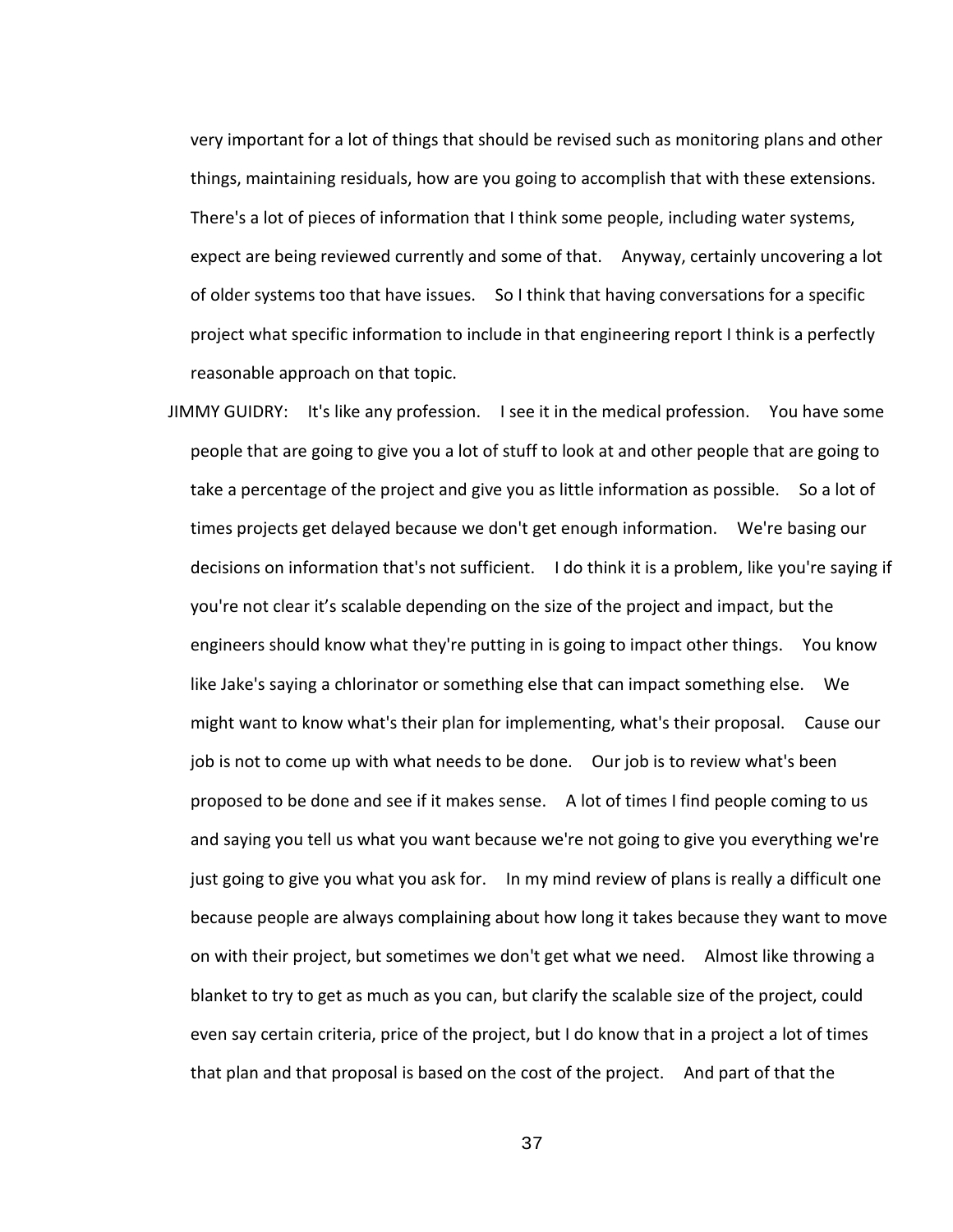very important for a lot of things that should be revised such as monitoring plans and other things, maintaining residuals, how are you going to accomplish that with these extensions. There's a lot of pieces of information that I think some people, including water systems, expect are being reviewed currently and some of that. Anyway, certainly uncovering a lot of older systems too that have issues. So I think that having conversations for a specific project what specific information to include in that engineering report I think is a perfectly reasonable approach on that topic.

JIMMY GUIDRY: It's like any profession. I see it in the medical profession. You have some people that are going to give you a lot of stuff to look at and other people that are going to take a percentage of the project and give you as little information as possible. So a lot of times projects get delayed because we don't get enough information. We're basing our decisions on information that's not sufficient. I do think it is a problem, like you're saying if you're not clear it's scalable depending on the size of the project and impact, but the engineers should know what they're putting in is going to impact other things. You know like Jake's saying a chlorinator or something else that can impact something else. We might want to know what's their plan for implementing, what's their proposal. Cause our job is not to come up with what needs to be done. Our job is to review what's been proposed to be done and see if it makes sense. A lot of times I find people coming to us and saying you tell us what you want because we're not going to give you everything we're just going to give you what you ask for. In my mind review of plans is really a difficult one because people are always complaining about how long it takes because they want to move on with their project, but sometimes we don't get what we need. Almost like throwing a blanket to try to get as much as you can, but clarify the scalable size of the project, could even say certain criteria, price of the project, but I do know that in a project a lot of times that plan and that proposal is based on the cost of the project. And part of that the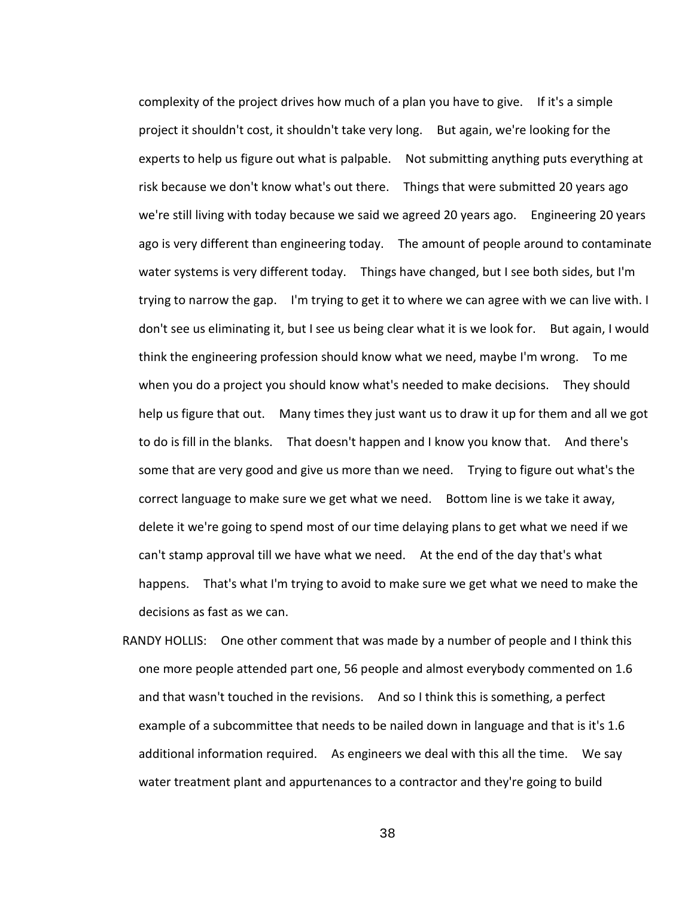complexity of the project drives how much of a plan you have to give. If it's a simple project it shouldn't cost, it shouldn't take very long. But again, we're looking for the experts to help us figure out what is palpable. Not submitting anything puts everything at risk because we don't know what's out there. Things that were submitted 20 years ago we're still living with today because we said we agreed 20 years ago. Engineering 20 years ago is very different than engineering today. The amount of people around to contaminate water systems is very different today. Things have changed, but I see both sides, but I'm trying to narrow the gap. I'm trying to get it to where we can agree with we can live with. I don't see us eliminating it, but I see us being clear what it is we look for. But again, I would think the engineering profession should know what we need, maybe I'm wrong. To me when you do a project you should know what's needed to make decisions. They should help us figure that out. Many times they just want us to draw it up for them and all we got to do is fill in the blanks. That doesn't happen and I know you know that. And there's some that are very good and give us more than we need. Trying to figure out what's the correct language to make sure we get what we need. Bottom line is we take it away, delete it we're going to spend most of our time delaying plans to get what we need if we can't stamp approval till we have what we need. At the end of the day that's what happens. That's what I'm trying to avoid to make sure we get what we need to make the decisions as fast as we can.

RANDY HOLLIS: One other comment that was made by a number of people and I think this one more people attended part one, 56 people and almost everybody commented on 1.6 and that wasn't touched in the revisions. And so I think this is something, a perfect example of a subcommittee that needs to be nailed down in language and that is it's 1.6 additional information required. As engineers we deal with this all the time. We say water treatment plant and appurtenances to a contractor and they're going to build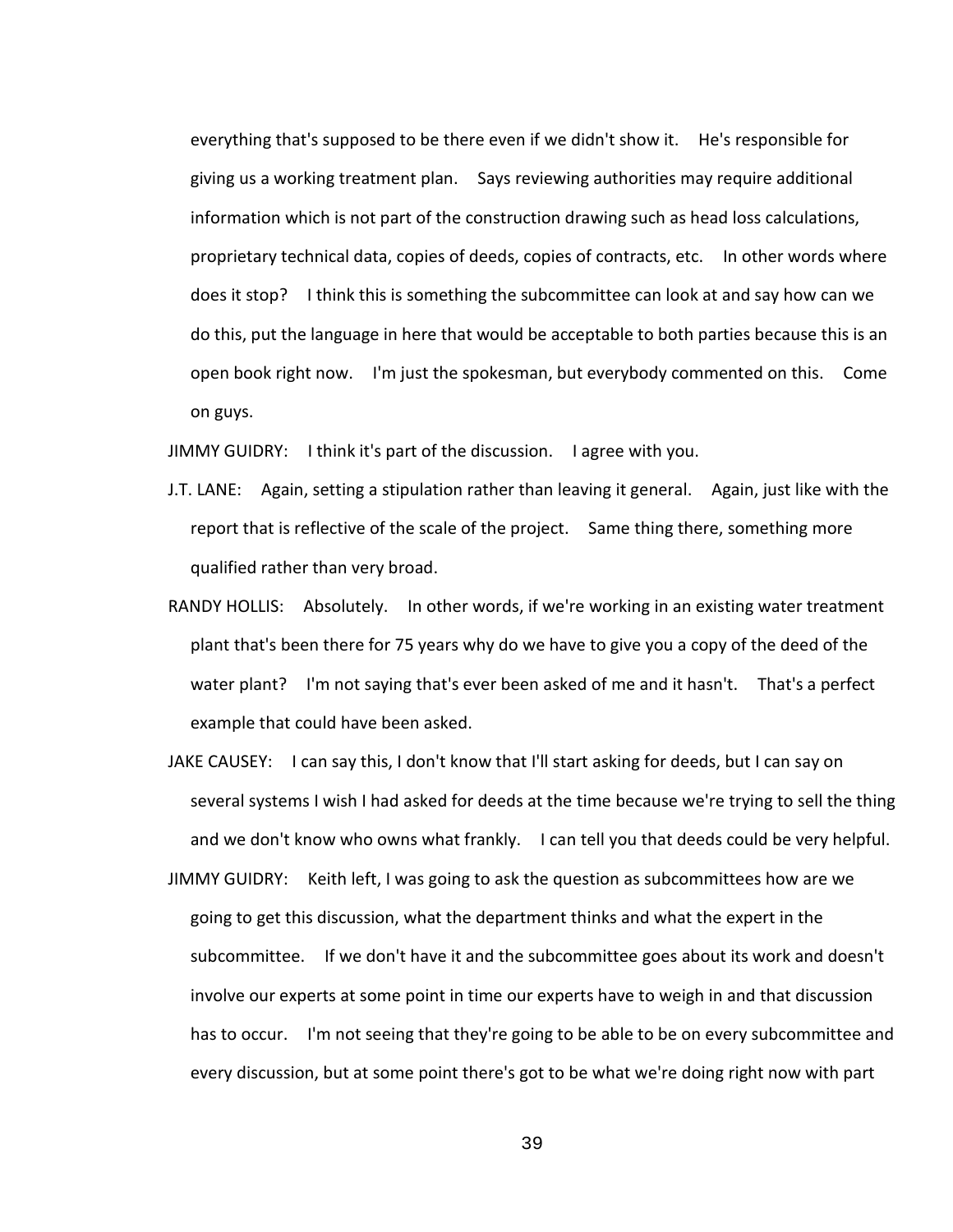everything that's supposed to be there even if we didn't show it. He's responsible for giving us a working treatment plan. Says reviewing authorities may require additional information which is not part of the construction drawing such as head loss calculations, proprietary technical data, copies of deeds, copies of contracts, etc. In other words where does it stop? I think this is something the subcommittee can look at and say how can we do this, put the language in here that would be acceptable to both parties because this is an open book right now. I'm just the spokesman, but everybody commented on this. Come on guys.

JIMMY GUIDRY: I think it's part of the discussion. I agree with you.

J.T. LANE: Again, setting a stipulation rather than leaving it general. Again, just like with the report that is reflective of the scale of the project. Same thing there, something more qualified rather than very broad.

RANDY HOLLIS: Absolutely. In other words, if we're working in an existing water treatment plant that's been there for 75 years why do we have to give you a copy of the deed of the water plant? I'm not saying that's ever been asked of me and it hasn't. That's a perfect example that could have been asked.

JAKE CAUSEY: I can say this, I don't know that I'll start asking for deeds, but I can say on several systems I wish I had asked for deeds at the time because we're trying to sell the thing and we don't know who owns what frankly. I can tell you that deeds could be very helpful.

JIMMY GUIDRY: Keith left, I was going to ask the question as subcommittees how are we going to get this discussion, what the department thinks and what the expert in the subcommittee. If we don't have it and the subcommittee goes about its work and doesn't involve our experts at some point in time our experts have to weigh in and that discussion has to occur. I'm not seeing that they're going to be able to be on every subcommittee and every discussion, but at some point there's got to be what we're doing right now with part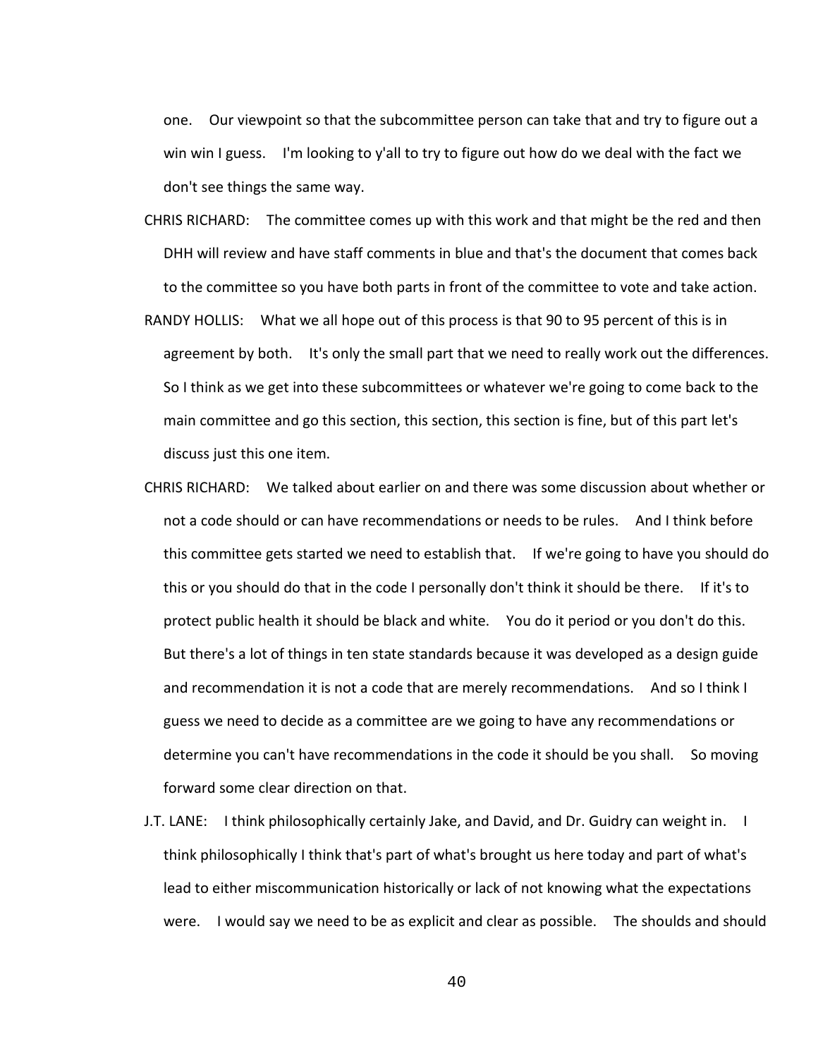one. Our viewpoint so that the subcommittee person can take that and try to figure out a win win I guess. I'm looking to y'all to try to figure out how do we deal with the fact we don't see things the same way.

CHRIS RICHARD: The committee comes up with this work and that might be the red and then DHH will review and have staff comments in blue and that's the document that comes back to the committee so you have both parts in front of the committee to vote and take action.

RANDY HOLLIS: What we all hope out of this process is that 90 to 95 percent of this is in agreement by both. It's only the small part that we need to really work out the differences. So I think as we get into these subcommittees or whatever we're going to come back to the main committee and go this section, this section, this section is fine, but of this part let's discuss just this one item.

CHRIS RICHARD: We talked about earlier on and there was some discussion about whether or not a code should or can have recommendations or needs to be rules. And I think before this committee gets started we need to establish that. If we're going to have you should do this or you should do that in the code I personally don't think it should be there. If it's to protect public health it should be black and white. You do it period or you don't do this. But there's a lot of things in ten state standards because it was developed as a design guide and recommendation it is not a code that are merely recommendations. And so I think I guess we need to decide as a committee are we going to have any recommendations or determine you can't have recommendations in the code it should be you shall. So moving forward some clear direction on that.

J.T. LANE: I think philosophically certainly Jake, and David, and Dr. Guidry can weight in. I think philosophically I think that's part of what's brought us here today and part of what's lead to either miscommunication historically or lack of not knowing what the expectations were. I would say we need to be as explicit and clear as possible. The shoulds and should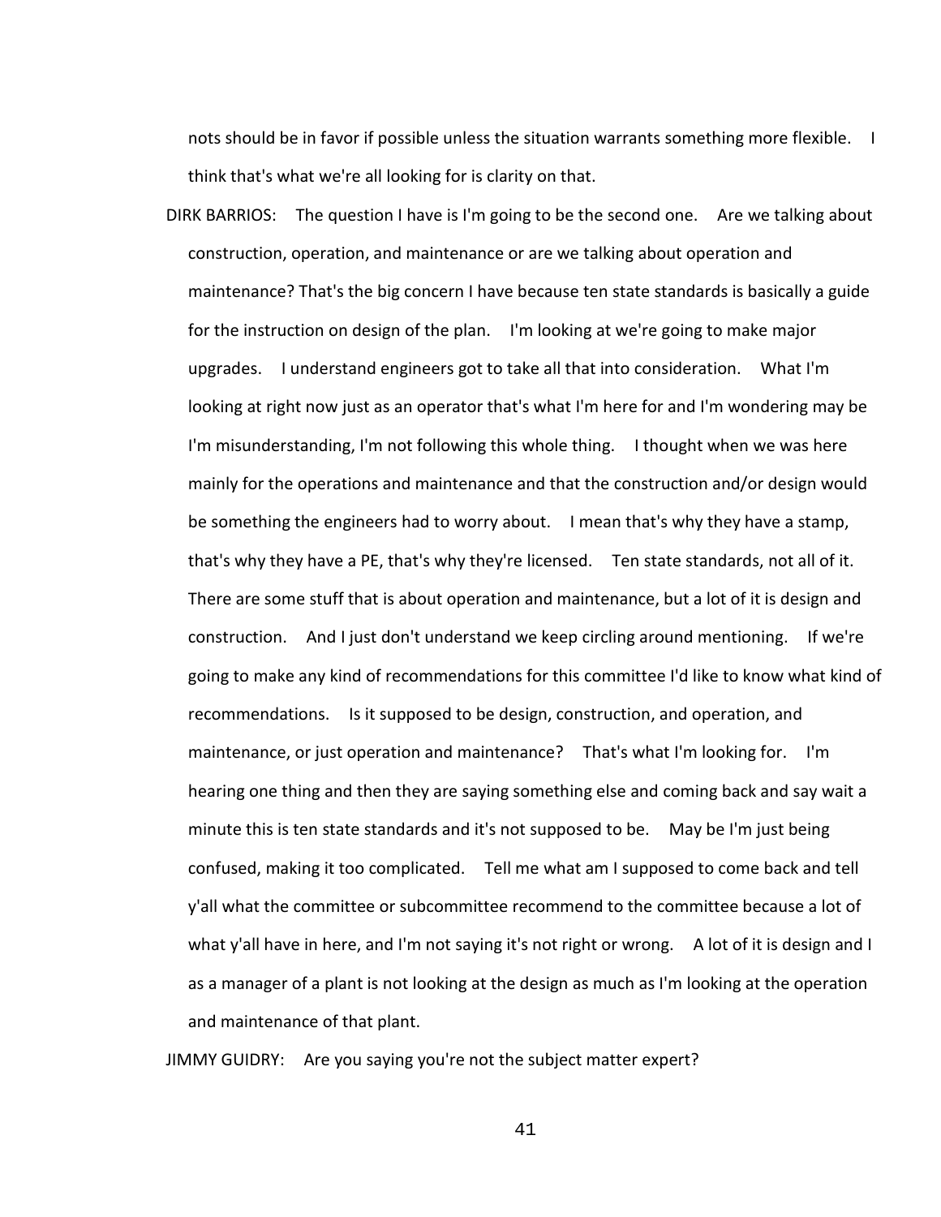nots should be in favor if possible unless the situation warrants something more flexible. I think that's what we're all looking for is clarity on that.

DIRK BARRIOS: The question I have is I'm going to be the second one. Are we talking about construction, operation, and maintenance or are we talking about operation and maintenance? That's the big concern I have because ten state standards is basically a guide for the instruction on design of the plan. I'm looking at we're going to make major upgrades. I understand engineers got to take all that into consideration. What I'm looking at right now just as an operator that's what I'm here for and I'm wondering may be I'm misunderstanding, I'm not following this whole thing. I thought when we was here mainly for the operations and maintenance and that the construction and/or design would be something the engineers had to worry about. I mean that's why they have a stamp, that's why they have a PE, that's why they're licensed. Ten state standards, not all of it. There are some stuff that is about operation and maintenance, but a lot of it is design and construction. And I just don't understand we keep circling around mentioning. If we're going to make any kind of recommendations for this committee I'd like to know what kind of recommendations. Is it supposed to be design, construction, and operation, and maintenance, or just operation and maintenance? That's what I'm looking for. I'm hearing one thing and then they are saying something else and coming back and say wait a minute this is ten state standards and it's not supposed to be. May be I'm just being confused, making it too complicated. Tell me what am I supposed to come back and tell y'all what the committee or subcommittee recommend to the committee because a lot of what y'all have in here, and I'm not saying it's not right or wrong. A lot of it is design and I as a manager of a plant is not looking at the design as much as I'm looking at the operation and maintenance of that plant.

JIMMY GUIDRY: Are you saying you're not the subject matter expert?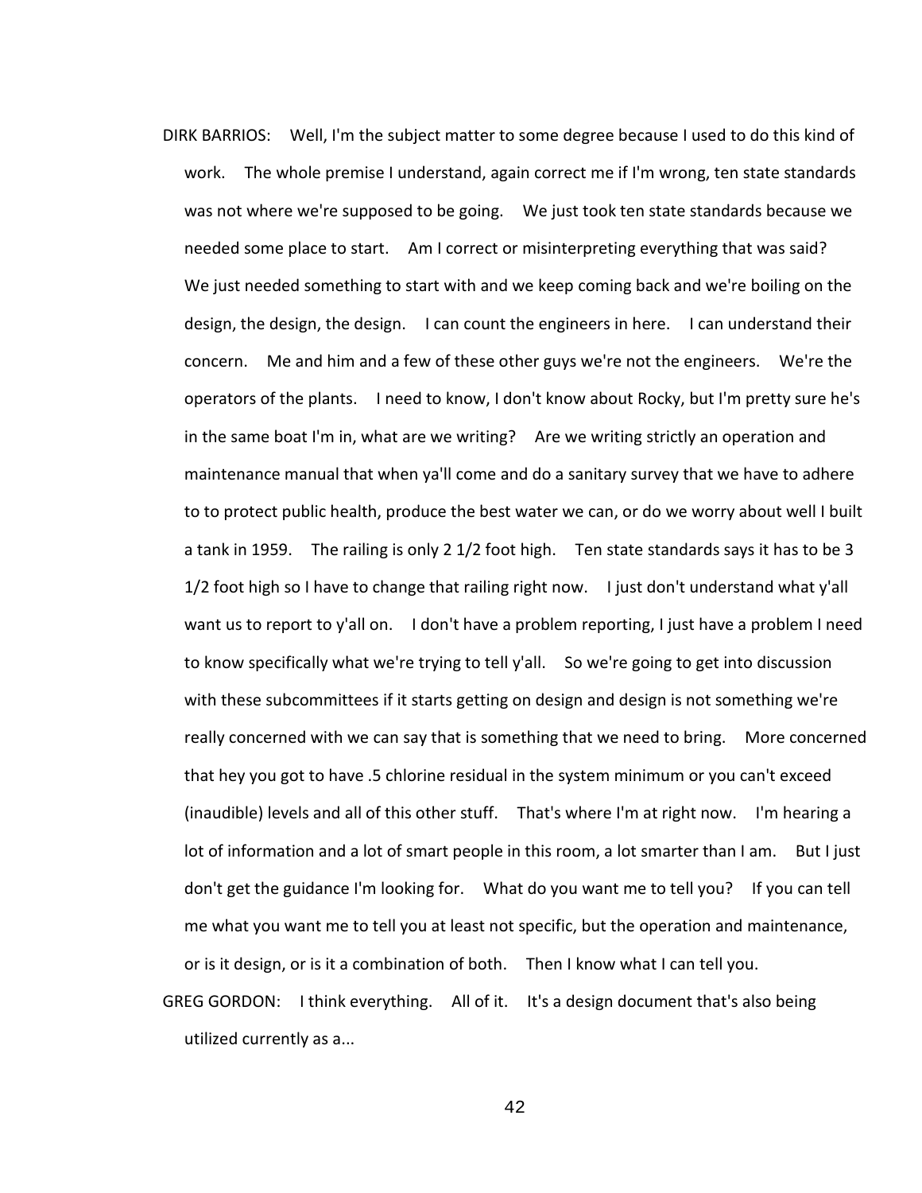DIRK BARRIOS: Well, I'm the subject matter to some degree because I used to do this kind of work. The whole premise I understand, again correct me if I'm wrong, ten state standards was not where we're supposed to be going. We just took ten state standards because we needed some place to start. Am I correct or misinterpreting everything that was said? We just needed something to start with and we keep coming back and we're boiling on the design, the design, the design. I can count the engineers in here. I can understand their concern. Me and him and a few of these other guys we're not the engineers. We're the operators of the plants. I need to know, I don't know about Rocky, but I'm pretty sure he's in the same boat I'm in, what are we writing? Are we writing strictly an operation and maintenance manual that when ya'll come and do a sanitary survey that we have to adhere to to protect public health, produce the best water we can, or do we worry about well I built a tank in 1959. The railing is only 2 1/2 foot high. Ten state standards says it has to be 3 1/2 foot high so I have to change that railing right now. I just don't understand what y'all want us to report to y'all on. I don't have a problem reporting, I just have a problem I need to know specifically what we're trying to tell y'all. So we're going to get into discussion with these subcommittees if it starts getting on design and design is not something we're really concerned with we can say that is something that we need to bring. More concerned that hey you got to have .5 chlorine residual in the system minimum or you can't exceed (inaudible) levels and all of this other stuff. That's where I'm at right now. I'm hearing a lot of information and a lot of smart people in this room, a lot smarter than I am. But I just don't get the guidance I'm looking for. What do you want me to tell you? If you can tell me what you want me to tell you at least not specific, but the operation and maintenance, or is it design, or is it a combination of both. Then I know what I can tell you.

GREG GORDON: I think everything. All of it. It's a design document that's also being utilized currently as a...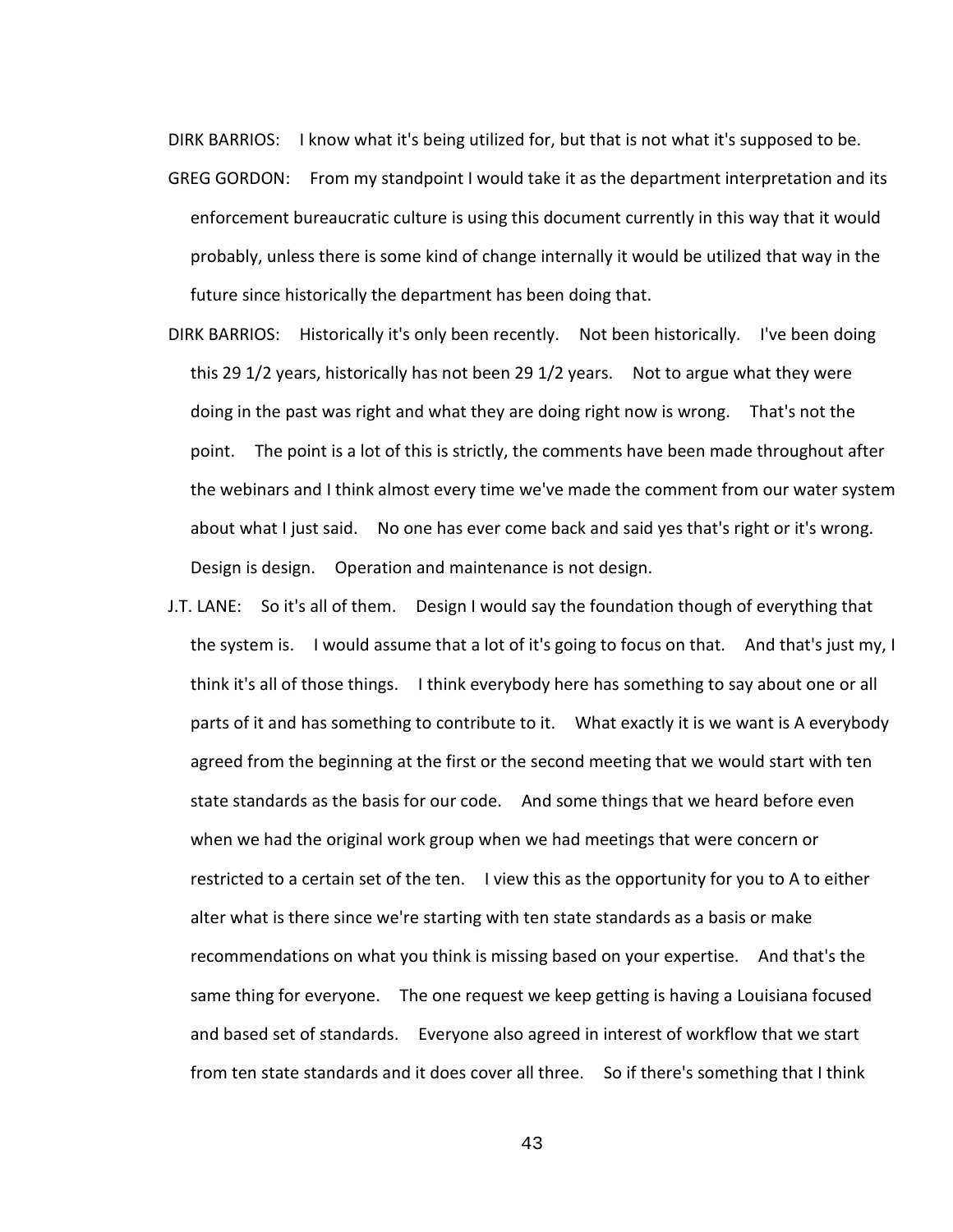DIRK BARRIOS: I know what it's being utilized for, but that is not what it's supposed to be.

GREG GORDON: From my standpoint I would take it as the department interpretation and its enforcement bureaucratic culture is using this document currently in this way that it would probably, unless there is some kind of change internally it would be utilized that way in the future since historically the department has been doing that.

DIRK BARRIOS: Historically it's only been recently. Not been historically. I've been doing this 29 1/2 years, historically has not been 29 1/2 years. Not to argue what they were doing in the past was right and what they are doing right now is wrong. That's not the point. The point is a lot of this is strictly, the comments have been made throughout after the webinars and I think almost every time we've made the comment from our water system about what I just said. No one has ever come back and said yes that's right or it's wrong. Design is design. Operation and maintenance is not design.

J.T. LANE: So it's all of them. Design I would say the foundation though of everything that the system is. I would assume that a lot of it's going to focus on that. And that's just my, I think it's all of those things. I think everybody here has something to say about one or all parts of it and has something to contribute to it. What exactly it is we want is A everybody agreed from the beginning at the first or the second meeting that we would start with ten state standards as the basis for our code. And some things that we heard before even when we had the original work group when we had meetings that were concern or restricted to a certain set of the ten. I view this as the opportunity for you to A to either alter what is there since we're starting with ten state standards as a basis or make recommendations on what you think is missing based on your expertise. And that's the same thing for everyone. The one request we keep getting is having a Louisiana focused and based set of standards. Everyone also agreed in interest of workflow that we start from ten state standards and it does cover all three. So if there's something that I think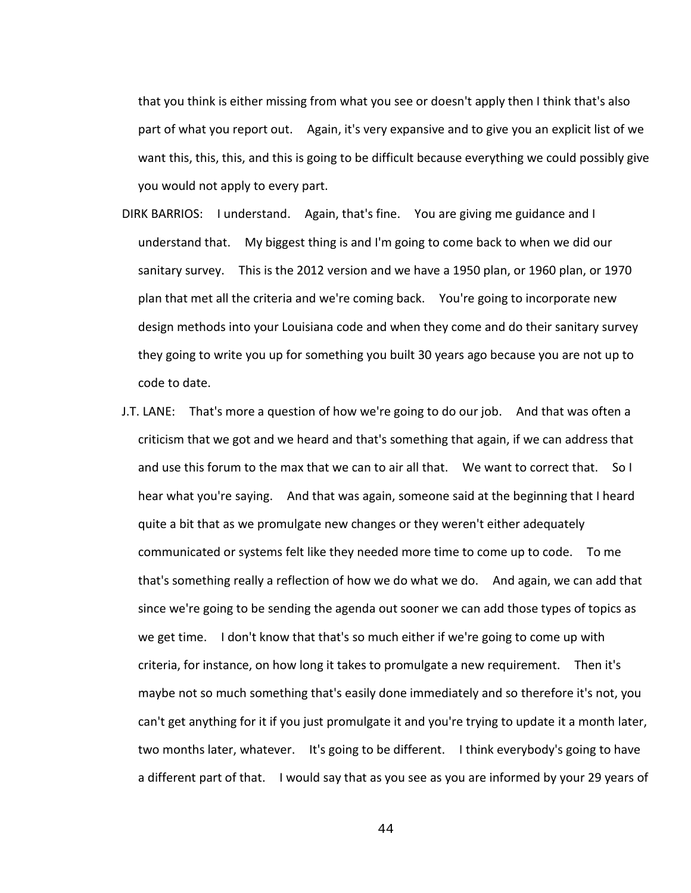that you think is either missing from what you see or doesn't apply then I think that's also part of what you report out. Again, it's very expansive and to give you an explicit list of we want this, this, this, and this is going to be difficult because everything we could possibly give you would not apply to every part.

DIRK BARRIOS: I understand. Again, that's fine. You are giving me guidance and I understand that. My biggest thing is and I'm going to come back to when we did our sanitary survey. This is the 2012 version and we have a 1950 plan, or 1960 plan, or 1970 plan that met all the criteria and we're coming back. You're going to incorporate new design methods into your Louisiana code and when they come and do their sanitary survey they going to write you up for something you built 30 years ago because you are not up to code to date.

J.T. LANE: That's more a question of how we're going to do our job. And that was often a criticism that we got and we heard and that's something that again, if we can address that and use this forum to the max that we can to air all that. We want to correct that. So I hear what you're saying. And that was again, someone said at the beginning that I heard quite a bit that as we promulgate new changes or they weren't either adequately communicated or systems felt like they needed more time to come up to code. To me that's something really a reflection of how we do what we do. And again, we can add that since we're going to be sending the agenda out sooner we can add those types of topics as we get time. I don't know that that's so much either if we're going to come up with criteria, for instance, on how long it takes to promulgate a new requirement. Then it's maybe not so much something that's easily done immediately and so therefore it's not, you can't get anything for it if you just promulgate it and you're trying to update it a month later, two months later, whatever. It's going to be different. I think everybody's going to have a different part of that. I would say that as you see as you are informed by your 29 years of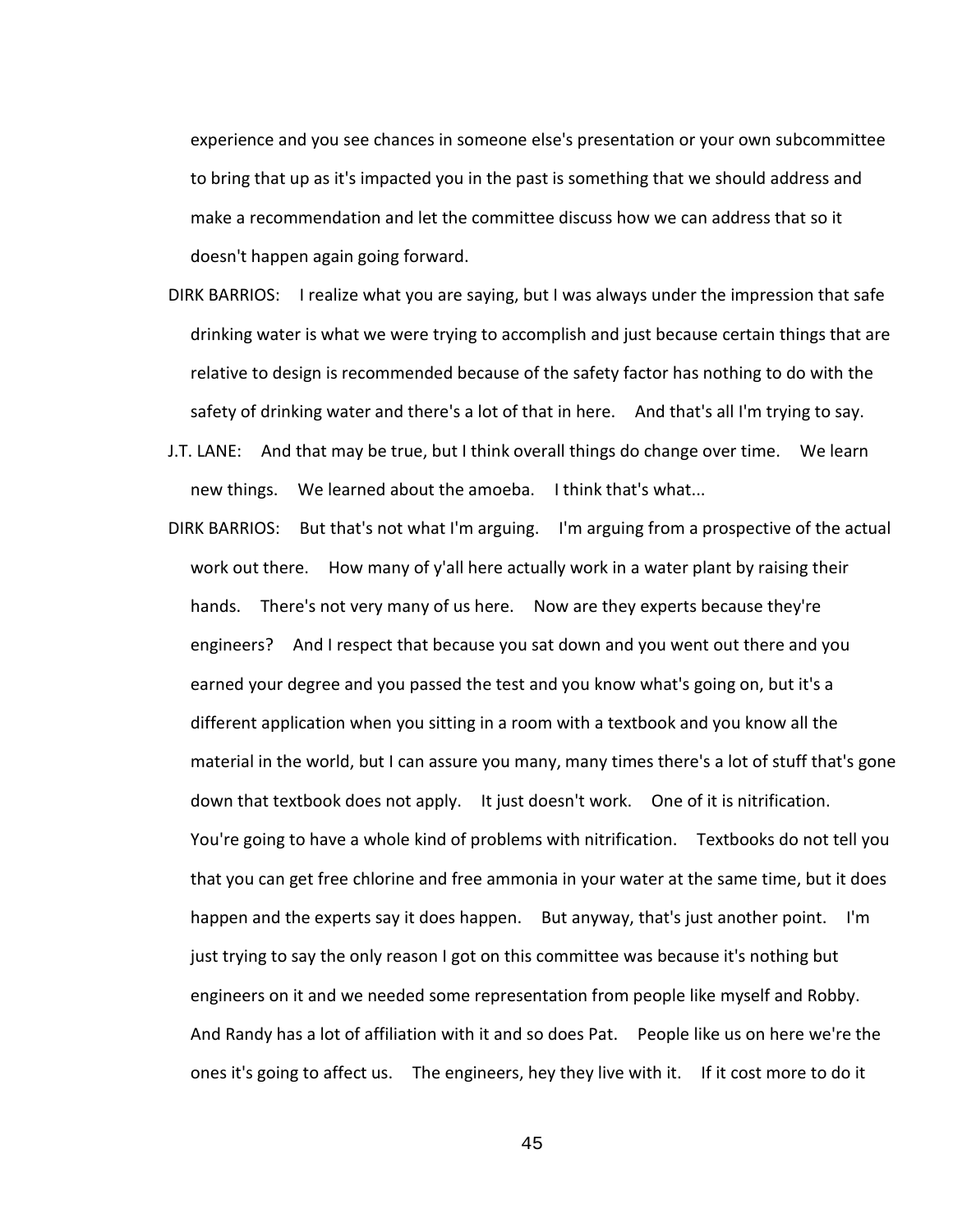experience and you see chances in someone else's presentation or your own subcommittee to bring that up as it's impacted you in the past is something that we should address and make a recommendation and let the committee discuss how we can address that so it doesn't happen again going forward.

DIRK BARRIOS: I realize what you are saying, but I was always under the impression that safe drinking water is what we were trying to accomplish and just because certain things that are relative to design is recommended because of the safety factor has nothing to do with the safety of drinking water and there's a lot of that in here. And that's all I'm trying to say.

J.T. LANE: And that may be true, but I think overall things do change over time. We learn new things. We learned about the amoeba. I think that's what...

DIRK BARRIOS: But that's not what I'm arguing. I'm arguing from a prospective of the actual work out there. How many of y'all here actually work in a water plant by raising their hands. There's not very many of us here. Now are they experts because they're engineers? And I respect that because you sat down and you went out there and you earned your degree and you passed the test and you know what's going on, but it's a different application when you sitting in a room with a textbook and you know all the material in the world, but I can assure you many, many times there's a lot of stuff that's gone down that textbook does not apply. It just doesn't work. One of it is nitrification. You're going to have a whole kind of problems with nitrification. Textbooks do not tell you that you can get free chlorine and free ammonia in your water at the same time, but it does happen and the experts say it does happen. But anyway, that's just another point. I'm just trying to say the only reason I got on this committee was because it's nothing but engineers on it and we needed some representation from people like myself and Robby. And Randy has a lot of affiliation with it and so does Pat. People like us on here we're the ones it's going to affect us. The engineers, hey they live with it. If it cost more to do it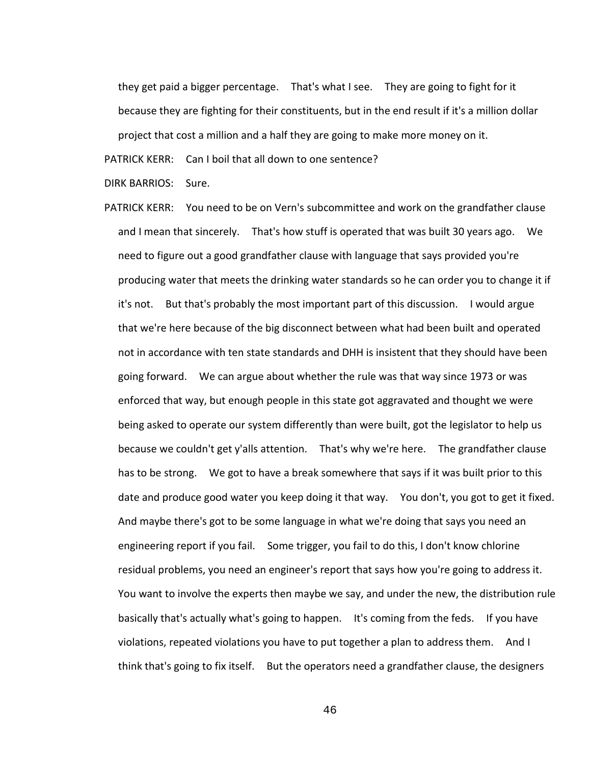they get paid a bigger percentage. That's what I see. They are going to fight for it because they are fighting for their constituents, but in the end result if it's a million dollar project that cost a million and a half they are going to make more money on it.

PATRICK KERR: Can I boil that all down to one sentence?

DIRK BARRIOS: Sure.

PATRICK KERR: You need to be on Vern's subcommittee and work on the grandfather clause and I mean that sincerely. That's how stuff is operated that was built 30 years ago. We need to figure out a good grandfather clause with language that says provided you're producing water that meets the drinking water standards so he can order you to change it if it's not. But that's probably the most important part of this discussion. I would argue that we're here because of the big disconnect between what had been built and operated not in accordance with ten state standards and DHH is insistent that they should have been going forward. We can argue about whether the rule was that way since 1973 or was enforced that way, but enough people in this state got aggravated and thought we were being asked to operate our system differently than were built, got the legislator to help us because we couldn't get y'alls attention. That's why we're here. The grandfather clause has to be strong. We got to have a break somewhere that says if it was built prior to this date and produce good water you keep doing it that way. You don't, you got to get it fixed. And maybe there's got to be some language in what we're doing that says you need an engineering report if you fail. Some trigger, you fail to do this, I don't know chlorine residual problems, you need an engineer's report that says how you're going to address it. You want to involve the experts then maybe we say, and under the new, the distribution rule basically that's actually what's going to happen. It's coming from the feds. If you have violations, repeated violations you have to put together a plan to address them. And I think that's going to fix itself. But the operators need a grandfather clause, the designers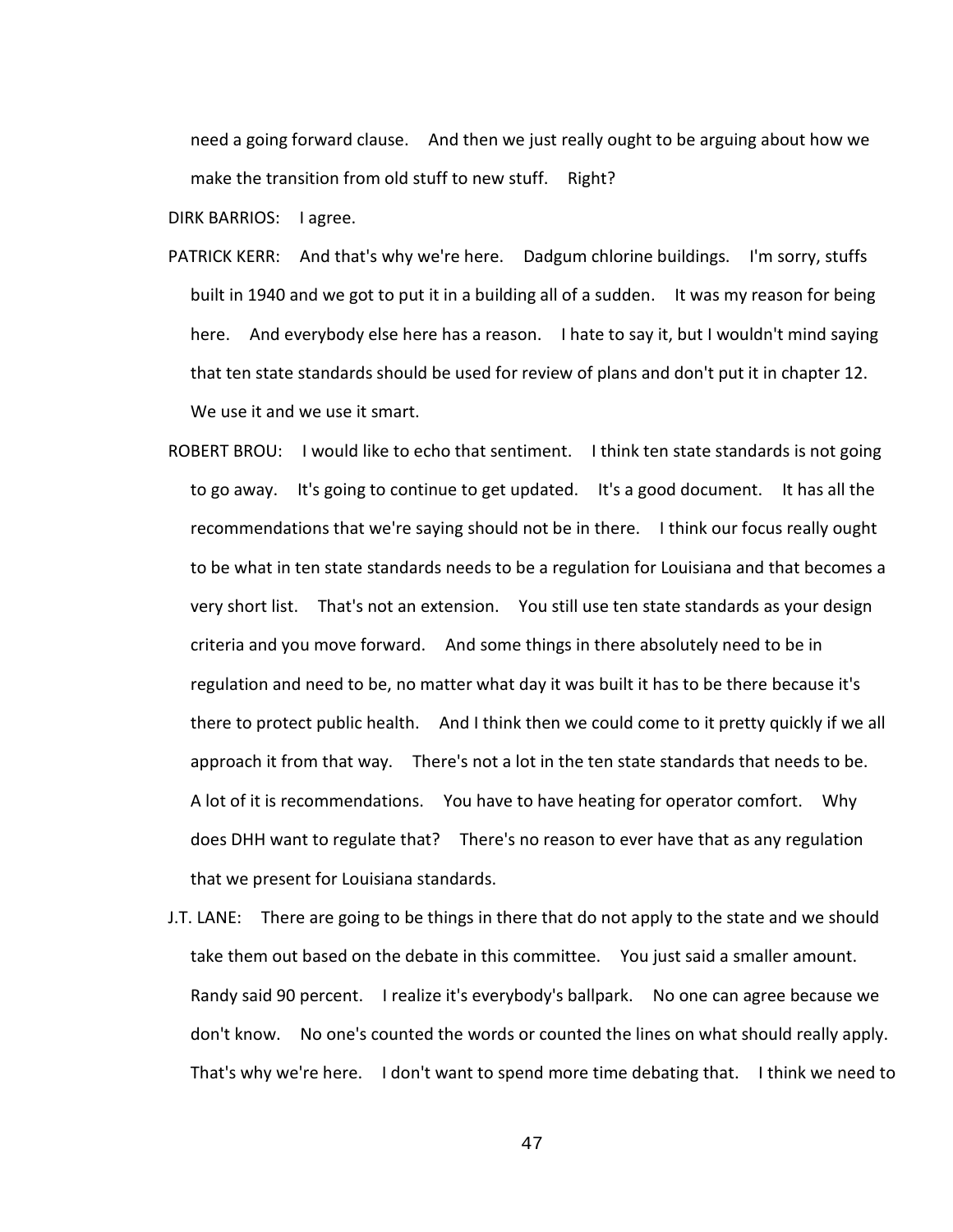need a going forward clause. And then we just really ought to be arguing about how we make the transition from old stuff to new stuff. Right?

DIRK BARRIOS: I agree.

PATRICK KERR: And that's why we're here. Dadgum chlorine buildings. I'm sorry, stuffs built in 1940 and we got to put it in a building all of a sudden. It was my reason for being here. And everybody else here has a reason. I hate to say it, but I wouldn't mind saying that ten state standards should be used for review of plans and don't put it in chapter 12. We use it and we use it smart.

ROBERT BROU: I would like to echo that sentiment. I think ten state standards is not going to go away. It's going to continue to get updated. It's a good document. It has all the recommendations that we're saying should not be in there. I think our focus really ought to be what in ten state standards needs to be a regulation for Louisiana and that becomes a very short list. That's not an extension. You still use ten state standards as your design criteria and you move forward. And some things in there absolutely need to be in regulation and need to be, no matter what day it was built it has to be there because it's there to protect public health. And I think then we could come to it pretty quickly if we all approach it from that way. There's not a lot in the ten state standards that needs to be. A lot of it is recommendations. You have to have heating for operator comfort. Why does DHH want to regulate that? There's no reason to ever have that as any regulation that we present for Louisiana standards.

J.T. LANE: There are going to be things in there that do not apply to the state and we should take them out based on the debate in this committee. You just said a smaller amount. Randy said 90 percent. I realize it's everybody's ballpark. No one can agree because we don't know. No one's counted the words or counted the lines on what should really apply. That's why we're here. I don't want to spend more time debating that. I think we need to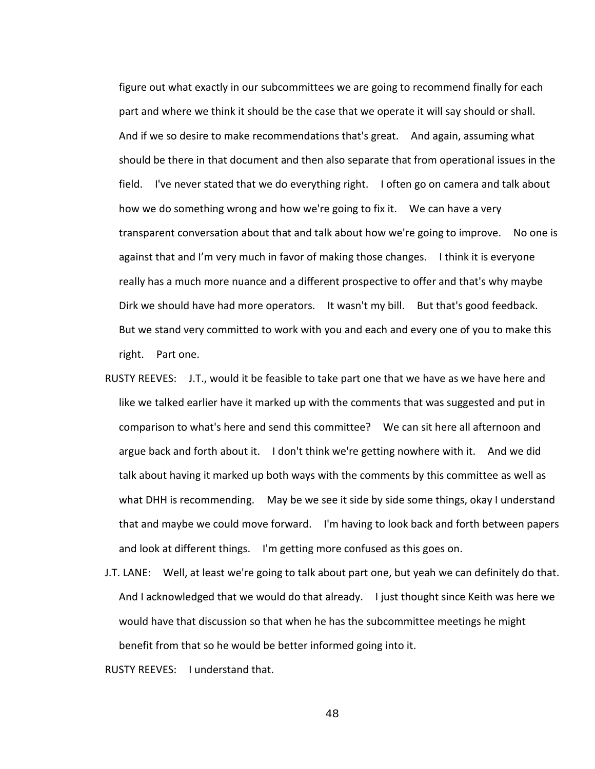figure out what exactly in our subcommittees we are going to recommend finally for each part and where we think it should be the case that we operate it will say should or shall. And if we so desire to make recommendations that's great. And again, assuming what should be there in that document and then also separate that from operational issues in the field. I've never stated that we do everything right. I often go on camera and talk about how we do something wrong and how we're going to fix it. We can have a very transparent conversation about that and talk about how we're going to improve. No one is against that and I'm very much in favor of making those changes. I think it is everyone really has a much more nuance and a different prospective to offer and that's why maybe Dirk we should have had more operators. It wasn't my bill. But that's good feedback. But we stand very committed to work with you and each and every one of you to make this right. Part one.

RUSTY REEVES: J.T., would it be feasible to take part one that we have as we have here and like we talked earlier have it marked up with the comments that was suggested and put in comparison to what's here and send this committee? We can sit here all afternoon and argue back and forth about it. I don't think we're getting nowhere with it. And we did talk about having it marked up both ways with the comments by this committee as well as what DHH is recommending. May be we see it side by side some things, okay I understand that and maybe we could move forward. I'm having to look back and forth between papers and look at different things. I'm getting more confused as this goes on.

J.T. LANE: Well, at least we're going to talk about part one, but yeah we can definitely do that. And I acknowledged that we would do that already. I just thought since Keith was here we would have that discussion so that when he has the subcommittee meetings he might benefit from that so he would be better informed going into it.

RUSTY REEVES: I understand that.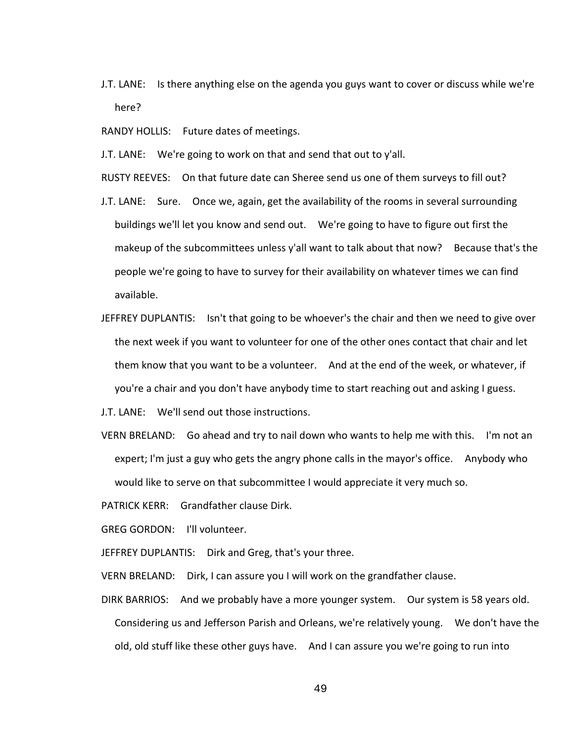J.T. LANE: Is there anything else on the agenda you guys want to cover or discuss while we're here?

RANDY HOLLIS: Future dates of meetings.

J.T. LANE: We're going to work on that and send that out to y'all.

RUSTY REEVES: On that future date can Sheree send us one of them surveys to fill out?

J.T. LANE: Sure. Once we, again, get the availability of the rooms in several surrounding buildings we'll let you know and send out. We're going to have to figure out first the makeup of the subcommittees unless y'all want to talk about that now? Because that's the people we're going to have to survey for their availability on whatever times we can find available.

JEFFREY DUPLANTIS: Isn't that going to be whoever's the chair and then we need to give over the next week if you want to volunteer for one of the other ones contact that chair and let them know that you want to be a volunteer. And at the end of the week, or whatever, if you're a chair and you don't have anybody time to start reaching out and asking I guess.

J.T. LANE: We'll send out those instructions.

VERN BRELAND: Go ahead and try to nail down who wants to help me with this. I'm not an expert; I'm just a guy who gets the angry phone calls in the mayor's office. Anybody who would like to serve on that subcommittee I would appreciate it very much so.

PATRICK KERR: Grandfather clause Dirk.

GREG GORDON: I'll volunteer.

JEFFREY DUPLANTIS: Dirk and Greg, that's your three.

VERN BRELAND: Dirk, I can assure you I will work on the grandfather clause.

DIRK BARRIOS: And we probably have a more younger system. Our system is 58 years old. Considering us and Jefferson Parish and Orleans, we're relatively young. We don't have the old, old stuff like these other guys have. And I can assure you we're going to run into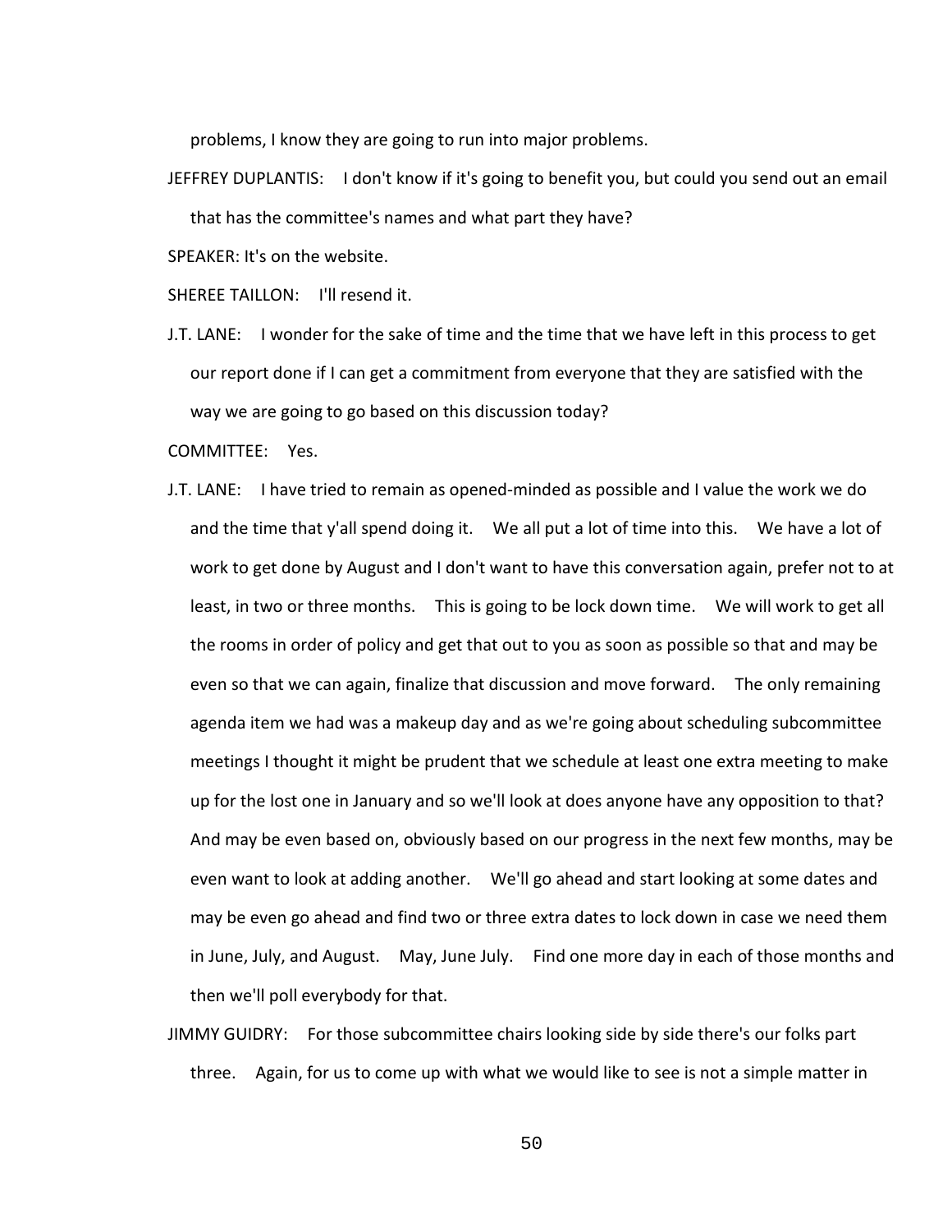problems, I know they are going to run into major problems.

JEFFREY DUPLANTIS: I don't know if it's going to benefit you, but could you send out an email that has the committee's names and what part they have?

SPEAKER: It's on the website.

SHEREE TAILLON: I'll resend it.

J.T. LANE: I wonder for the sake of time and the time that we have left in this process to get our report done if I can get a commitment from everyone that they are satisfied with the way we are going to go based on this discussion today?

COMMITTEE: Yes.

J.T. LANE: I have tried to remain as opened-minded as possible and I value the work we do and the time that y'all spend doing it. We all put a lot of time into this. We have a lot of work to get done by August and I don't want to have this conversation again, prefer not to at least, in two or three months. This is going to be lock down time. We will work to get all the rooms in order of policy and get that out to you as soon as possible so that and may be even so that we can again, finalize that discussion and move forward. The only remaining agenda item we had was a makeup day and as we're going about scheduling subcommittee meetings I thought it might be prudent that we schedule at least one extra meeting to make up for the lost one in January and so we'll look at does anyone have any opposition to that? And may be even based on, obviously based on our progress in the next few months, may be even want to look at adding another. We'll go ahead and start looking at some dates and may be even go ahead and find two or three extra dates to lock down in case we need them in June, July, and August. May, June July. Find one more day in each of those months and then we'll poll everybody for that.

JIMMY GUIDRY: For those subcommittee chairs looking side by side there's our folks part three. Again, for us to come up with what we would like to see is not a simple matter in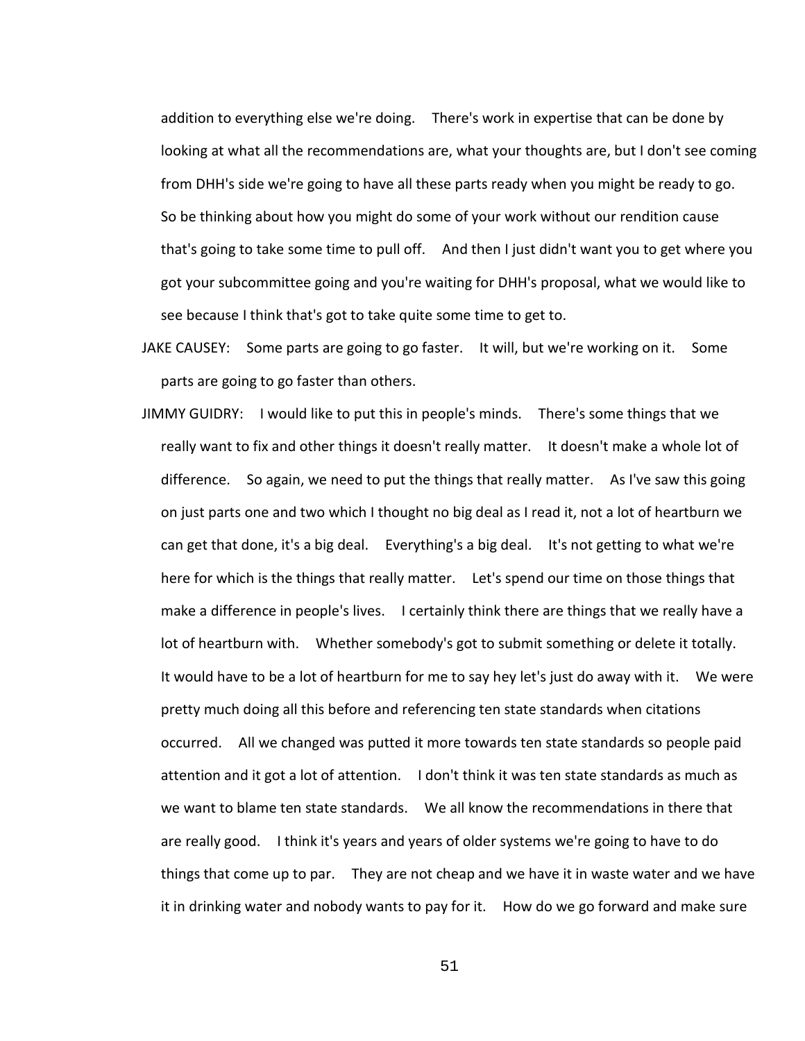addition to everything else we're doing. There's work in expertise that can be done by looking at what all the recommendations are, what your thoughts are, but I don't see coming from DHH's side we're going to have all these parts ready when you might be ready to go. So be thinking about how you might do some of your work without our rendition cause that's going to take some time to pull off. And then I just didn't want you to get where you got your subcommittee going and you're waiting for DHH's proposal, what we would like to see because I think that's got to take quite some time to get to.

JAKE CAUSEY: Some parts are going to go faster. It will, but we're working on it. Some parts are going to go faster than others.

JIMMY GUIDRY: I would like to put this in people's minds. There's some things that we really want to fix and other things it doesn't really matter. It doesn't make a whole lot of difference. So again, we need to put the things that really matter. As I've saw this going on just parts one and two which I thought no big deal as I read it, not a lot of heartburn we can get that done, it's a big deal. Everything's a big deal. It's not getting to what we're here for which is the things that really matter. Let's spend our time on those things that make a difference in people's lives. I certainly think there are things that we really have a lot of heartburn with. Whether somebody's got to submit something or delete it totally. It would have to be a lot of heartburn for me to say hey let's just do away with it. We were pretty much doing all this before and referencing ten state standards when citations occurred. All we changed was putted it more towards ten state standards so people paid attention and it got a lot of attention. I don't think it was ten state standards as much as we want to blame ten state standards. We all know the recommendations in there that are really good. I think it's years and years of older systems we're going to have to do things that come up to par. They are not cheap and we have it in waste water and we have it in drinking water and nobody wants to pay for it. How do we go forward and make sure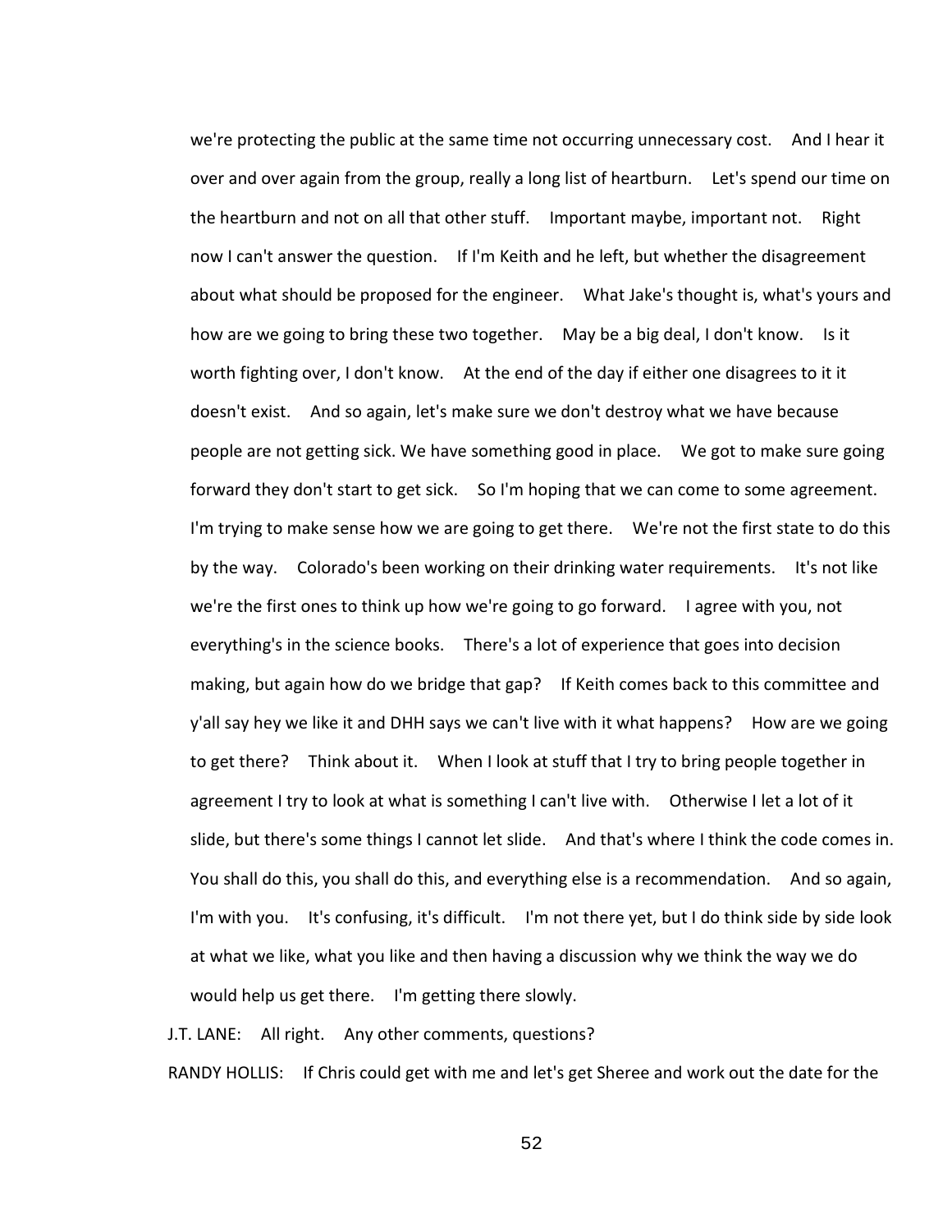we're protecting the public at the same time not occurring unnecessary cost. And I hear it over and over again from the group, really a long list of heartburn. Let's spend our time on the heartburn and not on all that other stuff. Important maybe, important not. Right now I can't answer the question. If I'm Keith and he left, but whether the disagreement about what should be proposed for the engineer. What Jake's thought is, what's yours and how are we going to bring these two together. May be a big deal, I don't know. Is it worth fighting over, I don't know. At the end of the day if either one disagrees to it it doesn't exist. And so again, let's make sure we don't destroy what we have because people are not getting sick. We have something good in place. We got to make sure going forward they don't start to get sick. So I'm hoping that we can come to some agreement. I'm trying to make sense how we are going to get there. We're not the first state to do this by the way. Colorado's been working on their drinking water requirements. It's not like we're the first ones to think up how we're going to go forward. I agree with you, not everything's in the science books. There's a lot of experience that goes into decision making, but again how do we bridge that gap? If Keith comes back to this committee and y'all say hey we like it and DHH says we can't live with it what happens? How are we going to get there? Think about it. When I look at stuff that I try to bring people together in agreement I try to look at what is something I can't live with. Otherwise I let a lot of it slide, but there's some things I cannot let slide. And that's where I think the code comes in. You shall do this, you shall do this, and everything else is a recommendation. And so again, I'm with you. It's confusing, it's difficult. I'm not there yet, but I do think side by side look at what we like, what you like and then having a discussion why we think the way we do would help us get there. I'm getting there slowly.

J.T. LANE: All right. Any other comments, questions?

RANDY HOLLIS: If Chris could get with me and let's get Sheree and work out the date for the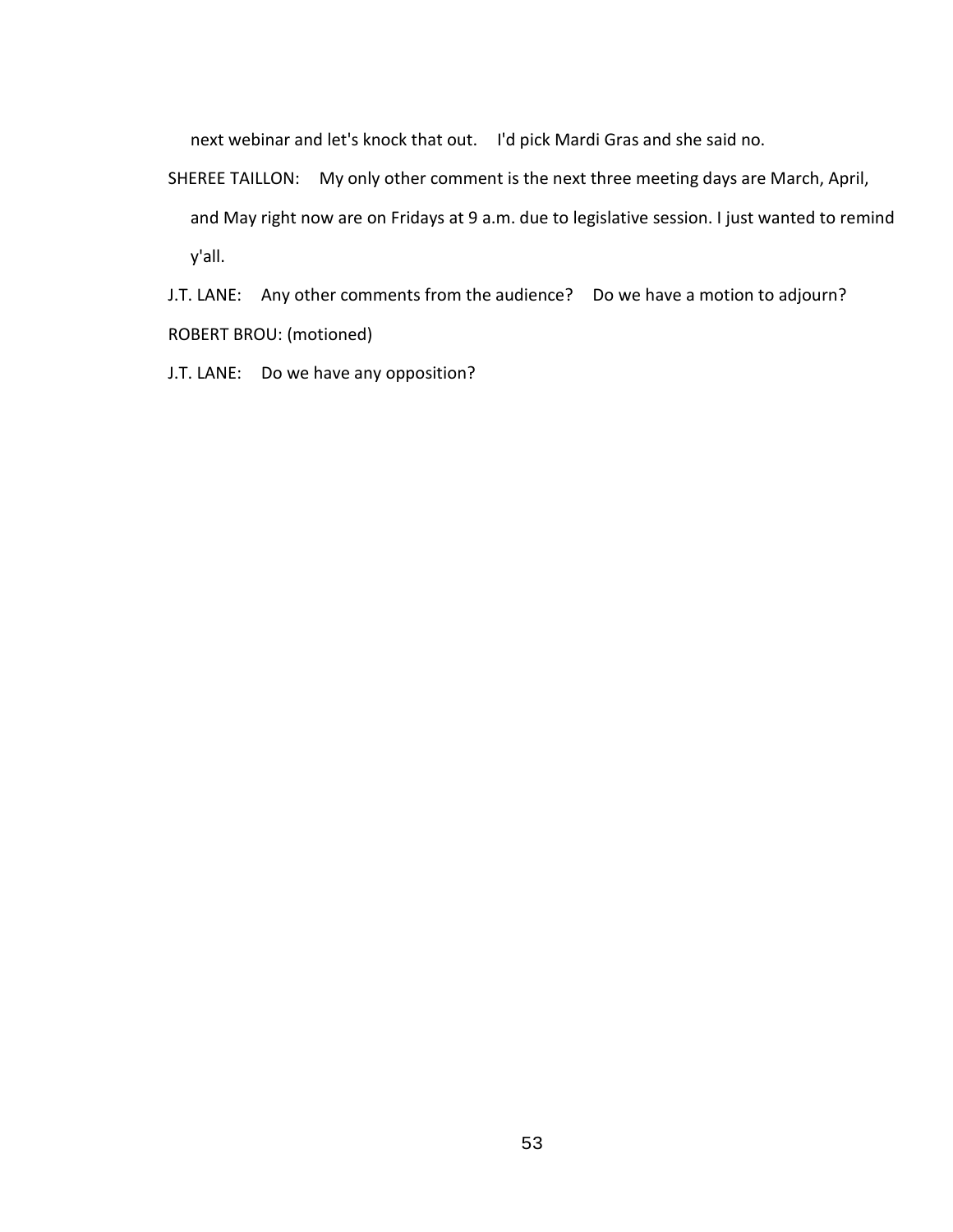next webinar and let's knock that out. I'd pick Mardi Gras and she said no.

SHEREE TAILLON: My only other comment is the next three meeting days are March, April, and May right now are on Fridays at 9 a.m. due to legislative session. I just wanted to remind y'all.

J.T. LANE: Any other comments from the audience? Do we have a motion to adjourn?

ROBERT BROU: (motioned)

J.T. LANE: Do we have any opposition?